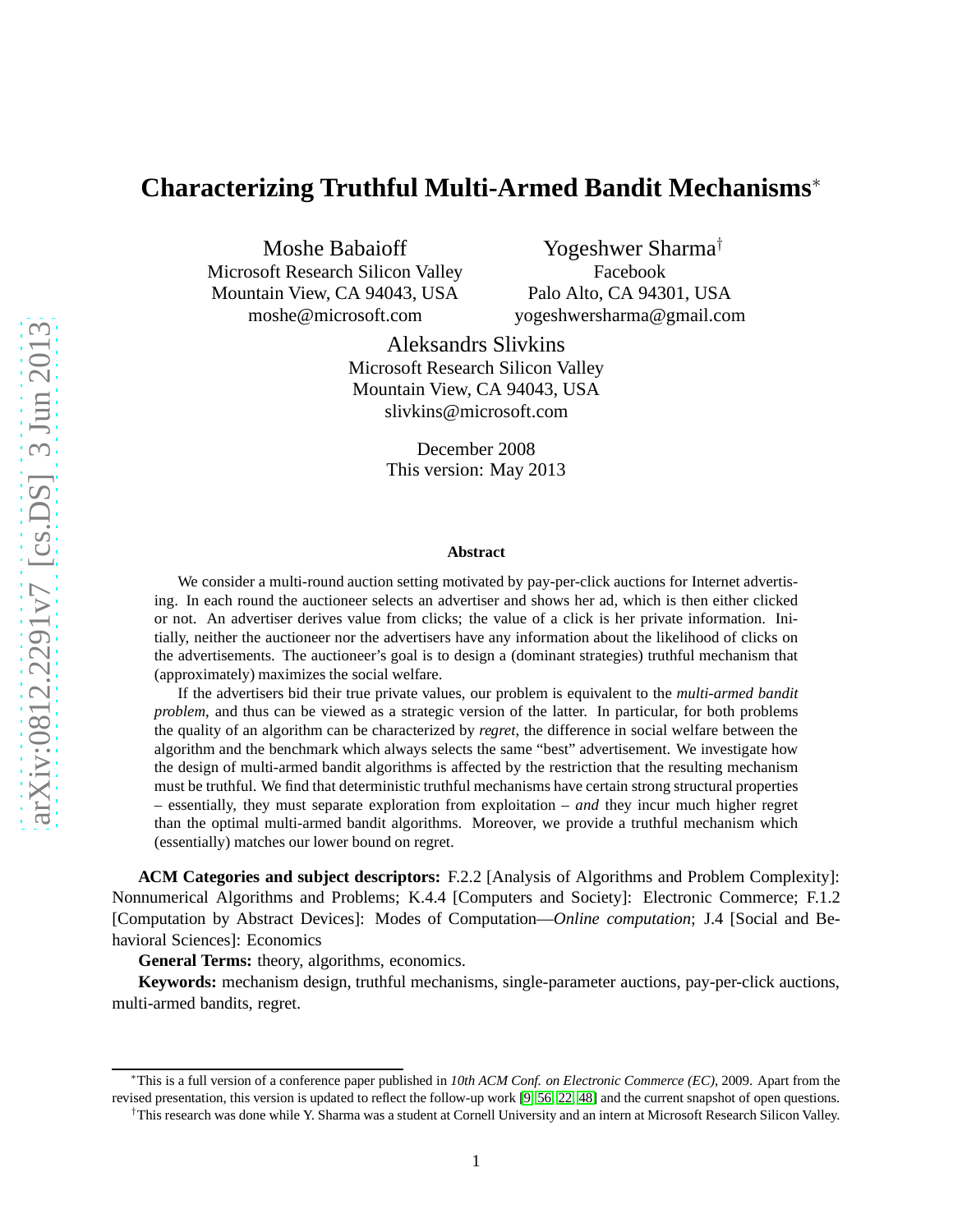# Characterizing Truthful Multi-Armed Bandit Mechanisms*

Moshe Babaioff
Microsoft Research Silicon Valley
Mountain View, CA 94043, USA
moshe@microsoft.com

Yogeshwer Sharma†
Facebook
Palo Alto, CA 94301, USA
yogeshwersharma@gmail.com

Aleksandrs Slivkins
Microsoft Research Silicon Valley
Mountain View, CA 94043, USA
slivkins@microsoft.com

December 2008
This version: May 2013

**Abstract**

We consider a multi-round auction setting motivated by pay-per-click auctions for Internet advertising. In each round the auctioneer selects an advertiser and shows her ad, which is then either clicked or not. An advertiser derives value from clicks; the value of a click is her private information. Initially, neither the auctioneer nor the advertisers have any information about the likelihood of clicks on the advertisements. The auctioneer's goal is to design a (dominant strategies) truthful mechanism that (approximately) maximizes the social welfare.

If the advertisers bid their true private values, our problem is equivalent to the *multi-armed bandit problem*, and thus can be viewed as a strategic version of the latter. In particular, for both problems the quality of an algorithm can be characterized by *regret*, the difference in social welfare between the algorithm and the benchmark which always selects the same "best" advertisement. We investigate how the design of multi-armed bandit algorithms is affected by the restriction that the resulting mechanism must be truthful. We find that deterministic truthful mechanisms have certain strong structural properties – essentially, they must separate exploration from exploitation – *and* they incur much higher regret than the optimal multi-armed bandit algorithms. Moreover, we provide a truthful mechanism which (essentially) matches our lower bound on regret.

**ACM Categories and subject descriptors:** F.2.2 [Analysis of Algorithms and Problem Complexity]: Nonnumerical Algorithms and Problems; K.4.4 [Computers and Society]: Electronic Commerce; F.1.2 [Computation by Abstract Devices]: Modes of Computation—*Online computation*; J.4 [Social and Behavioral Sciences]: Economics

**General Terms:** theory, algorithms, economics.

**Keywords:** mechanism design, truthful mechanisms, single-parameter auctions, pay-per-click auctions, multi-armed bandits, regret.

---

*This is a full version of a conference paper published in *10th ACM Conf. on Electronic Commerce (EC)*, 2009. Apart from the revised presentation, this version is updated to reflect the follow-up work [9, 56, 22, 48] and the current snapshot of open questions.

†This research was done while Y. Sharma was a student at Cornell University and an intern at Microsoft Research Silicon Valley.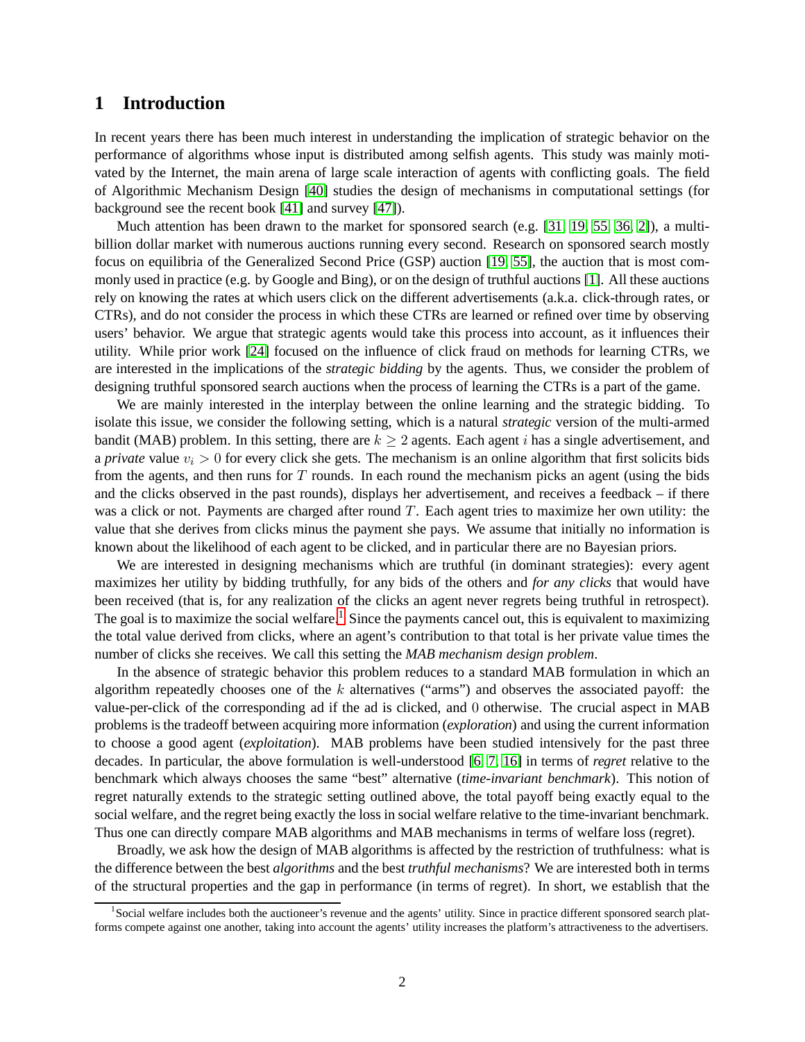## 1 Introduction

In recent years there has been much interest in understanding the implication of strategic behavior on the performance of algorithms whose input is distributed among selfish agents. This study was mainly motivated by the Internet, the main arena of large scale interaction of agents with conflicting goals. The field of Algorithmic Mechanism Design [40] studies the design of mechanisms in computational settings (for background see the recent book [41] and survey [47]).

Much attention has been drawn to the market for sponsored search (e.g. [31, 19, 55, 36, 2]), a multi-billion dollar market with numerous auctions running every second. Research on sponsored search mostly focus on equilibria of the Generalized Second Price (GSP) auction [19, 55], the auction that is most commonly used in practice (e.g. by Google and Bing), or on the design of truthful auctions [1]. All these auctions rely on knowing the rates at which users click on the different advertisements (a.k.a. click-through rates, or CTRs), and do not consider the process in which these CTRs are learned or refined over time by observing users' behavior. We argue that strategic agents would take this process into account, as it influences their utility. While prior work [24] focused on the influence of click fraud on methods for learning CTRs, we are interested in the implications of the *strategic bidding* by the agents. Thus, we consider the problem of designing truthful sponsored search auctions when the process of learning the CTRs is a part of the game.

We are mainly interested in the interplay between the online learning and the strategic bidding. To isolate this issue, we consider the following setting, which is a natural *strategic* version of the multi-armed bandit (MAB) problem. In this setting, there are $k \geq 2$ agents. Each agent $i$ has a single advertisement, and a *private* value $v_i > 0$ for every click she gets. The mechanism is an online algorithm that first solicits bids from the agents, and then runs for $T$ rounds. In each round the mechanism picks an agent (using the bids and the clicks observed in the past rounds), displays her advertisement, and receives a feedback – if there was a click or not. Payments are charged after round $T$. Each agent tries to maximize her own utility: the value that she derives from clicks minus the payment she pays. We assume that initially no information is known about the likelihood of each agent to be clicked, and in particular there are no Bayesian priors.

We are interested in designing mechanisms which are truthful (in dominant strategies): every agent maximizes her utility by bidding truthfully, for any bids of the others and *for any clicks* that would have been received (that is, for any realization of the clicks an agent never regrets being truthful in retrospect). The goal is to maximize the social welfare.[1] Since the payments cancel out, this is equivalent to maximizing the total value derived from clicks, where an agent's contribution to that total is her private value times the number of clicks she receives. We call this setting the *MAB mechanism design problem*.

In the absence of strategic behavior this problem reduces to a standard MAB formulation in which an algorithm repeatedly chooses one of the $k$ alternatives ("arms") and observes the associated payoff: the value-per-click of the corresponding ad if the ad is clicked, and 0 otherwise. The crucial aspect in MAB problems is the tradeoff between acquiring more information (*exploration*) and using the current information to choose a good agent (*exploitation*). MAB problems have been studied intensively for the past three decades. In particular, the above formulation is well-understood [6, 7, 16] in terms of *regret* relative to the benchmark which always chooses the same "best" alternative (*time-invariant benchmark*). This notion of regret naturally extends to the strategic setting outlined above, the total payoff being exactly equal to the social welfare, and the regret being exactly the loss in social welfare relative to the time-invariant benchmark. Thus one can directly compare MAB algorithms and MAB mechanisms in terms of welfare loss (regret).

Broadly, we ask how the design of MAB algorithms is affected by the restriction of truthfulness: what is the difference between the best *algorithms* and the best *truthful mechanisms*? We are interested both in terms of the structural properties and the gap in performance (in terms of regret). In short, we establish that the

[1] Social welfare includes both the auctioneer's revenue and the agents' utility. Since in practice different sponsored search platforms compete against one another, taking into account the agents' utility increases the platform's attractiveness to the advertisers.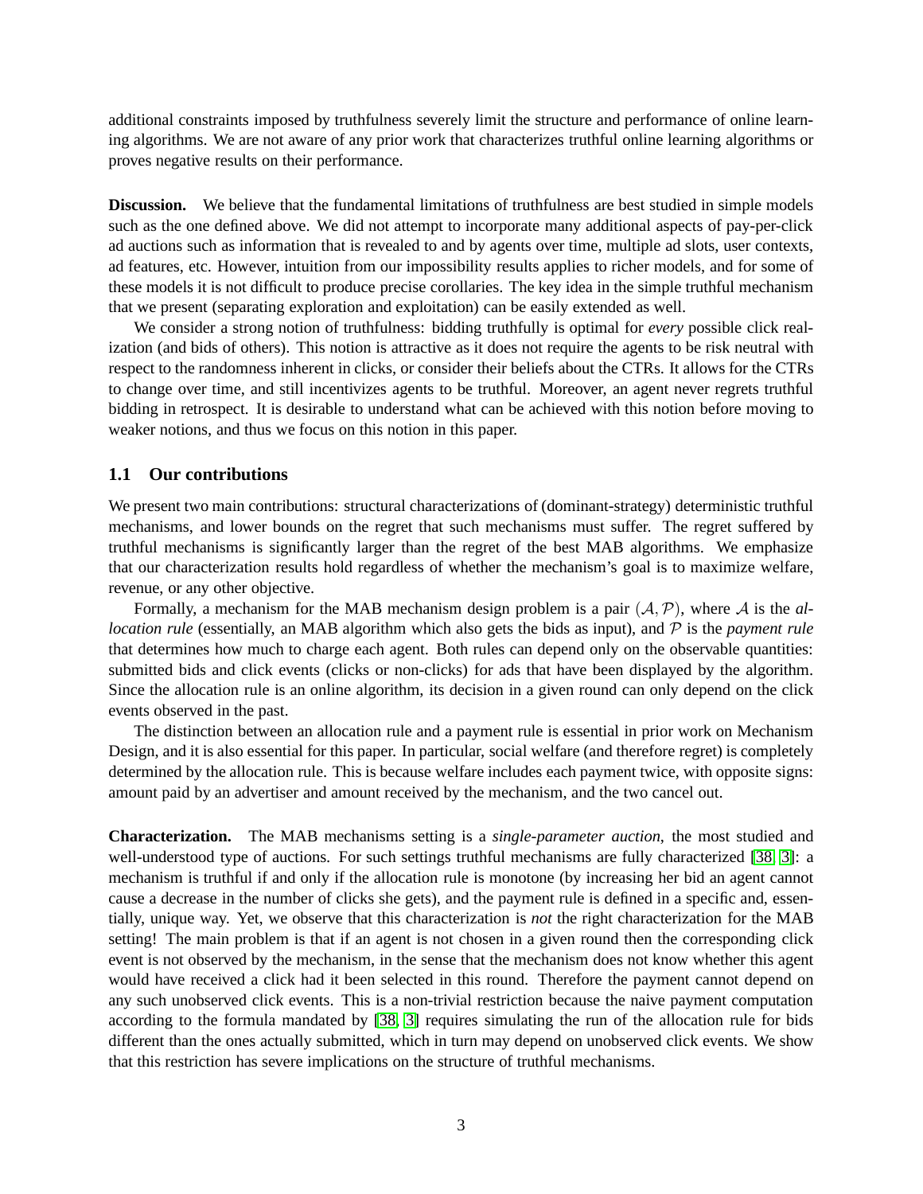additional constraints imposed by truthfulness severely limit the structure and performance of online learning algorithms. We are not aware of any prior work that characterizes truthful online learning algorithms or proves negative results on their performance.

**Discussion.** We believe that the fundamental limitations of truthfulness are best studied in simple models such as the one defined above. We did not attempt to incorporate many additional aspects of pay-per-click ad auctions such as information that is revealed to and by agents over time, multiple ad slots, user contexts, ad features, etc. However, intuition from our impossibility results applies to richer models, and for some of these models it is not difficult to produce precise corollaries. The key idea in the simple truthful mechanism that we present (separating exploration and exploitation) can be easily extended as well.

We consider a strong notion of truthfulness: bidding truthfully is optimal for *every* possible click realization (and bids of others). This notion is attractive as it does not require the agents to be risk neutral with respect to the randomness inherent in clicks, or consider their beliefs about the CTRs. It allows for the CTRs to change over time, and still incentivizes agents to be truthful. Moreover, an agent never regrets truthful bidding in retrospect. It is desirable to understand what can be achieved with this notion before moving to weaker notions, and thus we focus on this notion in this paper.

## 1.1 Our contributions

We present two main contributions: structural characterizations of (dominant-strategy) deterministic truthful mechanisms, and lower bounds on the regret that such mechanisms must suffer. The regret suffered by truthful mechanisms is significantly larger than the regret of the best MAB algorithms. We emphasize that our characterization results hold regardless of whether the mechanism's goal is to maximize welfare, revenue, or any other objective.

Formally, a mechanism for the MAB mechanism design problem is a pair $(\mathcal{A}, \mathcal{P})$, where $\mathcal{A}$ is the *allocation rule* (essentially, an MAB algorithm which also gets the bids as input), and $\mathcal{P}$ is the *payment rule* that determines how much to charge each agent. Both rules can depend only on the observable quantities: submitted bids and click events (clicks or non-clicks) for ads that have been displayed by the algorithm. Since the allocation rule is an online algorithm, its decision in a given round can only depend on the click events observed in the past.

The distinction between an allocation rule and a payment rule is essential in prior work on Mechanism Design, and it is also essential for this paper. In particular, social welfare (and therefore regret) is completely determined by the allocation rule. This is because welfare includes each payment twice, with opposite signs: amount paid by an advertiser and amount received by the mechanism, and the two cancel out.

**Characterization.** The MAB mechanisms setting is a *single-parameter auction*, the most studied and well-understood type of auctions. For such settings truthful mechanisms are fully characterized [38, 3]: a mechanism is truthful if and only if the allocation rule is monotone (by increasing her bid an agent cannot cause a decrease in the number of clicks she gets), and the payment rule is defined in a specific and, essentially, unique way. Yet, we observe that this characterization is *not* the right characterization for the MAB setting! The main problem is that if an agent is not chosen in a given round then the corresponding click event is not observed by the mechanism, in the sense that the mechanism does not know whether this agent would have received a click had it been selected in this round. Therefore the payment cannot depend on any such unobserved click events. This is a non-trivial restriction because the naive payment computation according to the formula mandated by [38, 3] requires simulating the run of the allocation rule for bids different than the ones actually submitted, which in turn may depend on unobserved click events. We show that this restriction has severe implications on the structure of truthful mechanisms.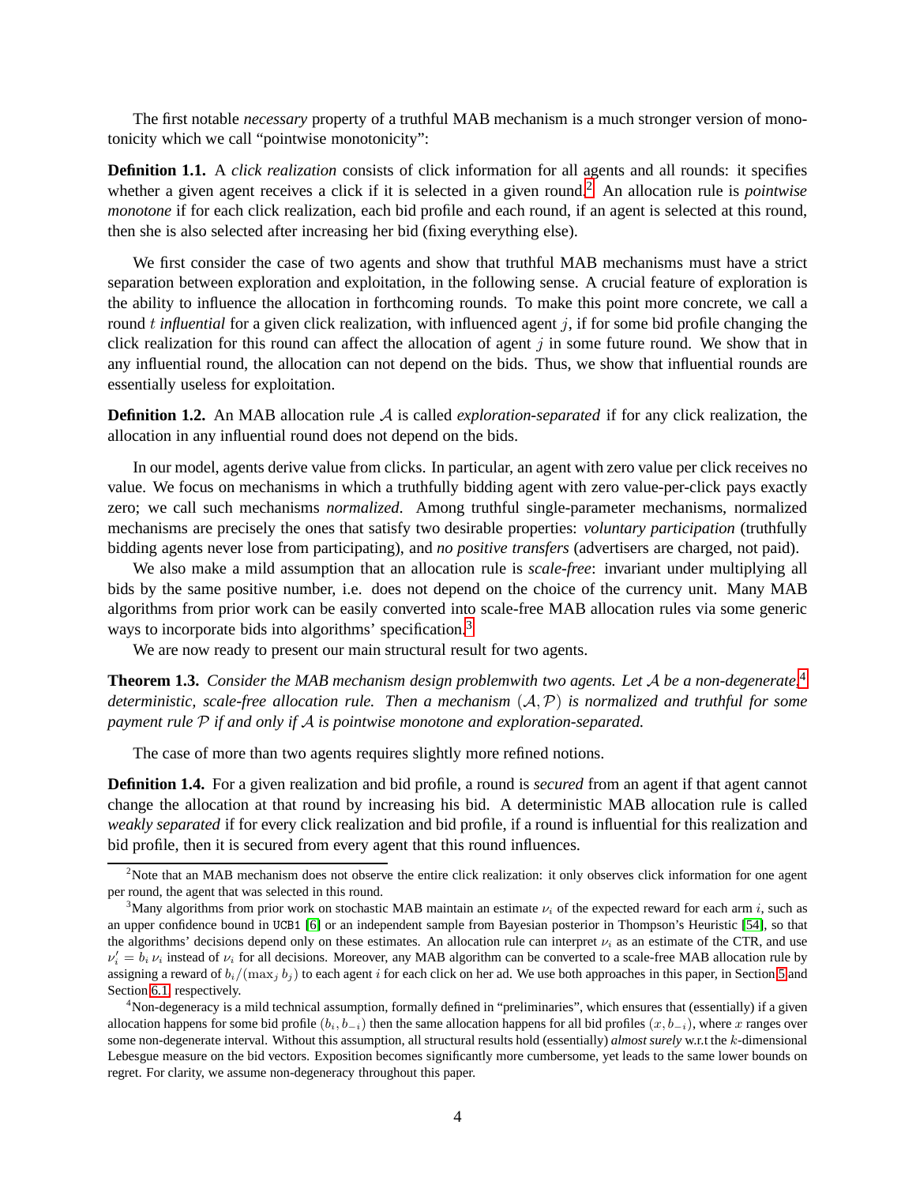The first notable *necessary* property of a truthful MAB mechanism is a much stronger version of monotonicity which we call "pointwise monotonicity":

**Definition 1.1.** A *click realization* consists of click information for all agents and all rounds: it specifies whether a given agent receives a click if it is selected in a given round.[2] An allocation rule is *pointwise monotone* if for each click realization, each bid profile and each round, if an agent is selected at this round, then she is also selected after increasing her bid (fixing everything else).

We first consider the case of two agents and show that truthful MAB mechanisms must have a strict separation between exploration and exploitation, in the following sense. A crucial feature of exploration is the ability to influence the allocation in forthcoming rounds. To make this point more concrete, we call a round $t$ *influential* for a given click realization, with influenced agent $j$, if for some bid profile changing the click realization for this round can affect the allocation of agent $j$ in some future round. We show that in any influential round, the allocation can not depend on the bids. Thus, we show that influential rounds are essentially useless for exploitation.

**Definition 1.2.** An MAB allocation rule $\mathcal{A}$ is called *exploration-separated* if for any click realization, the allocation in any influential round does not depend on the bids.

In our model, agents derive value from clicks. In particular, an agent with zero value per click receives no value. We focus on mechanisms in which a truthfully bidding agent with zero value-per-click pays exactly zero; we call such mechanisms *normalized*. Among truthful single-parameter mechanisms, normalized mechanisms are precisely the ones that satisfy two desirable properties: *voluntary participation* (truthfully bidding agents never lose from participating), and *no positive transfers* (advertisers are charged, not paid).

We also make a mild assumption that an allocation rule is *scale-free*: invariant under multiplying all bids by the same positive number, i.e. does not depend on the choice of the currency unit. Many MAB algorithms from prior work can be easily converted into scale-free MAB allocation rules via some generic ways to incorporate bids into algorithms' specification.[3]

We are now ready to present our main structural result for two agents.

**Theorem 1.3.** *Consider the MAB mechanism design problemwith two agents. Let $\mathcal{A}$ be a non-degenerate,[4] deterministic, scale-free allocation rule. Then a mechanism $(\mathcal{A}, \mathcal{P})$ is normalized and truthful for some payment rule $\mathcal{P}$ if and only if $\mathcal{A}$ is pointwise monotone and exploration-separated.*

The case of more than two agents requires slightly more refined notions.

**Definition 1.4.** For a given realization and bid profile, a round is *secured* from an agent if that agent cannot change the allocation at that round by increasing his bid. A deterministic MAB allocation rule is called *weakly separated* if for every click realization and bid profile, if a round is influential for this realization and bid profile, then it is secured from every agent that this round influences.

---

[2] Note that an MAB mechanism does not observe the entire click realization: it only observes click information for one agent per round, the agent that was selected in this round.

[3] Many algorithms from prior work on stochastic MAB maintain an estimate $\nu_i$ of the expected reward for each arm $i$, such as an upper confidence bound in UCB1 [6] or an independent sample from Bayesian posterior in Thompson's Heuristic [54], so that the algorithms' decisions depend only on these estimates. An allocation rule can interpret $\nu_i$ as an estimate of the CTR, and use $\nu'_i = b_i\, \nu_i$ instead of $\nu_i$ for all decisions. Moreover, any MAB algorithm can be converted to a scale-free MAB allocation rule by assigning a reward of $b_i/(\max_j b_j)$ to each agent $i$ for each click on her ad. We use both approaches in this paper, in Section 5 and Section 6.1, respectively.

[4] Non-degeneracy is a mild technical assumption, formally defined in "preliminaries", which ensures that (essentially) if a given allocation happens for some bid profile $(b_i, b_{-i})$ then the same allocation happens for all bid profiles $(x, b_{-i})$, where $x$ ranges over some non-degenerate interval. Without this assumption, all structural results hold (essentially) *almost surely* w.r.t the $k$-dimensional Lebesgue measure on the bid vectors. Exposition becomes significantly more cumbersome, yet leads to the same lower bounds on regret. For clarity, we assume non-degeneracy throughout this paper.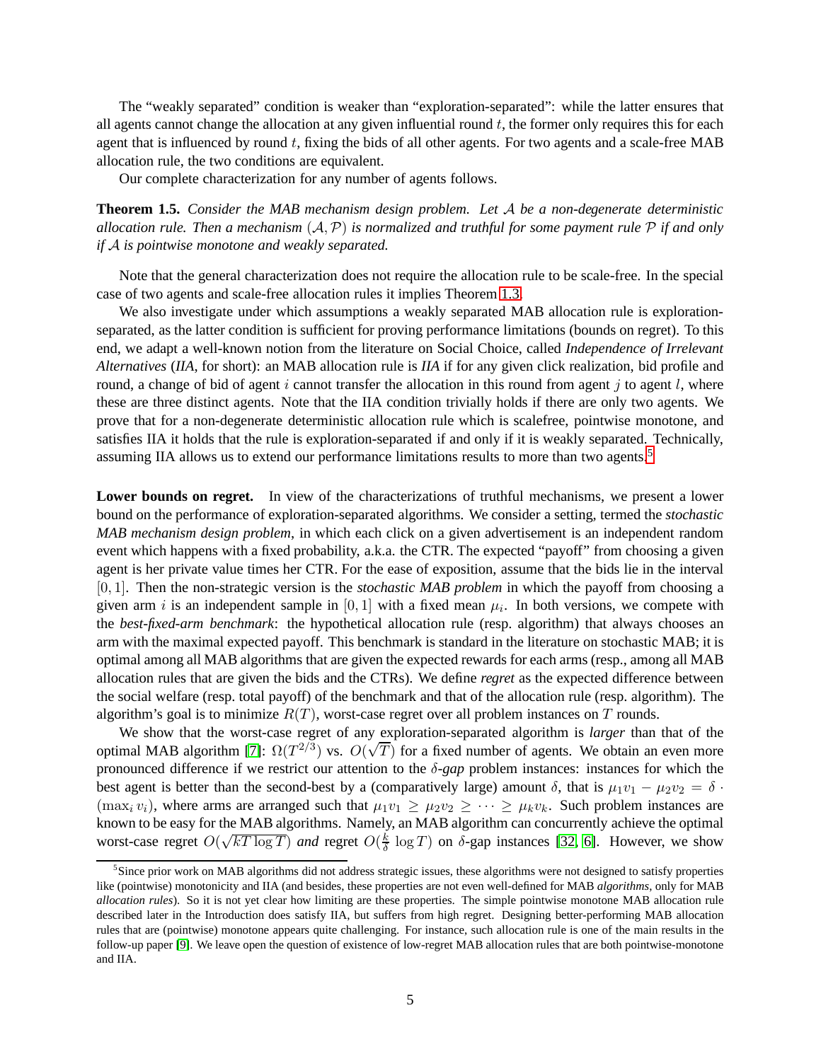The "weakly separated" condition is weaker than "exploration-separated": while the latter ensures that all agents cannot change the allocation at any given influential round $t$, the former only requires this for each agent that is influenced by round $t$, fixing the bids of all other agents. For two agents and a scale-free MAB allocation rule, the two conditions are equivalent.

Our complete characterization for any number of agents follows.

**Theorem 1.5.** *Consider the MAB mechanism design problem. Let $\mathcal{A}$ be a non-degenerate deterministic allocation rule. Then a mechanism $(\mathcal{A}, \mathcal{P})$ is normalized and truthful for some payment rule $\mathcal{P}$ if and only if $\mathcal{A}$ is pointwise monotone and weakly separated.*

Note that the general characterization does not require the allocation rule to be scale-free. In the special case of two agents and scale-free allocation rules it implies Theorem 1.3.

We also investigate under which assumptions a weakly separated MAB allocation rule is exploration-separated, as the latter condition is sufficient for proving performance limitations (bounds on regret). To this end, we adapt a well-known notion from the literature on Social Choice, called *Independence of Irrelevant Alternatives* (*IIA*, for short): an MAB allocation rule is *IIA* if for any given click realization, bid profile and round, a change of bid of agent $i$ cannot transfer the allocation in this round from agent $j$ to agent $l$, where these are three distinct agents. Note that the IIA condition trivially holds if there are only two agents. We prove that for a non-degenerate deterministic allocation rule which is scalefree, pointwise monotone, and satisfies IIA it holds that the rule is exploration-separated if and only if it is weakly separated. Technically, assuming IIA allows us to extend our performance limitations results to more than two agents.[5]

**Lower bounds on regret.** In view of the characterizations of truthful mechanisms, we present a lower bound on the performance of exploration-separated algorithms. We consider a setting, termed the *stochastic MAB mechanism design problem*, in which each click on a given advertisement is an independent random event which happens with a fixed probability, a.k.a. the CTR. The expected "payoff" from choosing a given agent is her private value times her CTR. For the ease of exposition, assume that the bids lie in the interval $[0, 1]$. Then the non-strategic version is the *stochastic MAB problem* in which the payoff from choosing a given arm $i$ is an independent sample in $[0, 1]$ with a fixed mean $\mu_i$. In both versions, we compete with the *best-fixed-arm benchmark*: the hypothetical allocation rule (resp. algorithm) that always chooses an arm with the maximal expected payoff. This benchmark is standard in the literature on stochastic MAB; it is optimal among all MAB algorithms that are given the expected rewards for each arms (resp., among all MAB allocation rules that are given the bids and the CTRs). We define *regret* as the expected difference between the social welfare (resp. total payoff) of the benchmark and that of the allocation rule (resp. algorithm). The algorithm's goal is to minimize $R(T)$, worst-case regret over all problem instances on $T$ rounds.

We show that the worst-case regret of any exploration-separated algorithm is *larger* than that of the optimal MAB algorithm [7]: $\Omega(T^{2/3})$ vs. $O(\sqrt{T})$ for a fixed number of agents. We obtain an even more pronounced difference if we restrict our attention to the $\delta$-*gap* problem instances: instances for which the best agent is better than the second-best by a (comparatively large) amount $\delta$, that is $\mu_1 v_1 - \mu_2 v_2 = \delta \cdot (\max_i v_i)$, where arms are arranged such that $\mu_1 v_1 \geq \mu_2 v_2 \geq \cdots \geq \mu_k v_k$. Such problem instances are known to be easy for the MAB algorithms. Namely, an MAB algorithm can concurrently achieve the optimal worst-case regret $O(\sqrt{kT \log T})$ *and* regret $O(\frac{k}{\delta} \log T)$ on $\delta$-gap instances [32, 6]. However, we show

[5] Since prior work on MAB algorithms did not address strategic issues, these algorithms were not designed to satisfy properties like (pointwise) monotonicity and IIA (and besides, these properties are not even well-defined for MAB *algorithms*, only for MAB *allocation rules*). So it is not yet clear how limiting are these properties. The simple pointwise monotone MAB allocation rule described later in the Introduction does satisfy IIA, but suffers from high regret. Designing better-performing MAB allocation rules that are (pointwise) monotone appears quite challenging. For instance, such allocation rule is one of the main results in the follow-up paper [9]. We leave open the question of existence of low-regret MAB allocation rules that are both pointwise-monotone and IIA.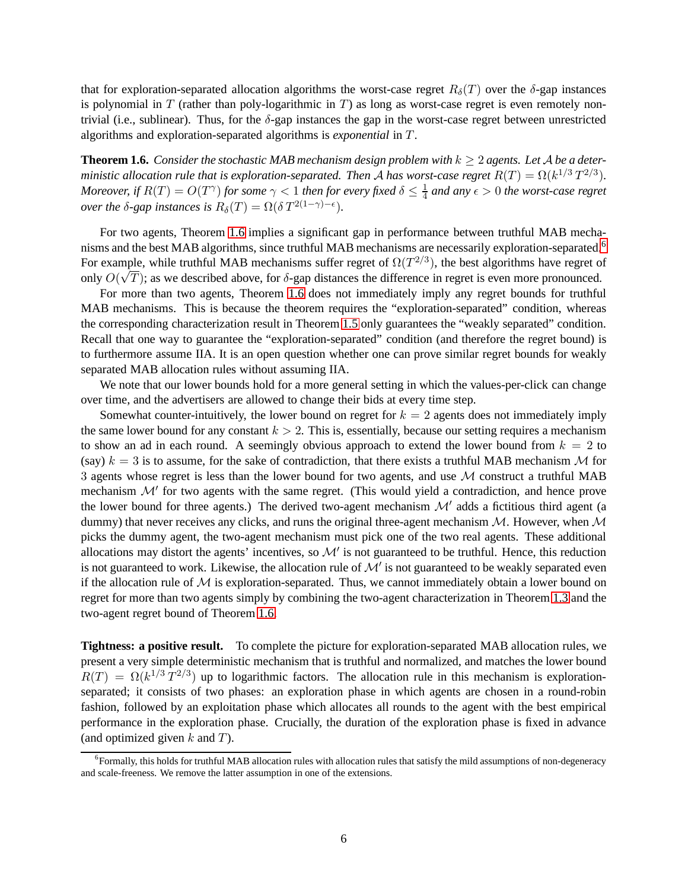that for exploration-separated allocation algorithms the worst-case regret $R_\delta(T)$ over the $\delta$-gap instances is polynomial in $T$ (rather than poly-logarithmic in $T$) as long as worst-case regret is even remotely non-trivial (i.e., sublinear). Thus, for the $\delta$-gap instances the gap in the worst-case regret between unrestricted algorithms and exploration-separated algorithms is *exponential* in $T$.

**Theorem 1.6.** *Consider the stochastic MAB mechanism design problem with $k \geq 2$ agents. Let $\mathcal{A}$ be a deterministic allocation rule that is exploration-separated. Then $\mathcal{A}$ has worst-case regret $R(T) = \Omega(k^{1/3}\, T^{2/3})$. Moreover, if $R(T) = O(T^\gamma)$ for some $\gamma < 1$ then for every fixed $\delta \leq \frac{1}{4}$ and any $\epsilon > 0$ the worst-case regret over the $\delta$-gap instances is $R_\delta(T) = \Omega(\delta\, T^{2(1-\gamma)-\epsilon})$.*

For two agents, Theorem 1.6 implies a significant gap in performance between truthful MAB mechanisms and the best MAB algorithms, since truthful MAB mechanisms are necessarily exploration-separated.[6] For example, while truthful MAB mechanisms suffer regret of $\Omega(T^{2/3})$, the best algorithms have regret of only $O(\sqrt{T})$; as we described above, for $\delta$-gap distances the difference in regret is even more pronounced.

For more than two agents, Theorem 1.6 does not immediately imply any regret bounds for truthful MAB mechanisms. This is because the theorem requires the "exploration-separated" condition, whereas the corresponding characterization result in Theorem 1.5 only guarantees the "weakly separated" condition. Recall that one way to guarantee the "exploration-separated" condition (and therefore the regret bound) is to furthermore assume IIA. It is an open question whether one can prove similar regret bounds for weakly separated MAB allocation rules without assuming IIA.

We note that our lower bounds hold for a more general setting in which the values-per-click can change over time, and the advertisers are allowed to change their bids at every time step.

Somewhat counter-intuitively, the lower bound on regret for $k = 2$ agents does not immediately imply the same lower bound for any constant $k > 2$. This is, essentially, because our setting requires a mechanism to show an ad in each round. A seemingly obvious approach to extend the lower bound from $k = 2$ to (say) $k = 3$ is to assume, for the sake of contradiction, that there exists a truthful MAB mechanism $\mathcal{M}$ for 3 agents whose regret is less than the lower bound for two agents, and use $\mathcal{M}$ construct a truthful MAB mechanism $\mathcal{M}'$ for two agents with the same regret. (This would yield a contradiction, and hence prove the lower bound for three agents.) The derived two-agent mechanism $\mathcal{M}'$ adds a fictitious third agent (a dummy) that never receives any clicks, and runs the original three-agent mechanism $\mathcal{M}$. However, when $\mathcal{M}$ picks the dummy agent, the two-agent mechanism must pick one of the two real agents. These additional allocations may distort the agents' incentives, so $\mathcal{M}'$ is not guaranteed to be truthful. Hence, this reduction is not guaranteed to work. Likewise, the allocation rule of $\mathcal{M}'$ is not guaranteed to be weakly separated even if the allocation rule of $\mathcal{M}$ is exploration-separated. Thus, we cannot immediately obtain a lower bound on regret for more than two agents simply by combining the two-agent characterization in Theorem 1.3 and the two-agent regret bound of Theorem 1.6.

**Tightness: a positive result.** To complete the picture for exploration-separated MAB allocation rules, we present a very simple deterministic mechanism that is truthful and normalized, and matches the lower bound $R(T) = \Omega(k^{1/3}\, T^{2/3})$ up to logarithmic factors. The allocation rule in this mechanism is exploration-separated; it consists of two phases: an exploration phase in which agents are chosen in a round-robin fashion, followed by an exploitation phase which allocates all rounds to the agent with the best empirical performance in the exploration phase. Crucially, the duration of the exploration phase is fixed in advance (and optimized given $k$ and $T$).

[6] Formally, this holds for truthful MAB allocation rules with allocation rules that satisfy the mild assumptions of non-degeneracy and scale-freeness. We remove the latter assumption in one of the extensions.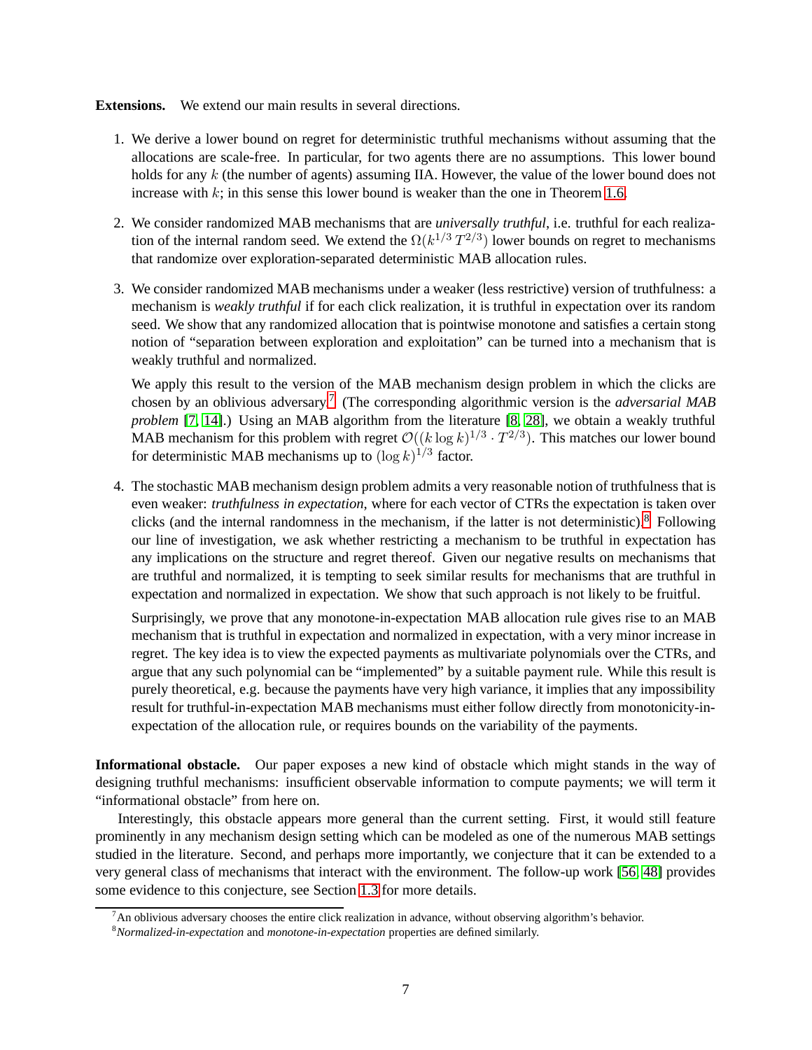**Extensions.** We extend our main results in several directions.

1. We derive a lower bound on regret for deterministic truthful mechanisms without assuming that the allocations are scale-free. In particular, for two agents there are no assumptions. This lower bound holds for any $k$ (the number of agents) assuming IIA. However, the value of the lower bound does not increase with $k$; in this sense this lower bound is weaker than the one in Theorem 1.6.

2. We consider randomized MAB mechanisms that are *universally truthful*, i.e. truthful for each realization of the internal random seed. We extend the $\Omega(k^{1/3}\,T^{2/3})$ lower bounds on regret to mechanisms that randomize over exploration-separated deterministic MAB allocation rules.

3. We consider randomized MAB mechanisms under a weaker (less restrictive) version of truthfulness: a mechanism is *weakly truthful* if for each click realization, it is truthful in expectation over its random seed. We show that any randomized allocation that is pointwise monotone and satisfies a certain stong notion of "separation between exploration and exploitation" can be turned into a mechanism that is weakly truthful and normalized.

   We apply this result to the version of the MAB mechanism design problem in which the clicks are chosen by an oblivious adversary.[7] (The corresponding algorithmic version is the *adversarial MAB problem* [7, 14].) Using an MAB algorithm from the literature [8, 28], we obtain a weakly truthful MAB mechanism for this problem with regret $\mathcal{O}((k\log k)^{1/3}\cdot T^{2/3})$. This matches our lower bound for deterministic MAB mechanisms up to $(\log k)^{1/3}$ factor.

4. The stochastic MAB mechanism design problem admits a very reasonable notion of truthfulness that is even weaker: *truthfulness in expectation*, where for each vector of CTRs the expectation is taken over clicks (and the internal randomness in the mechanism, if the latter is not deterministic).[8] Following our line of investigation, we ask whether restricting a mechanism to be truthful in expectation has any implications on the structure and regret thereof. Given our negative results on mechanisms that are truthful and normalized, it is tempting to seek similar results for mechanisms that are truthful in expectation and normalized in expectation. We show that such approach is not likely to be fruitful.

   Surprisingly, we prove that any monotone-in-expectation MAB allocation rule gives rise to an MAB mechanism that is truthful in expectation and normalized in expectation, with a very minor increase in regret. The key idea is to view the expected payments as multivariate polynomials over the CTRs, and argue that any such polynomial can be "implemented" by a suitable payment rule. While this result is purely theoretical, e.g. because the payments have very high variance, it implies that any impossibility result for truthful-in-expectation MAB mechanisms must either follow directly from monotonicity-in-expectation of the allocation rule, or requires bounds on the variability of the payments.

**Informational obstacle.** Our paper exposes a new kind of obstacle which might stands in the way of designing truthful mechanisms: insufficient observable information to compute payments; we will term it "informational obstacle" from here on.

Interestingly, this obstacle appears more general than the current setting. First, it would still feature prominently in any mechanism design setting which can be modeled as one of the numerous MAB settings studied in the literature. Second, and perhaps more importantly, we conjecture that it can be extended to a very general class of mechanisms that interact with the environment. The follow-up work [56, 48] provides some evidence to this conjecture, see Section 1.3 for more details.

[7] An oblivious adversary chooses the entire click realization in advance, without observing algorithm's behavior.

[8] *Normalized-in-expectation* and *monotone-in-expectation* properties are defined similarly.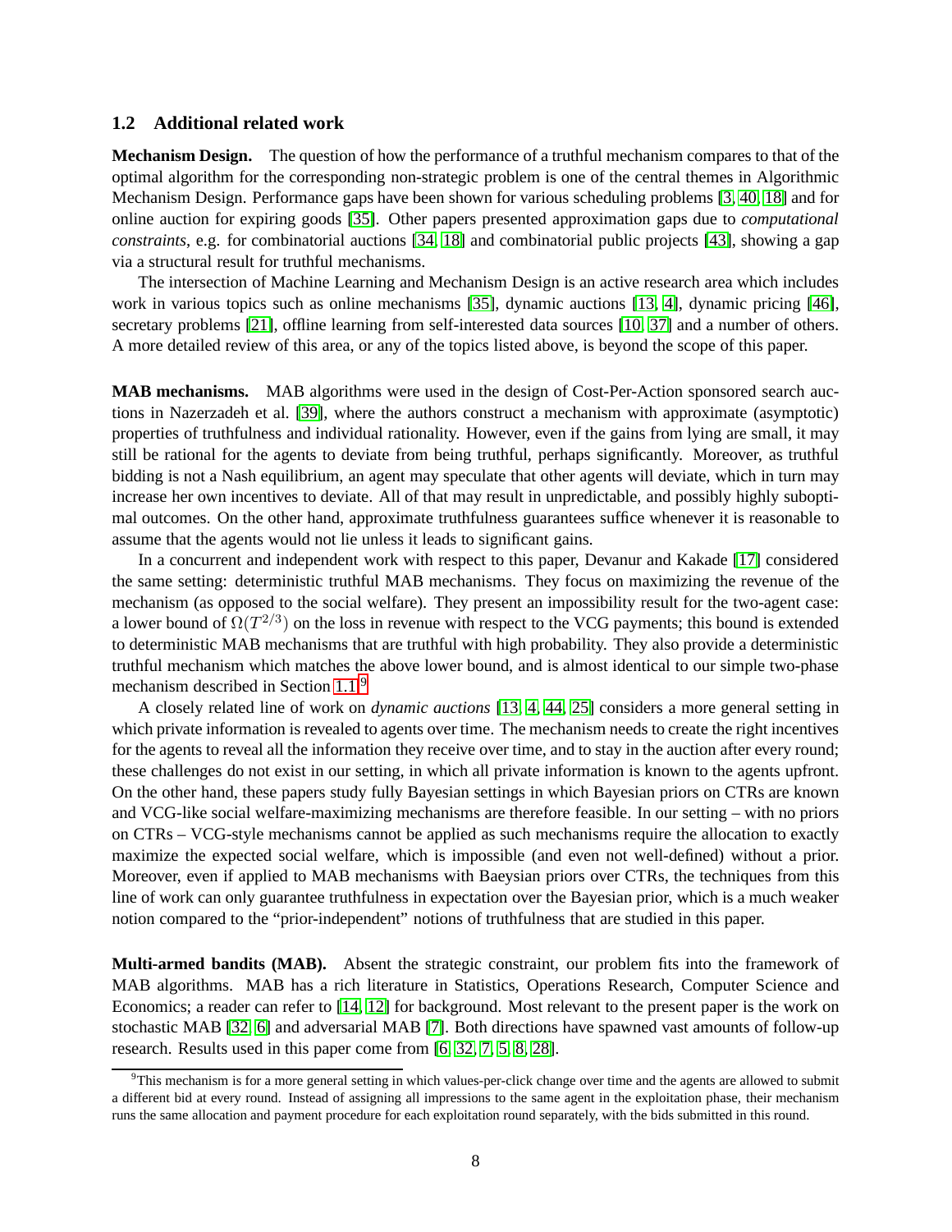### 1.2 Additional related work

**Mechanism Design.** The question of how the performance of a truthful mechanism compares to that of the optimal algorithm for the corresponding non-strategic problem is one of the central themes in Algorithmic Mechanism Design. Performance gaps have been shown for various scheduling problems [3, 40, 18] and for online auction for expiring goods [35]. Other papers presented approximation gaps due to *computational constraints*, e.g. for combinatorial auctions [34, 18] and combinatorial public projects [43], showing a gap via a structural result for truthful mechanisms.

The intersection of Machine Learning and Mechanism Design is an active research area which includes work in various topics such as online mechanisms [35], dynamic auctions [13, 4], dynamic pricing [46], secretary problems [21], offline learning from self-interested data sources [10, 37] and a number of others. A more detailed review of this area, or any of the topics listed above, is beyond the scope of this paper.

**MAB mechanisms.** MAB algorithms were used in the design of Cost-Per-Action sponsored search auctions in Nazerzadeh et al. [39], where the authors construct a mechanism with approximate (asymptotic) properties of truthfulness and individual rationality. However, even if the gains from lying are small, it may still be rational for the agents to deviate from being truthful, perhaps significantly. Moreover, as truthful bidding is not a Nash equilibrium, an agent may speculate that other agents will deviate, which in turn may increase her own incentives to deviate. All of that may result in unpredictable, and possibly highly suboptimal outcomes. On the other hand, approximate truthfulness guarantees suffice whenever it is reasonable to assume that the agents would not lie unless it leads to significant gains.

In a concurrent and independent work with respect to this paper, Devanur and Kakade [17] considered the same setting: deterministic truthful MAB mechanisms. They focus on maximizing the revenue of the mechanism (as opposed to the social welfare). They present an impossibility result for the two-agent case: a lower bound of $\Omega(T^{2/3})$ on the loss in revenue with respect to the VCG payments; this bound is extended to deterministic MAB mechanisms that are truthful with high probability. They also provide a deterministic truthful mechanism which matches the above lower bound, and is almost identical to our simple two-phase mechanism described in Section 1.1.[9]

A closely related line of work on *dynamic auctions* [13, 4, 44, 25] considers a more general setting in which private information is revealed to agents over time. The mechanism needs to create the right incentives for the agents to reveal all the information they receive over time, and to stay in the auction after every round; these challenges do not exist in our setting, in which all private information is known to the agents upfront. On the other hand, these papers study fully Bayesian settings in which Bayesian priors on CTRs are known and VCG-like social welfare-maximizing mechanisms are therefore feasible. In our setting – with no priors on CTRs – VCG-style mechanisms cannot be applied as such mechanisms require the allocation to exactly maximize the expected social welfare, which is impossible (and even not well-defined) without a prior. Moreover, even if applied to MAB mechanisms with Baeysian priors over CTRs, the techniques from this line of work can only guarantee truthfulness in expectation over the Bayesian prior, which is a much weaker notion compared to the "prior-independent" notions of truthfulness that are studied in this paper.

**Multi-armed bandits (MAB).** Absent the strategic constraint, our problem fits into the framework of MAB algorithms. MAB has a rich literature in Statistics, Operations Research, Computer Science and Economics; a reader can refer to [14, 12] for background. Most relevant to the present paper is the work on stochastic MAB [32, 6] and adversarial MAB [7]. Both directions have spawned vast amounts of follow-up research. Results used in this paper come from [6, 32, 7, 5, 8, 28].

---

[9] This mechanism is for a more general setting in which values-per-click change over time and the agents are allowed to submit a different bid at every round. Instead of assigning all impressions to the same agent in the exploitation phase, their mechanism runs the same allocation and payment procedure for each exploitation round separately, with the bids submitted in this round.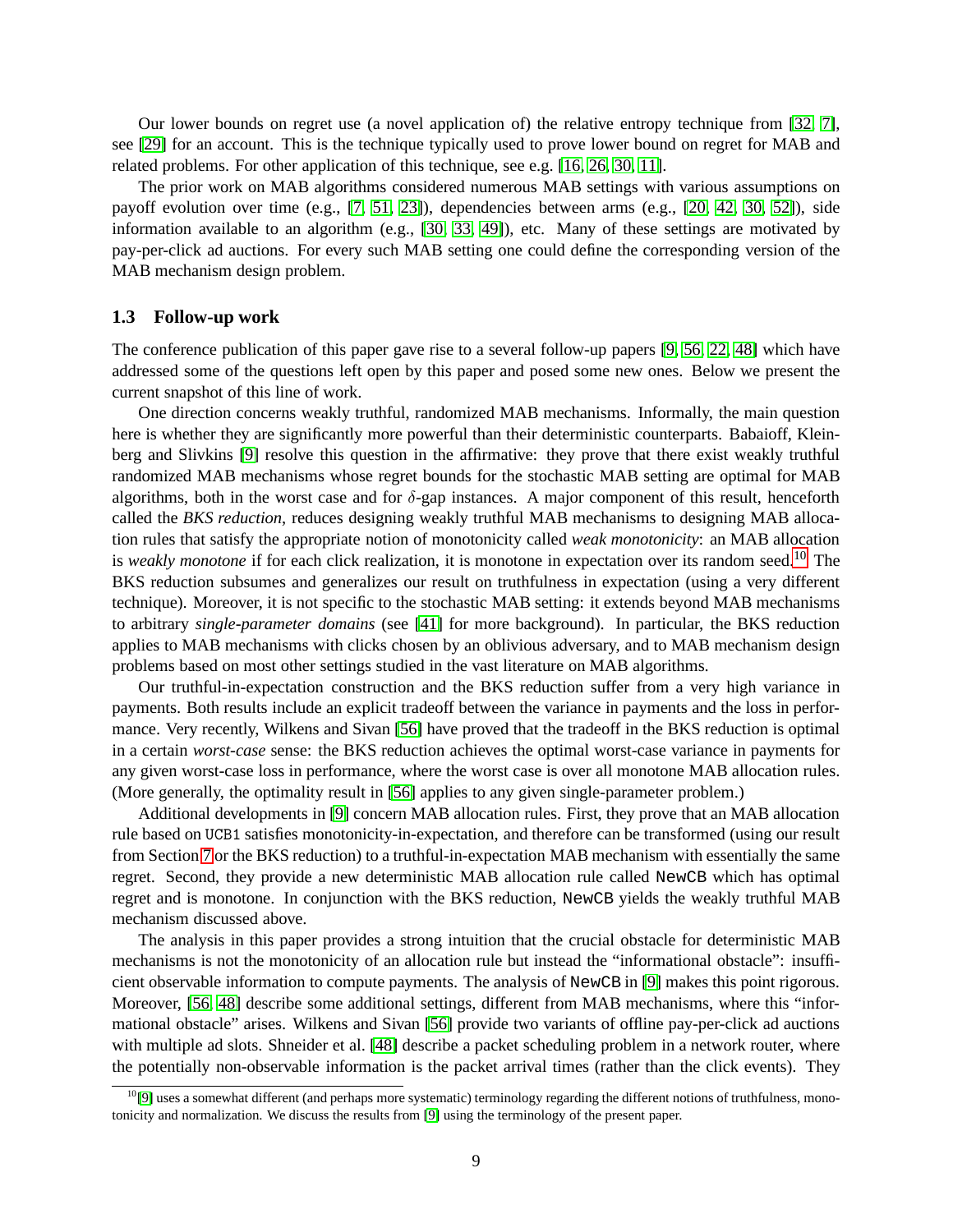Our lower bounds on regret use (a novel application of) the relative entropy technique from [32, 7], see [29] for an account. This is the technique typically used to prove lower bound on regret for MAB and related problems. For other application of this technique, see e.g. [16, 26, 30, 11].

The prior work on MAB algorithms considered numerous MAB settings with various assumptions on payoff evolution over time (e.g., [7, 51, 23]), dependencies between arms (e.g., [20, 42, 30, 52]), side information available to an algorithm (e.g., [30, 33, 49]), etc. Many of these settings are motivated by pay-per-click ad auctions. For every such MAB setting one could define the corresponding version of the MAB mechanism design problem.

### 1.3 Follow-up work

The conference publication of this paper gave rise to a several follow-up papers [9, 56, 22, 48] which have addressed some of the questions left open by this paper and posed some new ones. Below we present the current snapshot of this line of work.

One direction concerns weakly truthful, randomized MAB mechanisms. Informally, the main question here is whether they are significantly more powerful than their deterministic counterparts. Babaioff, Kleinberg and Slivkins [9] resolve this question in the affirmative: they prove that there exist weakly truthful randomized MAB mechanisms whose regret bounds for the stochastic MAB setting are optimal for MAB algorithms, both in the worst case and for $\delta$-gap instances. A major component of this result, henceforth called the *BKS reduction*, reduces designing weakly truthful MAB mechanisms to designing MAB allocation rules that satisfy the appropriate notion of monotonicity called *weak monotonicity*: an MAB allocation is *weakly monotone* if for each click realization, it is monotone in expectation over its random seed.[10] The BKS reduction subsumes and generalizes our result on truthfulness in expectation (using a very different technique). Moreover, it is not specific to the stochastic MAB setting: it extends beyond MAB mechanisms to arbitrary *single-parameter domains* (see [41] for more background). In particular, the BKS reduction applies to MAB mechanisms with clicks chosen by an oblivious adversary, and to MAB mechanism design problems based on most other settings studied in the vast literature on MAB algorithms.

Our truthful-in-expectation construction and the BKS reduction suffer from a very high variance in payments. Both results include an explicit tradeoff between the variance in payments and the loss in performance. Very recently, Wilkens and Sivan [56] have proved that the tradeoff in the BKS reduction is optimal in a certain *worst-case* sense: the BKS reduction achieves the optimal worst-case variance in payments for any given worst-case loss in performance, where the worst case is over all monotone MAB allocation rules. (More generally, the optimality result in [56] applies to any given single-parameter problem.)

Additional developments in [9] concern MAB allocation rules. First, they prove that an MAB allocation rule based on `UCB1` satisfies monotonicity-in-expectation, and therefore can be transformed (using our result from Section 7 or the BKS reduction) to a truthful-in-expectation MAB mechanism with essentially the same regret. Second, they provide a new deterministic MAB allocation rule called `NewCB` which has optimal regret and is monotone. In conjunction with the BKS reduction, `NewCB` yields the weakly truthful MAB mechanism discussed above.

The analysis in this paper provides a strong intuition that the crucial obstacle for deterministic MAB mechanisms is not the monotonicity of an allocation rule but instead the "informational obstacle": insufficient observable information to compute payments. The analysis of `NewCB` in [9] makes this point rigorous. Moreover, [56, 48] describe some additional settings, different from MAB mechanisms, where this "informational obstacle" arises. Wilkens and Sivan [56] provide two variants of offline pay-per-click ad auctions with multiple ad slots. Shneider et al. [48] describe a packet scheduling problem in a network router, where the potentially non-observable information is the packet arrival times (rather than the click events). They

[10] [9] uses a somewhat different (and perhaps more systematic) terminology regarding the different notions of truthfulness, monotonicity and normalization. We discuss the results from [9] using the terminology of the present paper.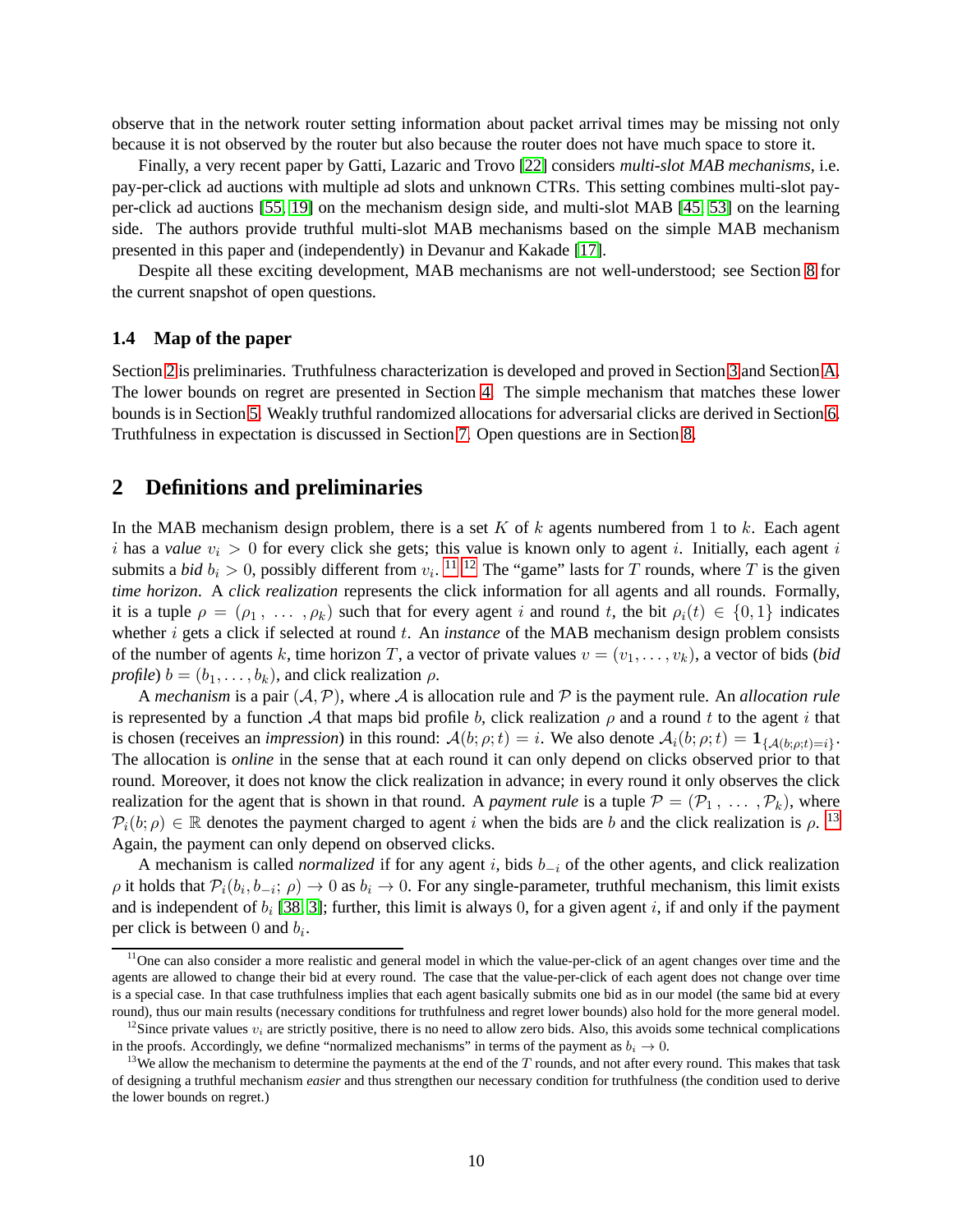observe that in the network router setting information about packet arrival times may be missing not only because it is not observed by the router but also because the router does not have much space to store it.

Finally, a very recent paper by Gatti, Lazaric and Trovo [22] considers *multi-slot MAB mechanisms*, i.e. pay-per-click ad auctions with multiple ad slots and unknown CTRs. This setting combines multi-slot pay-per-click ad auctions [55, 19] on the mechanism design side, and multi-slot MAB [45, 53] on the learning side. The authors provide truthful multi-slot MAB mechanisms based on the simple MAB mechanism presented in this paper and (independently) in Devanur and Kakade [17].

Despite all these exciting development, MAB mechanisms are not well-understood; see Section 8 for the current snapshot of open questions.

### 1.4 Map of the paper

Section 2 is preliminaries. Truthfulness characterization is developed and proved in Section 3 and Section A. The lower bounds on regret are presented in Section 4. The simple mechanism that matches these lower bounds is in Section 5. Weakly truthful randomized allocations for adversarial clicks are derived in Section 6. Truthfulness in expectation is discussed in Section 7. Open questions are in Section 8.

## 2 Definitions and preliminaries

In the MAB mechanism design problem, there is a set $K$ of $k$ agents numbered from 1 to $k$. Each agent $i$ has a *value* $v_i > 0$ for every click she gets; this value is known only to agent $i$. Initially, each agent $i$ submits a *bid* $b_i > 0$, possibly different from $v_i$. [11] [12] The "game" lasts for $T$ rounds, where $T$ is the given *time horizon*. A *click realization* represents the click information for all agents and all rounds. Formally, it is a tuple $\rho = (\rho_1\,,\ \ldots\ ,\rho_k)$ such that for every agent $i$ and round $t$, the bit $\rho_i(t) \in \{0, 1\}$ indicates whether $i$ gets a click if selected at round $t$. An *instance* of the MAB mechanism design problem consists of the number of agents $k$, time horizon $T$, a vector of private values $v = (v_1, \ldots, v_k)$, a vector of bids (*bid profile*) $b = (b_1, \ldots, b_k)$, and click realization $\rho$.

A *mechanism* is a pair $(\mathcal{A}, \mathcal{P})$, where $\mathcal{A}$ is allocation rule and $\mathcal{P}$ is the payment rule. An *allocation rule* is represented by a function $\mathcal{A}$ that maps bid profile $b$, click realization $\rho$ and a round $t$ to the agent $i$ that is chosen (receives an *impression*) in this round: $\mathcal{A}(b; \rho; t) = i$. We also denote $\mathcal{A}_i(b; \rho; t) = \mathbf{1}_{\{\mathcal{A}(b;\rho;t)=i\}}$. The allocation is *online* in the sense that at each round it can only depend on clicks observed prior to that round. Moreover, it does not know the click realization in advance; in every round it only observes the click realization for the agent that is shown in that round. A *payment rule* is a tuple $\mathcal{P} = (\mathcal{P}_1\,,\ \ldots\ ,\mathcal{P}_k)$, where $\mathcal{P}_i(b; \rho) \in \mathbb{R}$ denotes the payment charged to agent $i$ when the bids are $b$ and the click realization is $\rho$. [13] Again, the payment can only depend on observed clicks.

A mechanism is called *normalized* if for any agent $i$, bids $b_{-i}$ of the other agents, and click realization $\rho$ it holds that $\mathcal{P}_i(b_i, b_{-i};\ \rho) \to 0$ as $b_i \to 0$. For any single-parameter, truthful mechanism, this limit exists and is independent of $b_i$ [38, 3]; further, this limit is always 0, for a given agent $i$, if and only if the payment per click is between 0 and $b_i$.

[11] One can also consider a more realistic and general model in which the value-per-click of an agent changes over time and the agents are allowed to change their bid at every round. The case that the value-per-click of each agent does not change over time is a special case. In that case truthfulness implies that each agent basically submits one bid as in our model (the same bid at every round), thus our main results (necessary conditions for truthfulness and regret lower bounds) also hold for the more general model.

[12] Since private values $v_i$ are strictly positive, there is no need to allow zero bids. Also, this avoids some technical complications in the proofs. Accordingly, we define "normalized mechanisms" in terms of the payment as $b_i \to 0$.

[13] We allow the mechanism to determine the payments at the end of the $T$ rounds, and not after every round. This makes that task of designing a truthful mechanism *easier* and thus strengthen our necessary condition for truthfulness (the condition used to derive the lower bounds on regret.)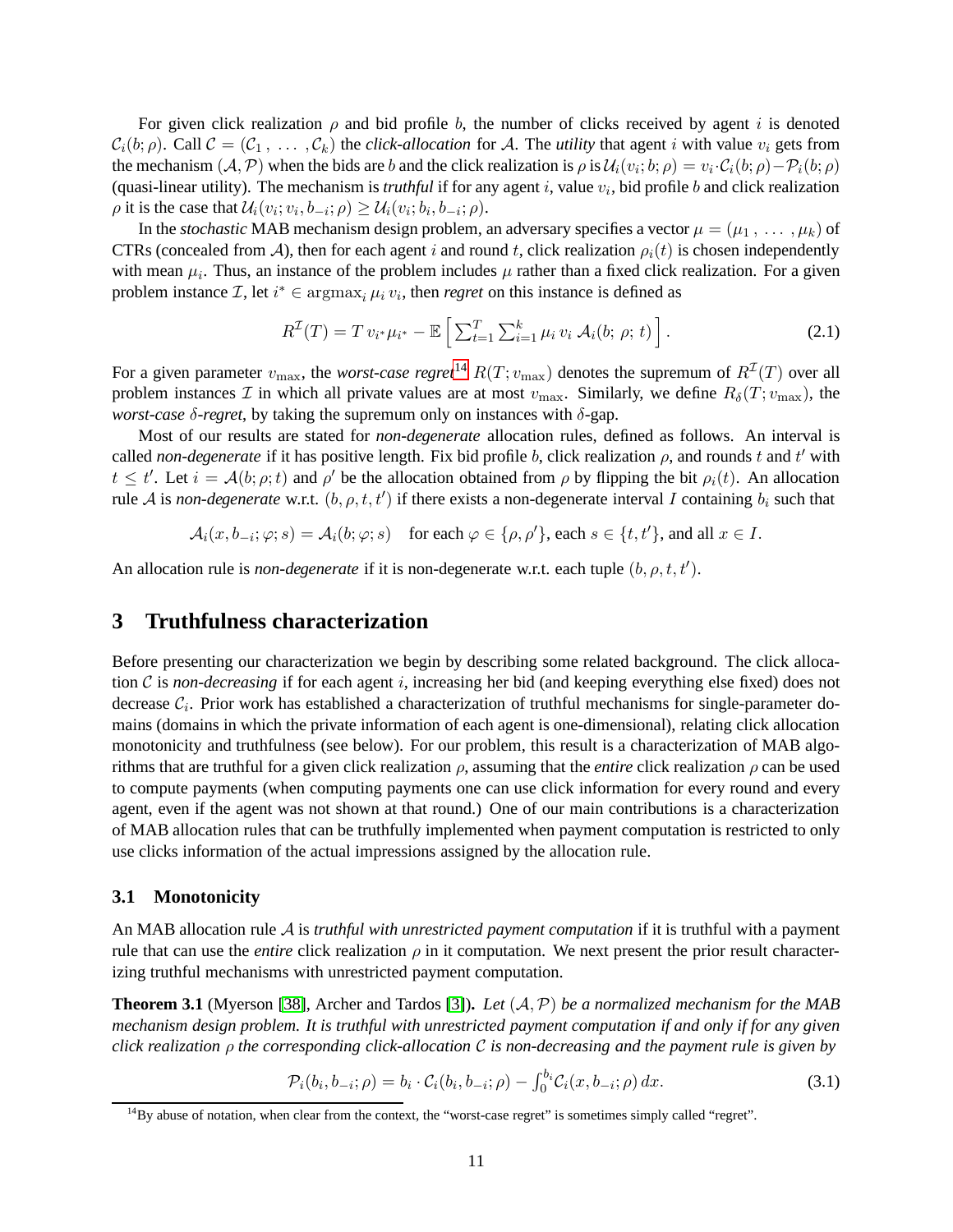For given click realization $\rho$ and bid profile $b$, the number of clicks received by agent $i$ is denoted $\mathcal{C}_i(b;\rho)$. Call $\mathcal{C} = (\mathcal{C}_1\,,\,\dots\,,\mathcal{C}_k)$ the *click-allocation* for $\mathcal{A}$. The *utility* that agent $i$ with value $v_i$ gets from the mechanism $(\mathcal{A},\mathcal{P})$ when the bids are $b$ and the click realization is $\rho$ is $\mathcal{U}_i(v_i;b;\rho) = v_i\cdot\mathcal{C}_i(b;\rho) - \mathcal{P}_i(b;\rho)$ (quasi-linear utility). The mechanism is *truthful* if for any agent $i$, value $v_i$, bid profile $b$ and click realization $\rho$ it is the case that $\mathcal{U}_i(v_i;v_i,b_{-i};\rho) \geq \mathcal{U}_i(v_i;b_i,b_{-i};\rho)$.

In the *stochastic* MAB mechanism design problem, an adversary specifies a vector $\mu = (\mu_1\,,\,\dots\,,\mu_k)$ of CTRs (concealed from $\mathcal{A}$), then for each agent $i$ and round $t$, click realization $\rho_i(t)$ is chosen independently with mean $\mu_i$. Thus, an instance of the problem includes $\mu$ rather than a fixed click realization. For a given problem instance $\mathcal{I}$, let $i^* \in \operatorname{argmax}_i \mu_i\, v_i$, then *regret* on this instance is defined as

$$R^{\mathcal{I}}(T) = T\, v_{i^*}\mu_{i^*} - \mathbb{E}\left[\, \textstyle\sum_{t=1}^{T} \sum_{i=1}^{k} \mu_i\, v_i\, \mathcal{A}_i(b;\,\rho;\,t) \right]. \tag{2.1}$$

For a given parameter $v_{\max}$, the *worst-case regret*[14] $R(T;v_{\max})$ denotes the supremum of $R^{\mathcal{I}}(T)$ over all problem instances $\mathcal{I}$ in which all private values are at most $v_{\max}$. Similarly, we define $R_\delta(T;v_{\max})$, the *worst-case $\delta$-regret*, by taking the supremum only on instances with $\delta$-gap.

Most of our results are stated for *non-degenerate* allocation rules, defined as follows. An interval is called *non-degenerate* if it has positive length. Fix bid profile $b$, click realization $\rho$, and rounds $t$ and $t'$ with $t \leq t'$. Let $i = \mathcal{A}(b;\rho;t)$ and $\rho'$ be the allocation obtained from $\rho$ by flipping the bit $\rho_i(t)$. An allocation rule $\mathcal{A}$ is *non-degenerate* w.r.t. $(b,\rho,t,t')$ if there exists a non-degenerate interval $I$ containing $b_i$ such that

$$\mathcal{A}_i(x,b_{-i};\varphi;s) = \mathcal{A}_i(b;\varphi;s) \quad \text{for each } \varphi \in \{\rho,\rho'\}, \text{ each } s \in \{t,t'\}, \text{ and all } x \in I.$$

An allocation rule is *non-degenerate* if it is non-degenerate w.r.t. each tuple $(b,\rho,t,t')$.

# 3 Truthfulness characterization

Before presenting our characterization we begin by describing some related background. The click allocation $\mathcal{C}$ is *non-decreasing* if for each agent $i$, increasing her bid (and keeping everything else fixed) does not decrease $\mathcal{C}_i$. Prior work has established a characterization of truthful mechanisms for single-parameter domains (domains in which the private information of each agent is one-dimensional), relating click allocation monotonicity and truthfulness (see below). For our problem, this result is a characterization of MAB algorithms that are truthful for a given click realization $\rho$, assuming that the *entire* click realization $\rho$ can be used to compute payments (when computing payments one can use click information for every round and every agent, even if the agent was not shown at that round.) One of our main contributions is a characterization of MAB allocation rules that can be truthfully implemented when payment computation is restricted to only use clicks information of the actual impressions assigned by the allocation rule.

## 3.1 Monotonicity

An MAB allocation rule $\mathcal{A}$ is *truthful with unrestricted payment computation* if it is truthful with a payment rule that can use the *entire* click realization $\rho$ in it computation. We next present the prior result characterizing truthful mechanisms with unrestricted payment computation.

**Theorem 3.1** (Myerson [38], Archer and Tardos [3])**.** *Let $(\mathcal{A},\mathcal{P})$ be a normalized mechanism for the MAB mechanism design problem. It is truthful with unrestricted payment computation if and only if for any given click realization $\rho$ the corresponding click-allocation $\mathcal{C}$ is non-decreasing and the payment rule is given by*

$$\mathcal{P}_i(b_i,b_{-i};\rho) = b_i\cdot\mathcal{C}_i(b_i,b_{-i};\rho) - \textstyle\int_0^{b_i}\mathcal{C}_i(x,b_{-i};\rho)\,dx. \tag{3.1}$$

[14] By abuse of notation, when clear from the context, the "worst-case regret" is sometimes simply called "regret".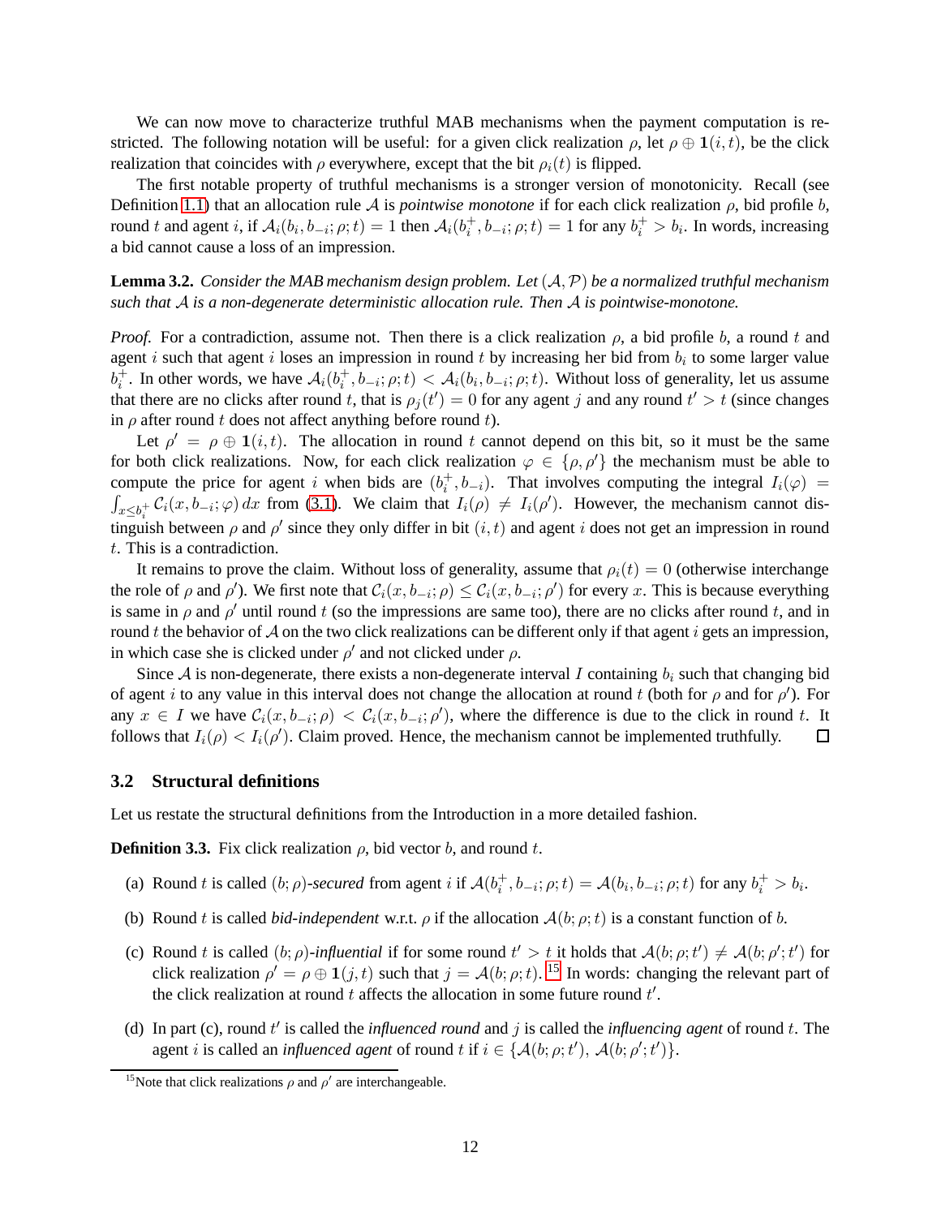We can now move to characterize truthful MAB mechanisms when the payment computation is restricted. The following notation will be useful: for a given click realization $\rho$, let $\rho \oplus \mathbf{1}(i,t)$, be the click realization that coincides with $\rho$ everywhere, except that the bit $\rho_i(t)$ is flipped.

The first notable property of truthful mechanisms is a stronger version of monotonicity. Recall (see Definition 1.1) that an allocation rule $\mathcal{A}$ is *pointwise monotone* if for each click realization $\rho$, bid profile $b$, round $t$ and agent $i$, if $\mathcal{A}_i(b_i, b_{-i}; \rho; t) = 1$ then $\mathcal{A}_i(b_i^+, b_{-i}; \rho; t) = 1$ for any $b_i^+ > b_i$. In words, increasing a bid cannot cause a loss of an impression.

**Lemma 3.2.** *Consider the MAB mechanism design problem. Let $(\mathcal{A}, \mathcal{P})$ be a normalized truthful mechanism such that $\mathcal{A}$ is a non-degenerate deterministic allocation rule. Then $\mathcal{A}$ is pointwise-monotone.*

*Proof.* For a contradiction, assume not. Then there is a click realization $\rho$, a bid profile $b$, a round $t$ and agent $i$ such that agent $i$ loses an impression in round $t$ by increasing her bid from $b_i$ to some larger value $b_i^+$. In other words, we have $\mathcal{A}_i(b_i^+, b_{-i}; \rho; t) < \mathcal{A}_i(b_i, b_{-i}; \rho; t)$. Without loss of generality, let us assume that there are no clicks after round $t$, that is $\rho_j(t') = 0$ for any agent $j$ and any round $t' > t$ (since changes in $\rho$ after round $t$ does not affect anything before round $t$).

Let $\rho' = \rho \oplus \mathbf{1}(i,t)$. The allocation in round $t$ cannot depend on this bit, so it must be the same for both click realizations. Now, for each click realization $\varphi \in \{\rho, \rho'\}$ the mechanism must be able to compute the price for agent $i$ when bids are $(b_i^+, b_{-i})$. That involves computing the integral $I_i(\varphi) = \int_{x \le b_i^+} \mathcal{C}_i(x, b_{-i}; \varphi)\, dx$ from (3.1). We claim that $I_i(\rho) \neq I_i(\rho')$. However, the mechanism cannot distinguish between $\rho$ and $\rho'$ since they only differ in bit $(i,t)$ and agent $i$ does not get an impression in round $t$. This is a contradiction.

It remains to prove the claim. Without loss of generality, assume that $\rho_i(t) = 0$ (otherwise interchange the role of $\rho$ and $\rho'$). We first note that $\mathcal{C}_i(x, b_{-i}; \rho) \le \mathcal{C}_i(x, b_{-i}; \rho')$ for every $x$. This is because everything is same in $\rho$ and $\rho'$ until round $t$ (so the impressions are same too), there are no clicks after round $t$, and in round $t$ the behavior of $\mathcal{A}$ on the two click realizations can be different only if that agent $i$ gets an impression, in which case she is clicked under $\rho'$ and not clicked under $\rho$.

Since $\mathcal{A}$ is non-degenerate, there exists a non-degenerate interval $I$ containing $b_i$ such that changing bid of agent $i$ to any value in this interval does not change the allocation at round $t$ (both for $\rho$ and for $\rho'$). For any $x \in I$ we have $\mathcal{C}_i(x, b_{-i}; \rho) < \mathcal{C}_i(x, b_{-i}; \rho')$, where the difference is due to the click in round $t$. It follows that $I_i(\rho) < I_i(\rho')$. Claim proved. Hence, the mechanism cannot be implemented truthfully. □

## 3.2 Structural definitions

Let us restate the structural definitions from the Introduction in a more detailed fashion.

**Definition 3.3.** Fix click realization $\rho$, bid vector $b$, and round $t$.

(a) Round $t$ is called $(b;\rho)$-*secured* from agent $i$ if $\mathcal{A}(b_i^+, b_{-i}; \rho; t) = \mathcal{A}(b_i, b_{-i}; \rho; t)$ for any $b_i^+ > b_i$.

(b) Round $t$ is called *bid-independent* w.r.t. $\rho$ if the allocation $\mathcal{A}(b; \rho; t)$ is a constant function of $b$.

(c) Round $t$ is called $(b;\rho)$-*influential* if for some round $t' > t$ it holds that $\mathcal{A}(b; \rho; t') \neq \mathcal{A}(b; \rho'; t')$ for click realization $\rho' = \rho \oplus \mathbf{1}(j,t)$ such that $j = \mathcal{A}(b; \rho; t)$.[15] In words: changing the relevant part of the click realization at round $t$ affects the allocation in some future round $t'$.

(d) In part (c), round $t'$ is called the *influenced round* and $j$ is called the *influencing agent* of round $t$. The agent $i$ is called an *influenced agent* of round $t$ if $i \in \{\mathcal{A}(b; \rho; t'),\ \mathcal{A}(b; \rho'; t')\}$.

[15] Note that click realizations $\rho$ and $\rho'$ are interchangeable.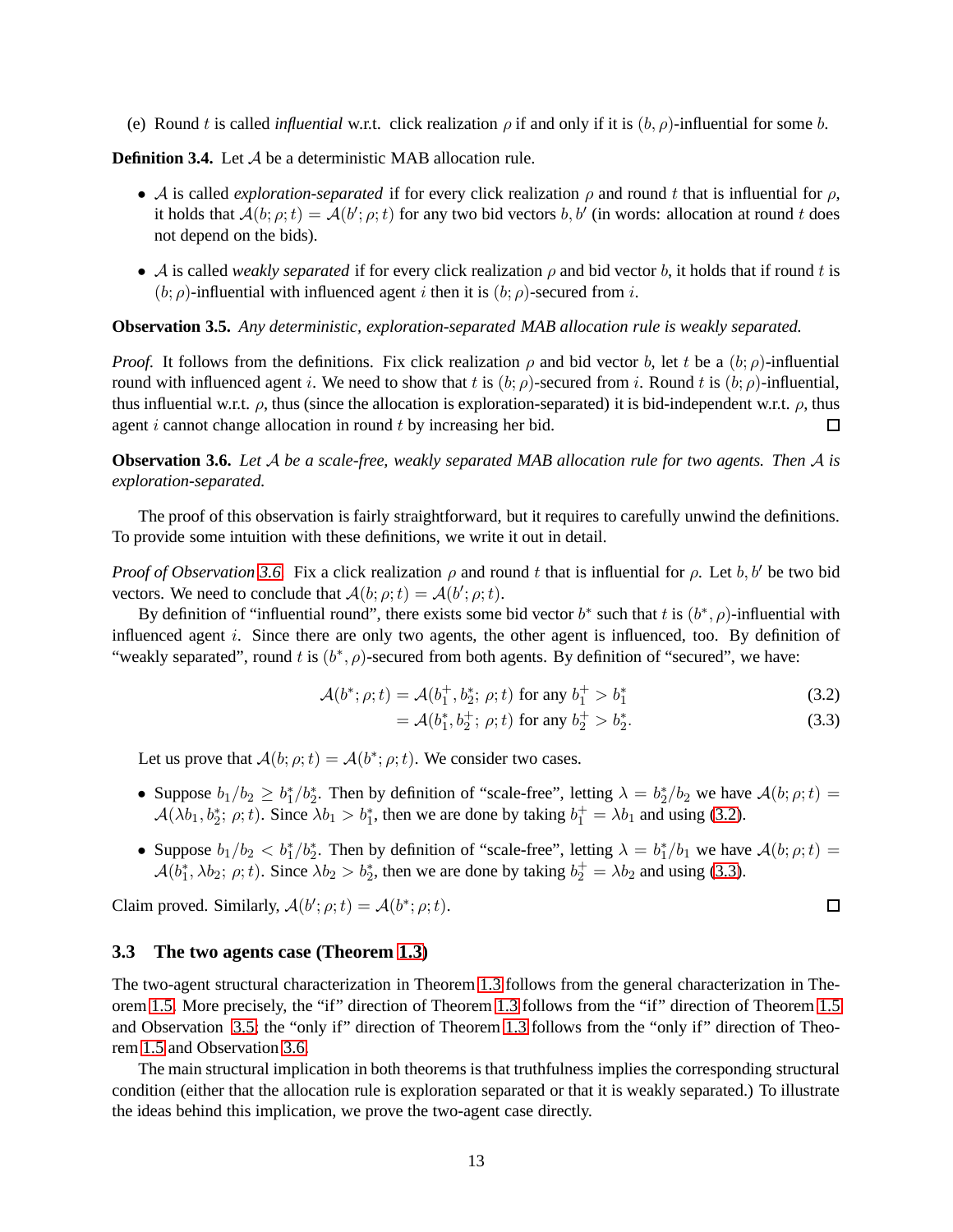(e) Round $t$ is called *influential* w.r.t. click realization $\rho$ if and only if it is $(b, \rho)$-influential for some $b$.

**Definition 3.4.** Let $\mathcal{A}$ be a deterministic MAB allocation rule.

- $\mathcal{A}$ is called *exploration-separated* if for every click realization $\rho$ and round $t$ that is influential for $\rho$, it holds that $\mathcal{A}(b; \rho; t) = \mathcal{A}(b'; \rho; t)$ for any two bid vectors $b, b'$ (in words: allocation at round $t$ does not depend on the bids).
- $\mathcal{A}$ is called *weakly separated* if for every click realization $\rho$ and bid vector $b$, it holds that if round $t$ is $(b; \rho)$-influential with influenced agent $i$ then it is $(b; \rho)$-secured from $i$.

**Observation 3.5.** *Any deterministic, exploration-separated MAB allocation rule is weakly separated.*

*Proof.* It follows from the definitions. Fix click realization $\rho$ and bid vector $b$, let $t$ be a $(b; \rho)$-influential round with influenced agent $i$. We need to show that $t$ is $(b; \rho)$-secured from $i$. Round $t$ is $(b; \rho)$-influential, thus influential w.r.t. $\rho$, thus (since the allocation is exploration-separated) it is bid-independent w.r.t. $\rho$, thus agent $i$ cannot change allocation in round $t$ by increasing her bid. $\square$

**Observation 3.6.** *Let $\mathcal{A}$ be a scale-free, weakly separated MAB allocation rule for two agents. Then $\mathcal{A}$ is exploration-separated.*

The proof of this observation is fairly straightforward, but it requires to carefully unwind the definitions. To provide some intuition with these definitions, we write it out in detail.

*Proof of Observation 3.6.* Fix a click realization $\rho$ and round $t$ that is influential for $\rho$. Let $b, b'$ be two bid vectors. We need to conclude that $\mathcal{A}(b; \rho; t) = \mathcal{A}(b'; \rho; t)$.

By definition of "influential round", there exists some bid vector $b^*$ such that $t$ is $(b^*, \rho)$-influential with influenced agent $i$. Since there are only two agents, the other agent is influenced, too. By definition of "weakly separated", round $t$ is $(b^*, \rho)$-secured from both agents. By definition of "secured", we have:

$$\mathcal{A}(b^*; \rho; t) = \mathcal{A}(b_1^+, b_2^*;\ \rho; t) \text{ for any } b_1^+ > b_1^* \tag{3.2}$$

$$= \mathcal{A}(b_1^*, b_2^+;\ \rho; t) \text{ for any } b_2^+ > b_2^*. \tag{3.3}$$

Let us prove that $\mathcal{A}(b; \rho; t) = \mathcal{A}(b^*; \rho; t)$. We consider two cases.

- Suppose $b_1/b_2 \geq b_1^*/b_2^*$. Then by definition of "scale-free", letting $\lambda = b_2^*/b_2$ we have $\mathcal{A}(b; \rho; t) = \mathcal{A}(\lambda b_1, b_2^*;\ \rho; t)$. Since $\lambda b_1 > b_1^*$, then we are done by taking $b_1^+ = \lambda b_1$ and using (3.2).
- Suppose $b_1/b_2 < b_1^*/b_2^*$. Then by definition of "scale-free", letting $\lambda = b_1^*/b_1$ we have $\mathcal{A}(b; \rho; t) = \mathcal{A}(b_1^*, \lambda b_2;\ \rho; t)$. Since $\lambda b_2 > b_2^*$, then we are done by taking $b_2^+ = \lambda b_2$ and using (3.3).

Claim proved. Similarly, $\mathcal{A}(b'; \rho; t) = \mathcal{A}(b^*; \rho; t)$. $\square$

### 3.3 The two agents case (Theorem 1.3)

The two-agent structural characterization in Theorem 1.3 follows from the general characterization in Theorem 1.5. More precisely, the "if" direction of Theorem 1.3 follows from the "if" direction of Theorem 1.5 and Observation 3.5; the "only if" direction of Theorem 1.3 follows from the "only if" direction of Theorem 1.5 and Observation 3.6.

The main structural implication in both theorems is that truthfulness implies the corresponding structural condition (either that the allocation rule is exploration separated or that it is weakly separated.) To illustrate the ideas behind this implication, we prove the two-agent case directly.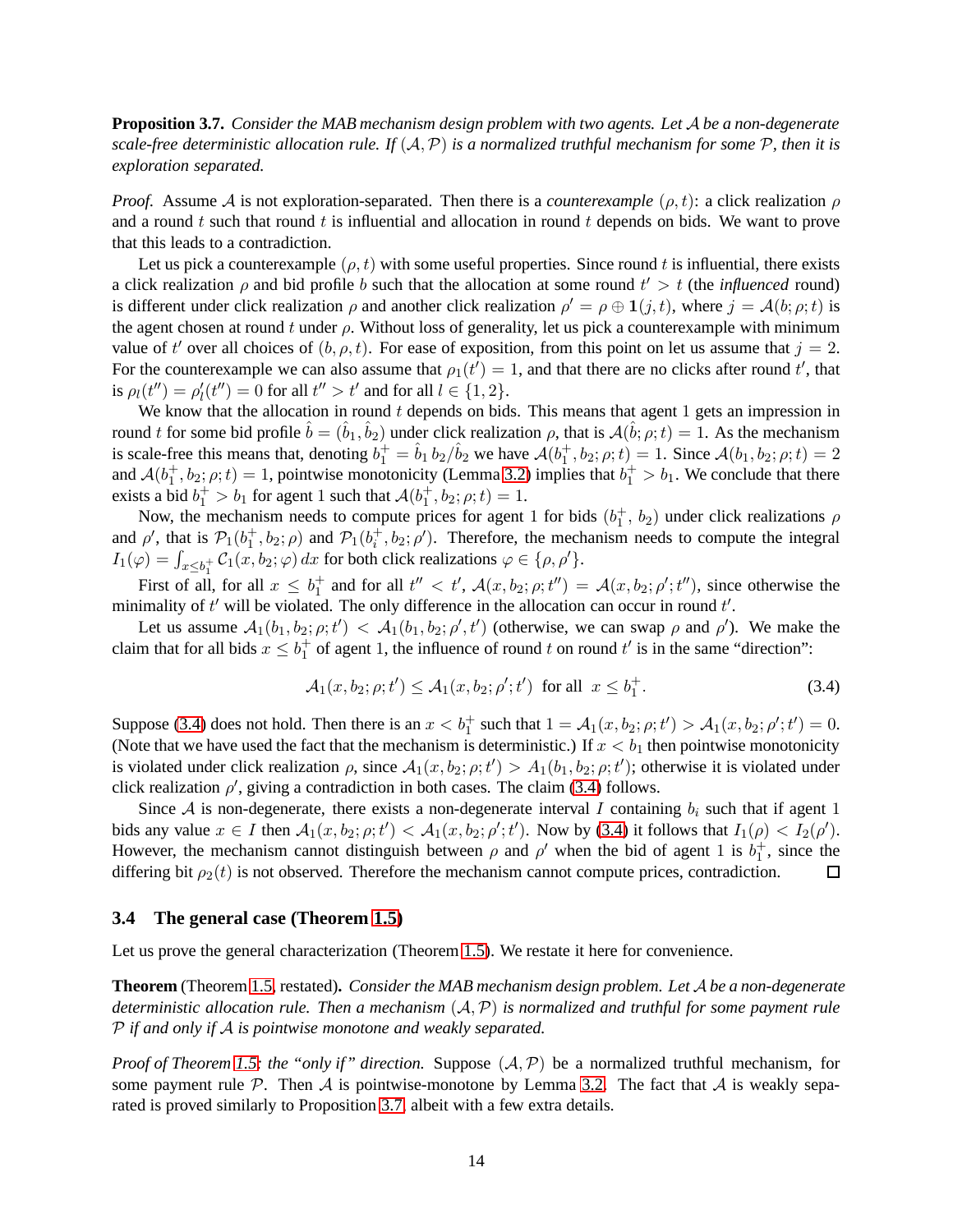**Proposition 3.7.** *Consider the MAB mechanism design problem with two agents. Let $\mathcal{A}$ be a non-degenerate scale-free deterministic allocation rule. If $(\mathcal{A}, \mathcal{P})$ is a normalized truthful mechanism for some $\mathcal{P}$, then it is exploration separated.*

*Proof.* Assume $\mathcal{A}$ is not exploration-separated. Then there is a *counterexample* $(\rho, t)$: a click realization $\rho$ and a round $t$ such that round $t$ is influential and allocation in round $t$ depends on bids. We want to prove that this leads to a contradiction.

Let us pick a counterexample $(\rho, t)$ with some useful properties. Since round $t$ is influential, there exists a click realization $\rho$ and bid profile $b$ such that the allocation at some round $t' > t$ (the *influenced* round) is different under click realization $\rho$ and another click realization $\rho' = \rho \oplus \mathbf{1}(j, t)$, where $j = \mathcal{A}(b; \rho; t)$ is the agent chosen at round $t$ under $\rho$. Without loss of generality, let us pick a counterexample with minimum value of $t'$ over all choices of $(b, \rho, t)$. For ease of exposition, from this point on let us assume that $j = 2$. For the counterexample we can also assume that $\rho_1(t') = 1$, and that there are no clicks after round $t'$, that is $\rho_l(t'') = \rho'_l(t'') = 0$ for all $t'' > t'$ and for all $l \in \{1, 2\}$.

We know that the allocation in round $t$ depends on bids. This means that agent 1 gets an impression in round $t$ for some bid profile $\hat{b} = (\hat{b}_1, \hat{b}_2)$ under click realization $\rho$, that is $\mathcal{A}(\hat{b}; \rho; t) = 1$. As the mechanism is scale-free this means that, denoting $b_1^+ = \hat{b}_1 \, b_2 / \hat{b}_2$ we have $\mathcal{A}(b_1^+, b_2; \rho; t) = 1$. Since $\mathcal{A}(b_1, b_2; \rho; t) = 2$ and $\mathcal{A}(b_1^+, b_2; \rho; t) = 1$, pointwise monotonicity (Lemma 3.2) implies that $b_1^+ > b_1$. We conclude that there exists a bid $b_1^+ > b_1$ for agent 1 such that $\mathcal{A}(b_1^+, b_2; \rho; t) = 1$.

Now, the mechanism needs to compute prices for agent 1 for bids $(b_1^+, \, b_2)$ under click realizations $\rho$ and $\rho'$, that is $\mathcal{P}_1(b_1^+, b_2; \rho)$ and $\mathcal{P}_1(b_i^+, b_2; \rho')$. Therefore, the mechanism needs to compute the integral $I_1(\varphi) = \int_{x \leq b_1^+} \mathcal{C}_1(x, b_2; \varphi) \, dx$ for both click realizations $\varphi \in \{\rho, \rho'\}$.

First of all, for all $x \leq b_1^+$ and for all $t'' < t'$, $\mathcal{A}(x, b_2; \rho; t'') = \mathcal{A}(x, b_2; \rho'; t'')$, since otherwise the minimality of $t'$ will be violated. The only difference in the allocation can occur in round $t'$.

Let us assume $\mathcal{A}_1(b_1, b_2; \rho; t') < \mathcal{A}_1(b_1, b_2; \rho', t')$ (otherwise, we can swap $\rho$ and $\rho'$). We make the claim that for all bids $x \leq b_1^+$ of agent 1, the influence of round $t$ on round $t'$ is in the same "direction":

$$\mathcal{A}_1(x, b_2; \rho; t') \leq \mathcal{A}_1(x, b_2; \rho'; t') \;\; \text{for all} \;\; x \leq b_1^+. \tag{3.4}$$

Suppose (3.4) does not hold. Then there is an $x < b_1^+$ such that $1 = \mathcal{A}_1(x, b_2; \rho; t') > \mathcal{A}_1(x, b_2; \rho'; t') = 0$. (Note that we have used the fact that the mechanism is deterministic.) If $x < b_1$ then pointwise monotonicity is violated under click realization $\rho$, since $\mathcal{A}_1(x, b_2; \rho; t') > A_1(b_1, b_2; \rho; t')$; otherwise it is violated under click realization $\rho'$, giving a contradiction in both cases. The claim (3.4) follows.

Since $\mathcal{A}$ is non-degenerate, there exists a non-degenerate interval $I$ containing $b_i$ such that if agent 1 bids any value $x \in I$ then $\mathcal{A}_1(x, b_2; \rho; t') < \mathcal{A}_1(x, b_2; \rho'; t')$. Now by (3.4) it follows that $I_1(\rho) < I_2(\rho')$. However, the mechanism cannot distinguish between $\rho$ and $\rho'$ when the bid of agent 1 is $b_1^+$, since the differing bit $\rho_2(t)$ is not observed. Therefore the mechanism cannot compute prices, contradiction. $\square$

### 3.4 The general case (Theorem 1.5)

Let us prove the general characterization (Theorem 1.5). We restate it here for convenience.

**Theorem** (Theorem 1.5, restated)**.** *Consider the MAB mechanism design problem. Let $\mathcal{A}$ be a non-degenerate deterministic allocation rule. Then a mechanism $(\mathcal{A}, \mathcal{P})$ is normalized and truthful for some payment rule $\mathcal{P}$ if and only if $\mathcal{A}$ is pointwise monotone and weakly separated.*

*Proof of Theorem 1.5: the "only if" direction.* Suppose $(\mathcal{A}, \mathcal{P})$ be a normalized truthful mechanism, for some payment rule $\mathcal{P}$. Then $\mathcal{A}$ is pointwise-monotone by Lemma 3.2. The fact that $\mathcal{A}$ is weakly separated is proved similarly to Proposition 3.7, albeit with a few extra details.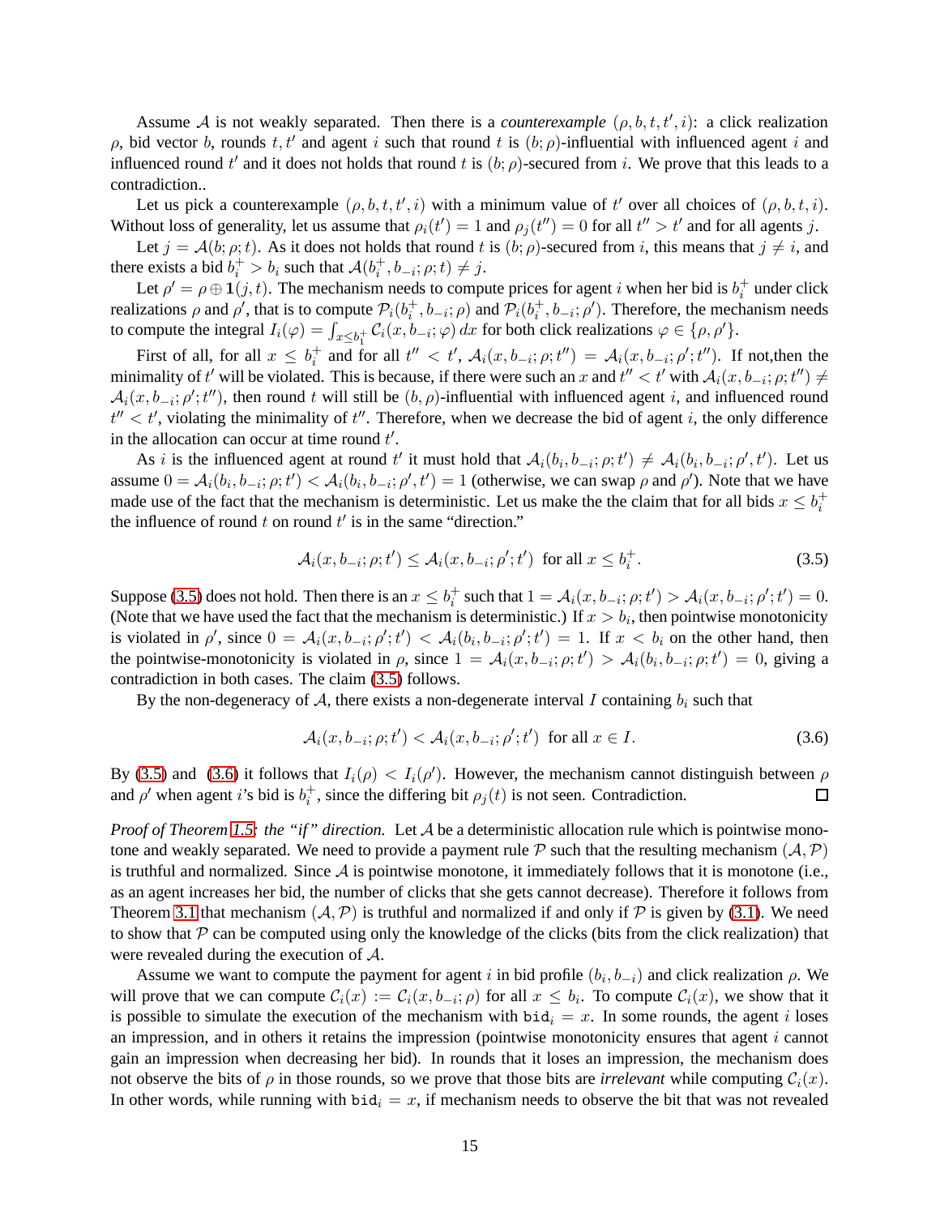Assume $\mathcal{A}$ is not weakly separated. Then there is a *counterexample* $(\rho, b, t, t', i)$: a click realization $\rho$, bid vector $b$, rounds $t, t'$ and agent $i$ such that round $t$ is $(b;\rho)$-influential with influenced agent $i$ and influenced round $t'$ and it does not holds that round $t$ is $(b;\rho)$-secured from $i$. We prove that this leads to a contradiction..

Let us pick a counterexample $(\rho, b, t, t', i)$ with a minimum value of $t'$ over all choices of $(\rho, b, t, i)$. Without loss of generality, let us assume that $\rho_i(t') = 1$ and $\rho_j(t'') = 0$ for all $t'' > t'$ and for all agents $j$.

Let $j = \mathcal{A}(b;\rho;t)$. As it does not holds that round $t$ is $(b;\rho)$-secured from $i$, this means that $j \neq i$, and there exists a bid $b_i^+ > b_i$ such that $\mathcal{A}(b_i^+, b_{-i};\rho;t) \neq j$.

Let $\rho' = \rho \oplus \mathbf{1}(j,t)$. The mechanism needs to compute prices for agent $i$ when her bid is $b_i^+$ under click realizations $\rho$ and $\rho'$, that is to compute $\mathcal{P}_i(b_i^+, b_{-i};\rho)$ and $\mathcal{P}_i(b_i^+, b_{-i};\rho')$. Therefore, the mechanism needs to compute the integral $I_i(\varphi) = \int_{x \le b_1^+} \mathcal{C}_i(x, b_{-i};\varphi)\, dx$ for both click realizations $\varphi \in \{\rho, \rho'\}$.

First of all, for all $x \le b_i^+$ and for all $t'' < t'$, $\mathcal{A}_i(x, b_{-i};\rho;t'') = \mathcal{A}_i(x, b_{-i};\rho';t'')$. If not,then the minimality of $t'$ will be violated. This is because, if there were such an $x$ and $t'' < t'$ with $\mathcal{A}_i(x, b_{-i};\rho;t'') \neq \mathcal{A}_i(x, b_{-i};\rho';t'')$, then round $t$ will still be $(b,\rho)$-influential with influenced agent $i$, and influenced round $t'' < t'$, violating the minimality of $t''$. Therefore, when we decrease the bid of agent $i$, the only difference in the allocation can occur at time round $t'$.

As $i$ is the influenced agent at round $t'$ it must hold that $\mathcal{A}_i(b_i, b_{-i};\rho;t') \neq \mathcal{A}_i(b_i, b_{-i};\rho', t')$. Let us assume $0 = \mathcal{A}_i(b_i, b_{-i};\rho;t') < \mathcal{A}_i(b_i, b_{-i};\rho', t') = 1$ (otherwise, we can swap $\rho$ and $\rho'$). Note that we have made use of the fact that the mechanism is deterministic. Let us make the the claim that for all bids $x \le b_i^+$ the influence of round $t$ on round $t'$ is in the same "direction."

$$\mathcal{A}_i(x, b_{-i};\rho;t') \le \mathcal{A}_i(x, b_{-i};\rho';t') \ \text{ for all } x \le b_i^+. \tag{3.5}$$

Suppose (3.5) does not hold. Then there is an $x \le b_i^+$ such that $1 = \mathcal{A}_i(x, b_{-i};\rho;t') > \mathcal{A}_i(x, b_{-i};\rho';t') = 0$. (Note that we have used the fact that the mechanism is deterministic.) If $x > b_i$, then pointwise monotonicity is violated in $\rho'$, since $0 = \mathcal{A}_i(x, b_{-i};\rho';t') < \mathcal{A}_i(b_i, b_{-i};\rho';t') = 1$. If $x < b_i$ on the other hand, then the pointwise-monotonicity is violated in $\rho$, since $1 = \mathcal{A}_i(x, b_{-i};\rho;t') > \mathcal{A}_i(b_i, b_{-i};\rho;t') = 0$, giving a contradiction in both cases. The claim (3.5) follows.

By the non-degeneracy of $\mathcal{A}$, there exists a non-degenerate interval $I$ containing $b_i$ such that

$$\mathcal{A}_i(x, b_{-i};\rho;t') < \mathcal{A}_i(x, b_{-i};\rho';t') \ \text{ for all } x \in I. \tag{3.6}$$

By (3.5) and (3.6) it follows that $I_i(\rho) < I_i(\rho')$. However, the mechanism cannot distinguish between $\rho$ and $\rho'$ when agent $i$'s bid is $b_i^+$, since the differing bit $\rho_j(t)$ is not seen. Contradiction. □

*Proof of Theorem 1.5: the "if" direction.* Let $\mathcal{A}$ be a deterministic allocation rule which is pointwise monotone and weakly separated. We need to provide a payment rule $\mathcal{P}$ such that the resulting mechanism $(\mathcal{A}, \mathcal{P})$ is truthful and normalized. Since $\mathcal{A}$ is pointwise monotone, it immediately follows that it is monotone (i.e., as an agent increases her bid, the number of clicks that she gets cannot decrease). Therefore it follows from Theorem 3.1 that mechanism $(\mathcal{A}, \mathcal{P})$ is truthful and normalized if and only if $\mathcal{P}$ is given by (3.1). We need to show that $\mathcal{P}$ can be computed using only the knowledge of the clicks (bits from the click realization) that were revealed during the execution of $\mathcal{A}$.

Assume we want to compute the payment for agent $i$ in bid profile $(b_i, b_{-i})$ and click realization $\rho$. We will prove that we can compute $\mathcal{C}_i(x) := \mathcal{C}_i(x, b_{-i};\rho)$ for all $x \le b_i$. To compute $\mathcal{C}_i(x)$, we show that it is possible to simulate the execution of the mechanism with $\texttt{bid}_i = x$. In some rounds, the agent $i$ loses an impression, and in others it retains the impression (pointwise monotonicity ensures that agent $i$ cannot gain an impression when decreasing her bid). In rounds that it loses an impression, the mechanism does not observe the bits of $\rho$ in those rounds, so we prove that those bits are *irrelevant* while computing $\mathcal{C}_i(x)$. In other words, while running with $\texttt{bid}_i = x$, if mechanism needs to observe the bit that was not revealed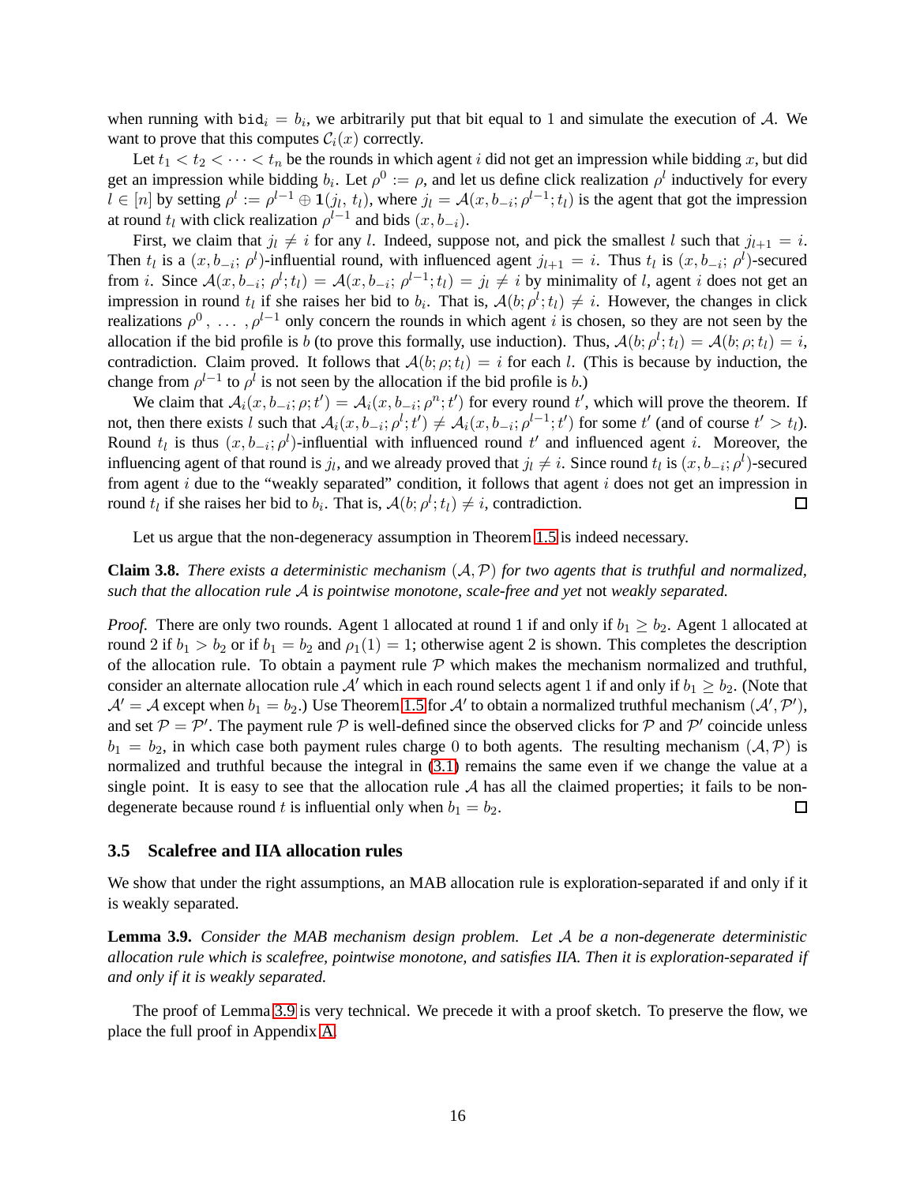when running with $\texttt{bid}_i = b_i$, we arbitrarily put that bit equal to 1 and simulate the execution of $\mathcal{A}$. We want to prove that this computes $\mathcal{C}_i(x)$ correctly.

Let $t_1 < t_2 < \cdots < t_n$ be the rounds in which agent $i$ did not get an impression while bidding $x$, but did get an impression while bidding $b_i$. Let $\rho^0 := \rho$, and let us define click realization $\rho^l$ inductively for every $l \in [n]$ by setting $\rho^l := \rho^{l-1} \oplus \mathbf{1}(j_l,\, t_l)$, where $j_l = \mathcal{A}(x, b_{-i}; \rho^{l-1}; t_l)$ is the agent that got the impression at round $t_l$ with click realization $\rho^{l-1}$ and bids $(x, b_{-i})$.

First, we claim that $j_l \neq i$ for any $l$. Indeed, suppose not, and pick the smallest $l$ such that $j_{l+1} = i$. Then $t_l$ is a $(x, b_{-i};\, \rho^l)$-influential round, with influenced agent $j_{l+1} = i$. Thus $t_l$ is $(x, b_{-i};\, \rho^l)$-secured from $i$. Since $\mathcal{A}(x, b_{-i};\, \rho^l; t_l) = \mathcal{A}(x, b_{-i};\, \rho^{l-1}; t_l) = j_l \neq i$ by minimality of $l$, agent $i$ does not get an impression in round $t_l$ if she raises her bid to $b_i$. That is, $\mathcal{A}(b; \rho^l; t_l) \neq i$. However, the changes in click realizations $\rho^0 ,\ \ldots\ , \rho^{l-1}$ only concern the rounds in which agent $i$ is chosen, so they are not seen by the allocation if the bid profile is $b$ (to prove this formally, use induction). Thus, $\mathcal{A}(b; \rho^l; t_l) = \mathcal{A}(b; \rho; t_l) = i$, contradiction. Claim proved. It follows that $\mathcal{A}(b; \rho; t_l) = i$ for each $l$. (This is because by induction, the change from $\rho^{l-1}$ to $\rho^l$ is not seen by the allocation if the bid profile is $b$.)

We claim that $\mathcal{A}_i(x, b_{-i}; \rho; t') = \mathcal{A}_i(x, b_{-i}; \rho^n; t')$ for every round $t'$, which will prove the theorem. If not, then there exists $l$ such that $\mathcal{A}_i(x, b_{-i}; \rho^l; t') \neq \mathcal{A}_i(x, b_{-i}; \rho^{l-1}; t')$ for some $t'$ (and of course $t' > t_l$). Round $t_l$ is thus $(x, b_{-i}; \rho^l)$-influential with influenced round $t'$ and influenced agent $i$. Moreover, the influencing agent of that round is $j_l$, and we already proved that $j_l \neq i$. Since round $t_l$ is $(x, b_{-i}; \rho^l)$-secured from agent $i$ due to the "weakly separated" condition, it follows that agent $i$ does not get an impression in round $t_l$ if she raises her bid to $b_i$. That is, $\mathcal{A}(b; \rho^l; t_l) \neq i$, contradiction. ∎

Let us argue that the non-degeneracy assumption in Theorem 1.5 is indeed necessary.

**Claim 3.8.** *There exists a deterministic mechanism $(\mathcal{A}, \mathcal{P})$ for two agents that is truthful and normalized, such that the allocation rule $\mathcal{A}$ is pointwise monotone, scale-free and yet* not *weakly separated.*

*Proof.* There are only two rounds. Agent 1 allocated at round 1 if and only if $b_1 \geq b_2$. Agent 1 allocated at round 2 if $b_1 > b_2$ or if $b_1 = b_2$ and $\rho_1(1) = 1$; otherwise agent 2 is shown. This completes the description of the allocation rule. To obtain a payment rule $\mathcal{P}$ which makes the mechanism normalized and truthful, consider an alternate allocation rule $\mathcal{A}'$ which in each round selects agent 1 if and only if $b_1 \geq b_2$. (Note that $\mathcal{A}' = \mathcal{A}$ except when $b_1 = b_2$.) Use Theorem 1.5 for $\mathcal{A}'$ to obtain a normalized truthful mechanism $(\mathcal{A}', \mathcal{P}')$, and set $\mathcal{P} = \mathcal{P}'$. The payment rule $\mathcal{P}$ is well-defined since the observed clicks for $\mathcal{P}$ and $\mathcal{P}'$ coincide unless $b_1 = b_2$, in which case both payment rules charge 0 to both agents. The resulting mechanism $(\mathcal{A}, \mathcal{P})$ is normalized and truthful because the integral in (3.1) remains the same even if we change the value at a single point. It is easy to see that the allocation rule $\mathcal{A}$ has all the claimed properties; it fails to be non-degenerate because round $t$ is influential only when $b_1 = b_2$. ∎

### 3.5 Scalefree and IIA allocation rules

We show that under the right assumptions, an MAB allocation rule is exploration-separated if and only if it is weakly separated.

**Lemma 3.9.** *Consider the MAB mechanism design problem. Let $\mathcal{A}$ be a non-degenerate deterministic allocation rule which is scalefree, pointwise monotone, and satisfies IIA. Then it is exploration-separated if and only if it is weakly separated.*

The proof of Lemma 3.9 is very technical. We precede it with a proof sketch. To preserve the flow, we place the full proof in Appendix A.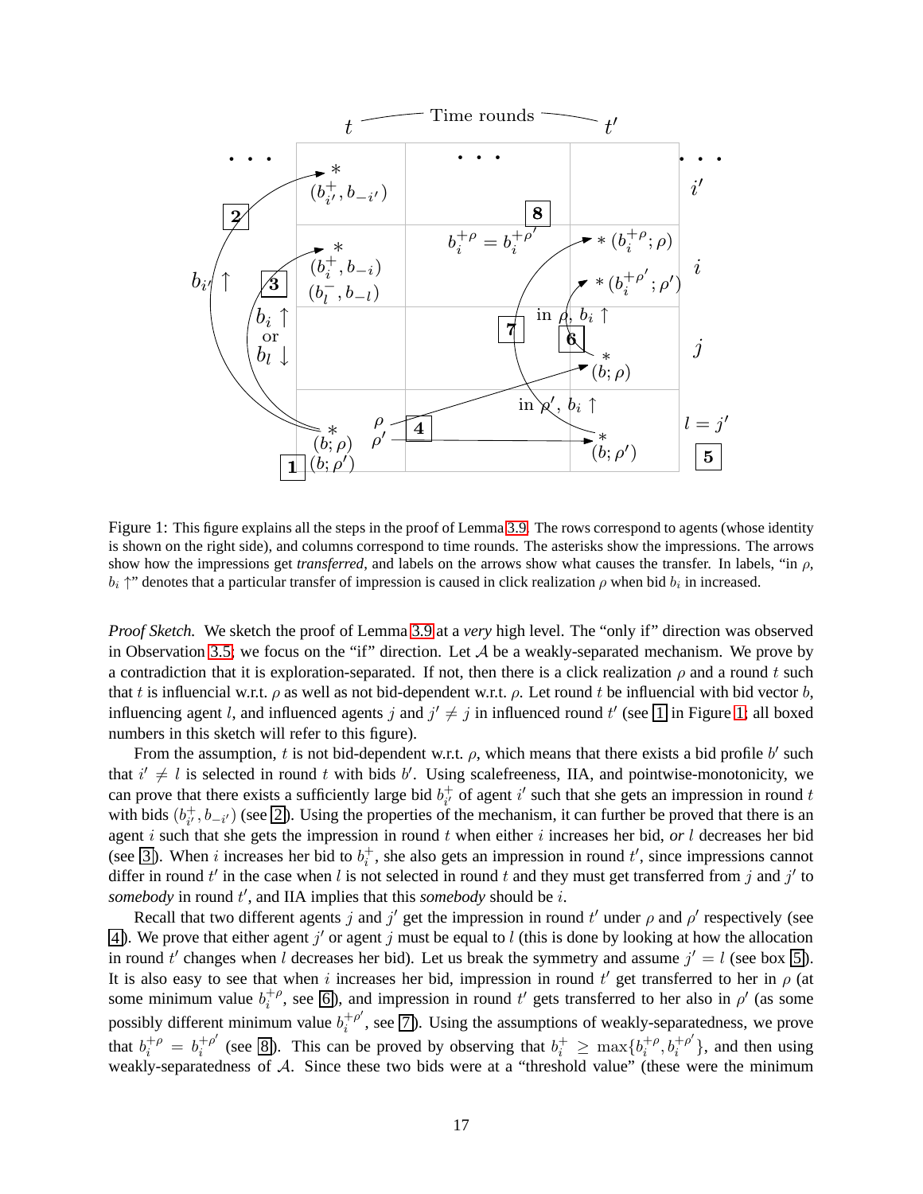Figure 1: This figure explains all the steps in the proof of Lemma 3.9. The rows correspond to agents (whose identity is shown on the right side), and columns correspond to time rounds. The asterisks show the impressions. The arrows show how the impressions get *transferred*, and labels on the arrows show what causes the transfer. In labels, "in $\rho$, $b_i \uparrow$" denotes that a particular transfer of impression is caused in click realization $\rho$ when bid $b_i$ in increased.

*Proof Sketch.* We sketch the proof of Lemma 3.9 at a *very* high level. The "only if" direction was observed in Observation 3.5; we focus on the "if" direction. Let $\mathcal{A}$ be a weakly-separated mechanism. We prove by a contradiction that it is exploration-separated. If not, then there is a click realization $\rho$ and a round $t$ such that $t$ is influencial w.r.t. $\rho$ as well as not bid-dependent w.r.t. $\rho$. Let round $t$ be influencial with bid vector $b$, influencing agent $l$, and influenced agents $j$ and $j' \neq j$ in influenced round $t'$ (see [1] in Figure 1; all boxed numbers in this sketch will refer to this figure).

From the assumption, $t$ is not bid-dependent w.r.t. $\rho$, which means that there exists a bid profile $b'$ such that $i' \neq l$ is selected in round $t$ with bids $b'$. Using scalefreeness, IIA, and pointwise-monotonicity, we can prove that there exists a sufficiently large bid $b^+_{i'}$ of agent $i'$ such that she gets an impression in round $t$ with bids $(b^+_{i'}, b_{-i'})$ (see [2]). Using the properties of the mechanism, it can further be proved that there is an agent $i$ such that she gets the impression in round $t$ when either $i$ increases her bid, *or* $l$ decreases her bid (see [3]). When $i$ increases her bid to $b^+_i$, she also gets an impression in round $t'$, since impressions cannot differ in round $t'$ in the case when $l$ is not selected in round $t$ and they must get transferred from $j$ and $j'$ to *somebody* in round $t'$, and IIA implies that this *somebody* should be $i$.

Recall that two different agents $j$ and $j'$ get the impression in round $t'$ under $\rho$ and $\rho'$ respectively (see [4]). We prove that either agent $j'$ or agent $j$ must be equal to $l$ (this is done by looking at how the allocation in round $t'$ changes when $l$ decreases her bid). Let us break the symmetry and assume $j' = l$ (see box [5]). It is also easy to see that when $i$ increases her bid, impression in round $t'$ get transferred to her in $\rho$ (at some minimum value $b^{+\rho}_i$, see [6]), and impression in round $t'$ gets transferred to her also in $\rho'$ (as some possibly different minimum value $b^{+\rho'}_i$, see [7]). Using the assumptions of weakly-separatedness, we prove that $b^{+\rho}_i = b^{+\rho'}_i$ (see [8]). This can be proved by observing that $b^+_i \geq \max\{b^{+\rho}_i, b^{+\rho'}_i\}$, and then using weakly-separatedness of $\mathcal{A}$. Since these two bids were at a "threshold value" (these were the minimum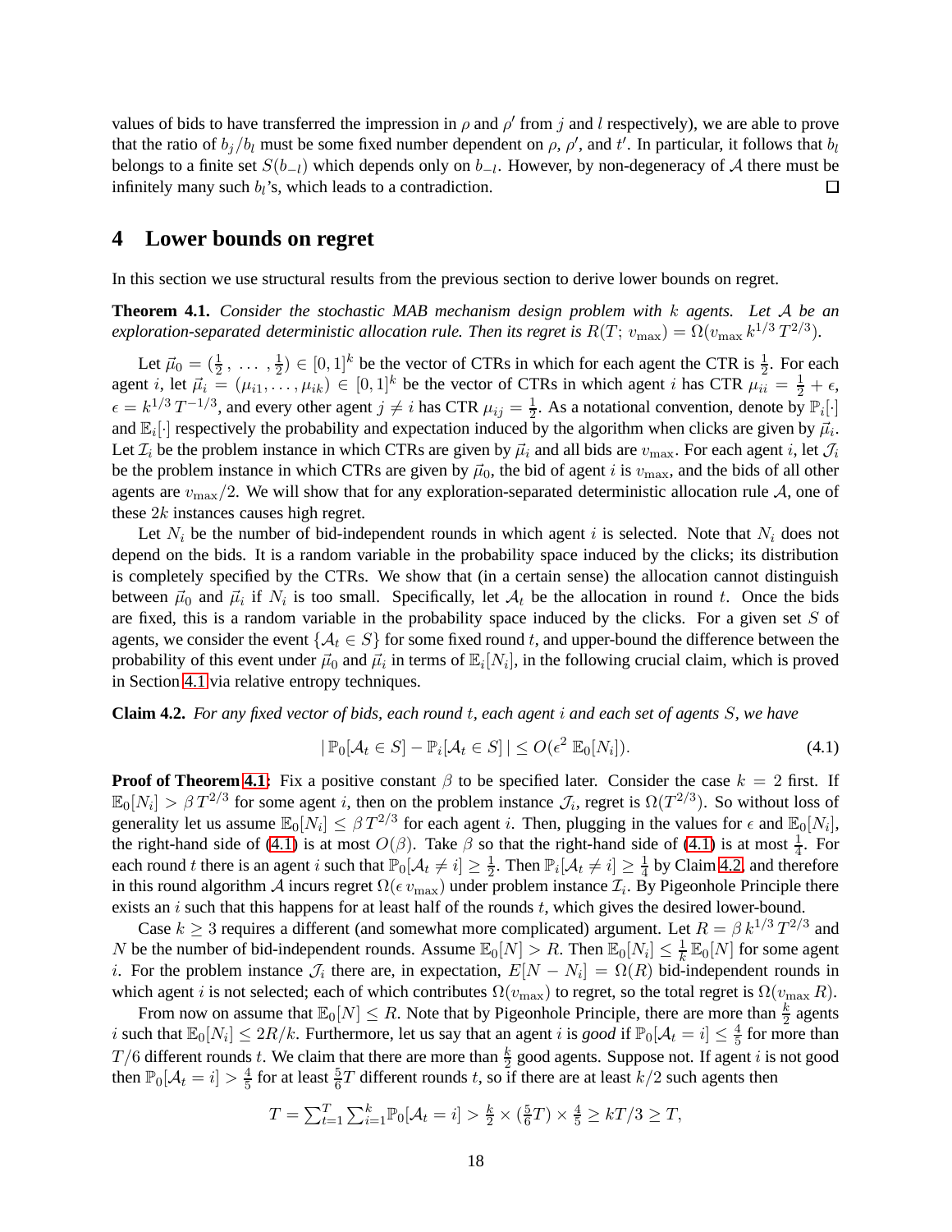values of bids to have transferred the impression in $\rho$ and $\rho'$ from $j$ and $l$ respectively), we are able to prove that the ratio of $b_j/b_l$ must be some fixed number dependent on $\rho$, $\rho'$, and $t'$. In particular, it follows that $b_l$ belongs to a finite set $S(b_{-l})$ which depends only on $b_{-l}$. However, by non-degeneracy of $\mathcal{A}$ there must be infinitely many such $b_l$'s, which leads to a contradiction. □

# 4 Lower bounds on regret

In this section we use structural results from the previous section to derive lower bounds on regret.

**Theorem 4.1.** *Consider the stochastic MAB mechanism design problem with $k$ agents. Let $\mathcal{A}$ be an exploration-separated deterministic allocation rule. Then its regret is $R(T;\, v_{\max}) = \Omega(v_{\max}\, k^{1/3}\, T^{2/3})$.*

Let $\vec{\mu}_0 = (\frac{1}{2}\,,\, \ldots\,,\frac{1}{2}) \in [0,1]^k$ be the vector of CTRs in which for each agent the CTR is $\frac{1}{2}$. For each agent $i$, let $\vec{\mu}_i = (\mu_{i1}, \ldots, \mu_{ik}) \in [0,1]^k$ be the vector of CTRs in which agent $i$ has CTR $\mu_{ii} = \frac{1}{2} + \epsilon$, $\epsilon = k^{1/3}\, T^{-1/3}$, and every other agent $j \neq i$ has CTR $\mu_{ij} = \frac{1}{2}$. As a notational convention, denote by $\mathbb{P}_i[\cdot]$ and $\mathbb{E}_i[\cdot]$ respectively the probability and expectation induced by the algorithm when clicks are given by $\vec{\mu}_i$. Let $\mathcal{I}_i$ be the problem instance in which CTRs are given by $\vec{\mu}_i$ and all bids are $v_{\max}$. For each agent $i$, let $\mathcal{J}_i$ be the problem instance in which CTRs are given by $\vec{\mu}_0$, the bid of agent $i$ is $v_{\max}$, and the bids of all other agents are $v_{\max}/2$. We will show that for any exploration-separated deterministic allocation rule $\mathcal{A}$, one of these $2k$ instances causes high regret.

Let $N_i$ be the number of bid-independent rounds in which agent $i$ is selected. Note that $N_i$ does not depend on the bids. It is a random variable in the probability space induced by the clicks; its distribution is completely specified by the CTRs. We show that (in a certain sense) the allocation cannot distinguish between $\vec{\mu}_0$ and $\vec{\mu}_i$ if $N_i$ is too small. Specifically, let $\mathcal{A}_t$ be the allocation in round $t$. Once the bids are fixed, this is a random variable in the probability space induced by the clicks. For a given set $S$ of agents, we consider the event $\{\mathcal{A}_t \in S\}$ for some fixed round $t$, and upper-bound the difference between the probability of this event under $\vec{\mu}_0$ and $\vec{\mu}_i$ in terms of $\mathbb{E}_i[N_i]$, in the following crucial claim, which is proved in Section 4.1 via relative entropy techniques.

**Claim 4.2.** *For any fixed vector of bids, each round $t$, each agent $i$ and each set of agents $S$, we have*

$$|\,\mathbb{P}_0[\mathcal{A}_t \in S] - \mathbb{P}_i[\mathcal{A}_t \in S]\,| \leq O(\epsilon^2\; \mathbb{E}_0[N_i]). \tag{4.1}$$

**Proof of Theorem 4.1:** Fix a positive constant $\beta$ to be specified later. Consider the case $k = 2$ first. If $\mathbb{E}_0[N_i] > \beta\, T^{2/3}$ for some agent $i$, then on the problem instance $\mathcal{J}_i$, regret is $\Omega(T^{2/3})$. So without loss of generality let us assume $\mathbb{E}_0[N_i] \leq \beta\, T^{2/3}$ for each agent $i$. Then, plugging in the values for $\epsilon$ and $\mathbb{E}_0[N_i]$, the right-hand side of (4.1) is at most $O(\beta)$. Take $\beta$ so that the right-hand side of (4.1) is at most $\frac{1}{4}$. For each round $t$ there is an agent $i$ such that $\mathbb{P}_0[\mathcal{A}_t \neq i] \geq \frac{1}{2}$. Then $\mathbb{P}_i[\mathcal{A}_t \neq i] \geq \frac{1}{4}$ by Claim 4.2, and therefore in this round algorithm $\mathcal{A}$ incurs regret $\Omega(\epsilon\, v_{\max})$ under problem instance $\mathcal{I}_i$. By Pigeonhole Principle there exists an $i$ such that this happens for at least half of the rounds $t$, which gives the desired lower-bound.

Case $k \geq 3$ requires a different (and somewhat more complicated) argument. Let $R = \beta\, k^{1/3}\, T^{2/3}$ and $N$ be the number of bid-independent rounds. Assume $\mathbb{E}_0[N] > R$. Then $\mathbb{E}_0[N_i] \leq \frac{1}{k}\, \mathbb{E}_0[N]$ for some agent $i$. For the problem instance $\mathcal{J}_i$ there are, in expectation, $E[N - N_i] = \Omega(R)$ bid-independent rounds in which agent $i$ is not selected; each of which contributes $\Omega(v_{\max})$ to regret, so the total regret is $\Omega(v_{\max}\, R)$.

From now on assume that $\mathbb{E}_0[N] \leq R$. Note that by Pigeonhole Principle, there are more than $\frac{k}{2}$ agents $i$ such that $\mathbb{E}_0[N_i] \leq 2R/k$. Furthermore, let us say that an agent $i$ is *good* if $\mathbb{P}_0[\mathcal{A}_t = i] \leq \frac{4}{5}$ for more than $T/6$ different rounds $t$. We claim that there are more than $\frac{k}{2}$ good agents. Suppose not. If agent $i$ is not good then $\mathbb{P}_0[\mathcal{A}_t = i] > \frac{4}{5}$ for at least $\frac{5}{6}T$ different rounds $t$, so if there are at least $k/2$ such agents then

$$T = \textstyle\sum_{t=1}^{T} \sum_{i=1}^{k} \mathbb{P}_0[\mathcal{A}_t = i] > \frac{k}{2} \times (\frac{5}{6}T) \times \frac{4}{5} \geq kT/3 \geq T,$$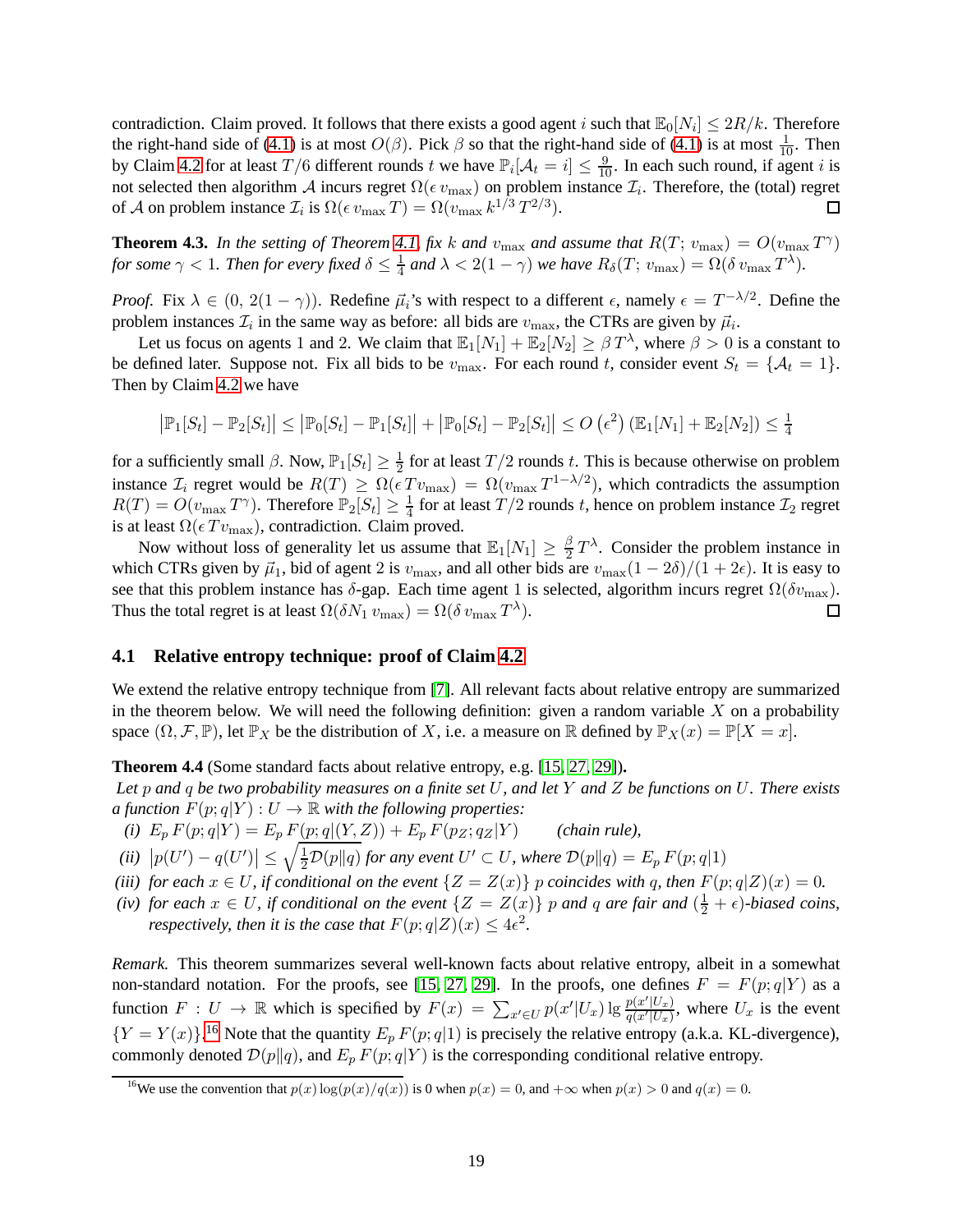contradiction. Claim proved. It follows that there exists a good agent $i$ such that $\mathbb{E}_0[N_i] \leq 2R/k$. Therefore the right-hand side of (4.1) is at most $O(\beta)$. Pick $\beta$ so that the right-hand side of (4.1) is at most $\frac{1}{10}$. Then by Claim 4.2 for at least $T/6$ different rounds $t$ we have $\mathbb{P}_i[\mathcal{A}_t = i] \leq \frac{9}{10}$. In each such round, if agent $i$ is not selected then algorithm $\mathcal{A}$ incurs regret $\Omega(\epsilon\, v_{\max})$ on problem instance $\mathcal{I}_i$. Therefore, the (total) regret of $\mathcal{A}$ on problem instance $\mathcal{I}_i$ is $\Omega(\epsilon\, v_{\max}\, T) = \Omega(v_{\max}\, k^{1/3}\, T^{2/3})$. ◻

**Theorem 4.3.** *In the setting of Theorem 4.1, fix $k$ and $v_{\max}$ and assume that $R(T;\, v_{\max}) = O(v_{\max}\, T^{\gamma})$ for some $\gamma < 1$. Then for every fixed $\delta \leq \frac{1}{4}$ and $\lambda < 2(1-\gamma)$ we have $R_\delta(T;\, v_{\max}) = \Omega(\delta\, v_{\max}\, T^{\lambda})$.*

*Proof.* Fix $\lambda \in (0,\, 2(1-\gamma))$. Redefine $\vec{\mu}_i$'s with respect to a different $\epsilon$, namely $\epsilon = T^{-\lambda/2}$. Define the problem instances $\mathcal{I}_i$ in the same way as before: all bids are $v_{\max}$, the CTRs are given by $\vec{\mu}_i$.

Let us focus on agents 1 and 2. We claim that $\mathbb{E}_1[N_1] + \mathbb{E}_2[N_2] \geq \beta\, T^{\lambda}$, where $\beta > 0$ is a constant to be defined later. Suppose not. Fix all bids to be $v_{\max}$. For each round $t$, consider event $S_t = \{\mathcal{A}_t = 1\}$. Then by Claim 4.2 we have

$$\left|\mathbb{P}_1[S_t] - \mathbb{P}_2[S_t]\right| \leq \left|\mathbb{P}_0[S_t] - \mathbb{P}_1[S_t]\right| + \left|\mathbb{P}_0[S_t] - \mathbb{P}_2[S_t]\right| \leq O\left(\epsilon^2\right)\left(\mathbb{E}_1[N_1] + \mathbb{E}_2[N_2]\right) \leq \tfrac{1}{4}$$

for a sufficiently small $\beta$. Now, $\mathbb{P}_1[S_t] \geq \frac{1}{2}$ for at least $T/2$ rounds $t$. This is because otherwise on problem instance $\mathcal{I}_i$ regret would be $R(T) \geq \Omega(\epsilon\, T v_{\max}) = \Omega(v_{\max}\, T^{1-\lambda/2})$, which contradicts the assumption $R(T) = O(v_{\max}\, T^{\gamma})$. Therefore $\mathbb{P}_2[S_t] \geq \frac{1}{4}$ for at least $T/2$ rounds $t$, hence on problem instance $\mathcal{I}_2$ regret is at least $\Omega(\epsilon\, T v_{\max})$, contradiction. Claim proved.

Now without loss of generality let us assume that $\mathbb{E}_1[N_1] \geq \frac{\beta}{2} T^{\lambda}$. Consider the problem instance in which CTRs given by $\vec{\mu}_1$, bid of agent 2 is $v_{\max}$, and all other bids are $v_{\max}(1-2\delta)/(1+2\epsilon)$. It is easy to see that this problem instance has $\delta$-gap. Each time agent 1 is selected, algorithm incurs regret $\Omega(\delta v_{\max})$. Thus the total regret is at least $\Omega(\delta N_1\, v_{\max}) = \Omega(\delta\, v_{\max}\, T^{\lambda})$. ◻

## 4.1 Relative entropy technique: proof of Claim 4.2

We extend the relative entropy technique from [7]. All relevant facts about relative entropy are summarized in the theorem below. We will need the following definition: given a random variable $X$ on a probability space $(\Omega, \mathcal{F}, \mathbb{P})$, let $\mathbb{P}_X$ be the distribution of $X$, i.e. a measure on $\mathbb{R}$ defined by $\mathbb{P}_X(x) = \mathbb{P}[X = x]$.

**Theorem 4.4** (Some standard facts about relative entropy, e.g. [15, 27, 29]).
*Let $p$ and $q$ be two probability measures on a finite set $U$, and let $Y$ and $Z$ be functions on $U$. There exists a function $F(p;q|Y) : U \to \mathbb{R}$ with the following properties:*

- *(i)* $E_p\, F(p;q|Y) = E_p\, F(p;q|(Y,Z)) + E_p\, F(p_Z;q_Z|Y)$ *(chain rule),*
- *(ii)* $\left|p(U') - q(U')\right| \leq \sqrt{\frac{1}{2}\mathcal{D}(p\|q)}$ *for any event $U' \subset U$, where $\mathcal{D}(p\|q) = E_p\, F(p;q|1)$*
- *(iii) for each $x \in U$, if conditional on the event $\{Z = Z(x)\}$ $p$ coincides with $q$, then $F(p;q|Z)(x) = 0$.*
- *(iv) for each $x \in U$, if conditional on the event $\{Z = Z(x)\}$ $p$ and $q$ are fair and $(\frac{1}{2}+\epsilon)$-biased coins, respectively, then it is the case that $F(p;q|Z)(x) \leq 4\epsilon^2$.*

*Remark.* This theorem summarizes several well-known facts about relative entropy, albeit in a somewhat non-standard notation. For the proofs, see [15, 27, 29]. In the proofs, one defines $F = F(p;q|Y)$ as a function $F : U \to \mathbb{R}$ which is specified by $F(x) = \sum_{x' \in U} p(x'|U_x) \lg \frac{p(x'|U_x)}{q(x'|U_x)}$, where $U_x$ is the event $\{Y = Y(x)\}$.[16] Note that the quantity $E_p\, F(p;q|1)$ is precisely the relative entropy (a.k.a. KL-divergence), commonly denoted $\mathcal{D}(p\|q)$, and $E_p\, F(p;q|Y)$ is the corresponding conditional relative entropy.

[16] We use the convention that $p(x)\log(p(x)/q(x))$ is 0 when $p(x) = 0$, and $+\infty$ when $p(x) > 0$ and $q(x) = 0$.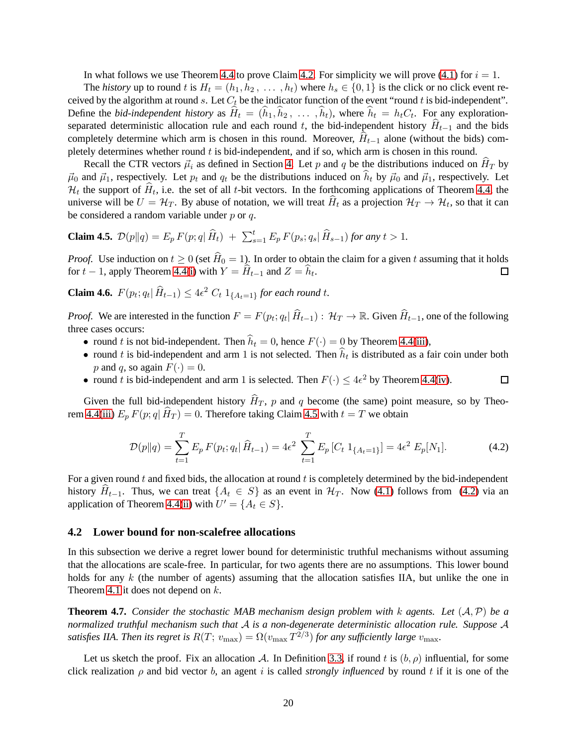In what follows we use Theorem 4.4 to prove Claim 4.2. For simplicity we will prove (4.1) for $i = 1$.

The *history* up to round $t$ is $H_t = (h_1, h_2, \ldots, h_t)$ where $h_s \in \{0, 1\}$ is the click or no click event received by the algorithm at round $s$. Let $C_t$ be the indicator function of the event "round $t$ is bid-independent". Define the *bid-independent history* as $\widehat{H}_t = (\widehat{h}_1, \widehat{h}_2, \ldots, \widehat{h}_t)$, where $\widehat{h}_t = h_t C_t$. For any exploration-separated deterministic allocation rule and each round $t$, the bid-independent history $\widehat{H}_{t-1}$ and the bids completely determine which arm is chosen in this round. Moreover, $\widehat{H}_{t-1}$ alone (without the bids) completely determines whether round $t$ is bid-independent, and if so, which arm is chosen in this round.

Recall the CTR vectors $\vec{\mu}_i$ as defined in Section 4. Let $p$ and $q$ be the distributions induced on $\widehat{H}_T$ by $\vec{\mu}_0$ and $\vec{\mu}_1$, respectively. Let $p_t$ and $q_t$ be the distributions induced on $\widehat{h}_t$ by $\vec{\mu}_0$ and $\vec{\mu}_1$, respectively. Let $\mathcal{H}_t$ the support of $\widehat{H}_t$, i.e. the set of all $t$-bit vectors. In the forthcoming applications of Theorem 4.4, the universe will be $U = \mathcal{H}_T$. By abuse of notation, we will treat $\widehat{H}_t$ as a projection $\mathcal{H}_T \to \mathcal{H}_t$, so that it can be considered a random variable under $p$ or $q$.

**Claim 4.5.** *$\mathcal{D}(p\|q) = E_p\, F(p;q|\, \widehat{H}_t) \;+\; \sum_{s=1}^{t} E_p\, F(p_s;q_s|\, \widehat{H}_{s-1})$ for any $t > 1$.*

*Proof.* Use induction on $t \geq 0$ (set $\widehat{H}_0 = 1$). In order to obtain the claim for a given $t$ assuming that it holds for $t-1$, apply Theorem 4.4(i) with $Y = \widehat{H}_{t-1}$ and $Z = \widehat{h}_t$. □

**Claim 4.6.** *$F(p_t;q_t|\, \widehat{H}_{t-1}) \leq 4\epsilon^2\, C_t\, 1_{\{A_t = 1\}}$ for each round $t$.*

*Proof.* We are interested in the function $F = F(p_t;q_t|\, \widehat{H}_{t-1}) : \mathcal{H}_T \to \mathbb{R}$. Given $\widehat{H}_{t-1}$, one of the following three cases occurs:

- round $t$ is not bid-independent. Then $\widehat{h}_t = 0$, hence $F(\cdot) = 0$ by Theorem 4.4(iii),
- round $t$ is bid-independent and arm 1 is not selected. Then $\widehat{h}_t$ is distributed as a fair coin under both $p$ and $q$, so again $F(\cdot) = 0$.
- round $t$ is bid-independent and arm 1 is selected. Then $F(\cdot) \leq 4\epsilon^2$ by Theorem 4.4(iv). □

Given the full bid-independent history $\widehat{H}_T$, $p$ and $q$ become (the same) point measure, so by Theorem 4.4(iii) $E_p\, F(p;q|\, \widehat{H}_T) = 0$. Therefore taking Claim 4.5 with $t = T$ we obtain

$$\mathcal{D}(p\|q) = \sum_{t=1}^{T} E_p\, F(p_t;q_t|\, \widehat{H}_{t-1}) = 4\epsilon^2 \sum_{t=1}^{T} E_p \left[C_t\, 1_{\{A_t=1\}}\right] = 4\epsilon^2\, E_p[N_1]. \tag{4.2}$$

For a given round $t$ and fixed bids, the allocation at round $t$ is completely determined by the bid-independent history $\widehat{H}_{t-1}$. Thus, we can treat $\{A_t \in S\}$ as an event in $\mathcal{H}_T$. Now (4.1) follows from (4.2) via an application of Theorem 4.4(ii) with $U' = \{A_t \in S\}$.

## 4.2 Lower bound for non-scalefree allocations

In this subsection we derive a regret lower bound for deterministic truthful mechanisms without assuming that the allocations are scale-free. In particular, for two agents there are no assumptions. This lower bound holds for any $k$ (the number of agents) assuming that the allocation satisfies IIA, but unlike the one in Theorem 4.1 it does not depend on $k$.

**Theorem 4.7.** *Consider the stochastic MAB mechanism design problem with $k$ agents. Let $(\mathcal{A}, \mathcal{P})$ be a normalized truthful mechanism such that $\mathcal{A}$ is a non-degenerate deterministic allocation rule. Suppose $\mathcal{A}$ satisfies IIA. Then its regret is $R(T;\, v_{\max}) = \Omega(v_{\max}\, T^{2/3})$ for any sufficiently large $v_{\max}$.*

Let us sketch the proof. Fix an allocation $\mathcal{A}$. In Definition 3.3, if round $t$ is $(b, \rho)$ influential, for some click realization $\rho$ and bid vector $b$, an agent $i$ is called *strongly influenced* by round $t$ if it is one of the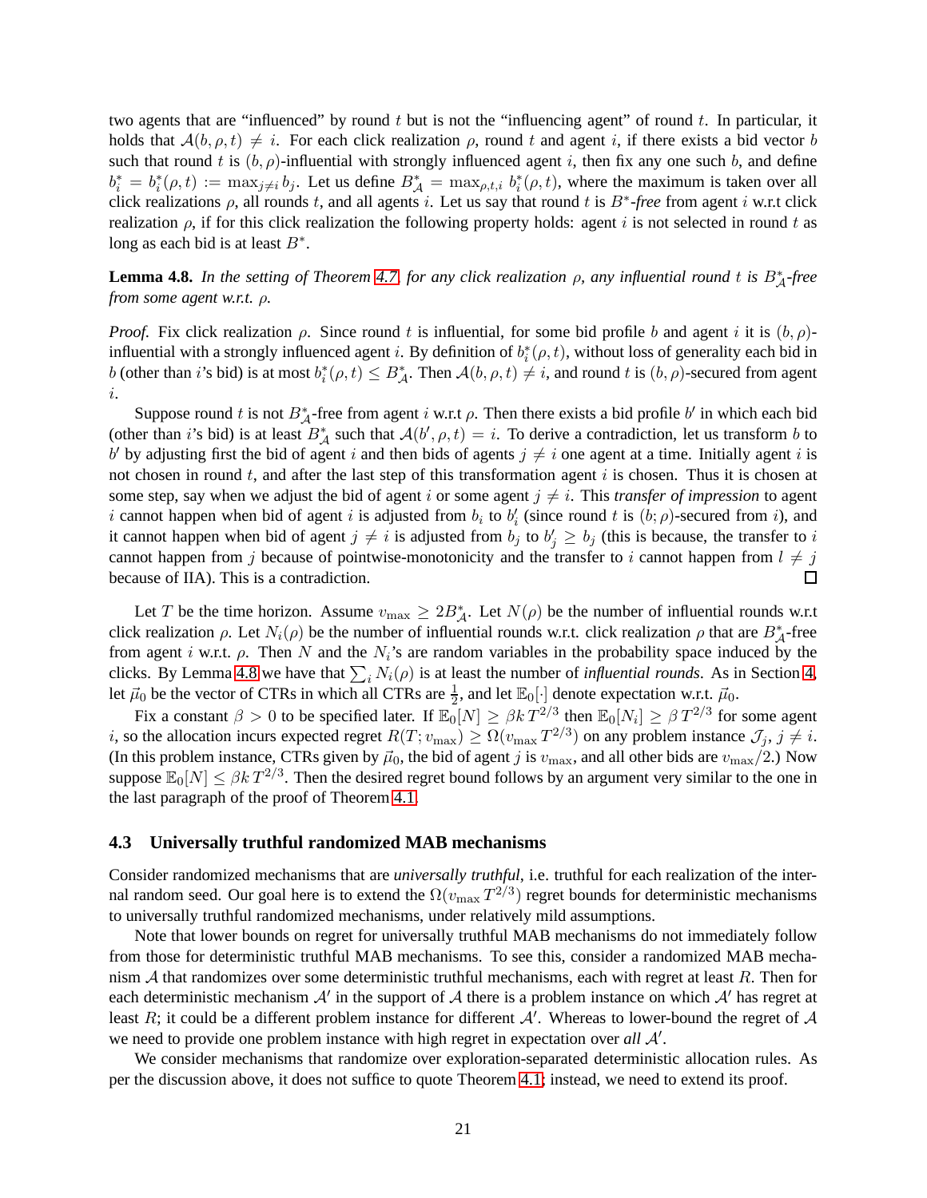two agents that are "influenced" by round $t$ but is not the "influencing agent" of round $t$. In particular, it holds that $\mathcal{A}(b, \rho, t) \neq i$. For each click realization $\rho$, round $t$ and agent $i$, if there exists a bid vector $b$ such that round $t$ is $(b, \rho)$-influential with strongly influenced agent $i$, then fix any one such $b$, and define $b_i^* = b_i^*(\rho, t) := \max_{j \neq i} b_j$. Let us define $B_{\mathcal{A}}^* = \max_{\rho, t, i} b_i^*(\rho, t)$, where the maximum is taken over all click realizations $\rho$, all rounds $t$, and all agents $i$. Let us say that round $t$ is $B^*$*-free* from agent $i$ w.r.t click realization $\rho$, if for this click realization the following property holds: agent $i$ is not selected in round $t$ as long as each bid is at least $B^*$.

**Lemma 4.8.** *In the setting of Theorem 4.7, for any click realization $\rho$, any influential round $t$ is $B_{\mathcal{A}}^*$-free from some agent w.r.t. $\rho$.*

*Proof.* Fix click realization $\rho$. Since round $t$ is influential, for some bid profile $b$ and agent $i$ it is $(b, \rho)$-influential with a strongly influenced agent $i$. By definition of $b_i^*(\rho, t)$, without loss of generality each bid in $b$ (other than $i$'s bid) is at most $b_i^*(\rho, t) \leq B_{\mathcal{A}}^*$. Then $\mathcal{A}(b, \rho, t) \neq i$, and round $t$ is $(b, \rho)$-secured from agent $i$.

Suppose round $t$ is not $B_{\mathcal{A}}^*$-free from agent $i$ w.r.t $\rho$. Then there exists a bid profile $b'$ in which each bid (other than $i$'s bid) is at least $B_{\mathcal{A}}^*$ such that $\mathcal{A}(b', \rho, t) = i$. To derive a contradiction, let us transform $b$ to $b'$ by adjusting first the bid of agent $i$ and then bids of agents $j \neq i$ one agent at a time. Initially agent $i$ is not chosen in round $t$, and after the last step of this transformation agent $i$ is chosen. Thus it is chosen at some step, say when we adjust the bid of agent $i$ or some agent $j \neq i$. This *transfer of impression* to agent $i$ cannot happen when bid of agent $i$ is adjusted from $b_i$ to $b_i'$ (since round $t$ is $(b; \rho)$-secured from $i$), and it cannot happen when bid of agent $j \neq i$ is adjusted from $b_j$ to $b_j' \geq b_j$ (this is because, the transfer to $i$ cannot happen from $j$ because of pointwise-monotonicity and the transfer to $i$ cannot happen from $l \neq j$ because of IIA). This is a contradiction. $\square$

Let $T$ be the time horizon. Assume $v_{\max} \geq 2B_{\mathcal{A}}^*$. Let $N(\rho)$ be the number of influential rounds w.r.t click realization $\rho$. Let $N_i(\rho)$ be the number of influential rounds w.r.t. click realization $\rho$ that are $B_{\mathcal{A}}^*$-free from agent $i$ w.r.t. $\rho$. Then $N$ and the $N_i$'s are random variables in the probability space induced by the clicks. By Lemma 4.8 we have that $\sum_i N_i(\rho)$ is at least the number of *influential rounds*. As in Section 4, let $\vec{\mu}_0$ be the vector of CTRs in which all CTRs are $\frac{1}{2}$, and let $\mathbb{E}_0[\cdot]$ denote expectation w.r.t. $\vec{\mu}_0$.

Fix a constant $\beta > 0$ to be specified later. If $\mathbb{E}_0[N] \geq \beta k\, T^{2/3}$ then $\mathbb{E}_0[N_i] \geq \beta\, T^{2/3}$ for some agent $i$, so the allocation incurs expected regret $R(T; v_{\max}) \geq \Omega(v_{\max}\, T^{2/3})$ on any problem instance $\mathcal{J}_j$, $j \neq i$. (In this problem instance, CTRs given by $\vec{\mu}_0$, the bid of agent $j$ is $v_{\max}$, and all other bids are $v_{\max}/2$.) Now suppose $\mathbb{E}_0[N] \leq \beta k\, T^{2/3}$. Then the desired regret bound follows by an argument very similar to the one in the last paragraph of the proof of Theorem 4.1.

### 4.3 Universally truthful randomized MAB mechanisms

Consider randomized mechanisms that are *universally truthful*, i.e. truthful for each realization of the internal random seed. Our goal here is to extend the $\Omega(v_{\max}\, T^{2/3})$ regret bounds for deterministic mechanisms to universally truthful randomized mechanisms, under relatively mild assumptions.

Note that lower bounds on regret for universally truthful MAB mechanisms do not immediately follow from those for deterministic truthful MAB mechanisms. To see this, consider a randomized MAB mechanism $\mathcal{A}$ that randomizes over some deterministic truthful mechanisms, each with regret at least $R$. Then for each deterministic mechanism $\mathcal{A}'$ in the support of $\mathcal{A}$ there is a problem instance on which $\mathcal{A}'$ has regret at least $R$; it could be a different problem instance for different $\mathcal{A}'$. Whereas to lower-bound the regret of $\mathcal{A}$ we need to provide one problem instance with high regret in expectation over *all* $\mathcal{A}'$.

We consider mechanisms that randomize over exploration-separated deterministic allocation rules. As per the discussion above, it does not suffice to quote Theorem 4.1; instead, we need to extend its proof.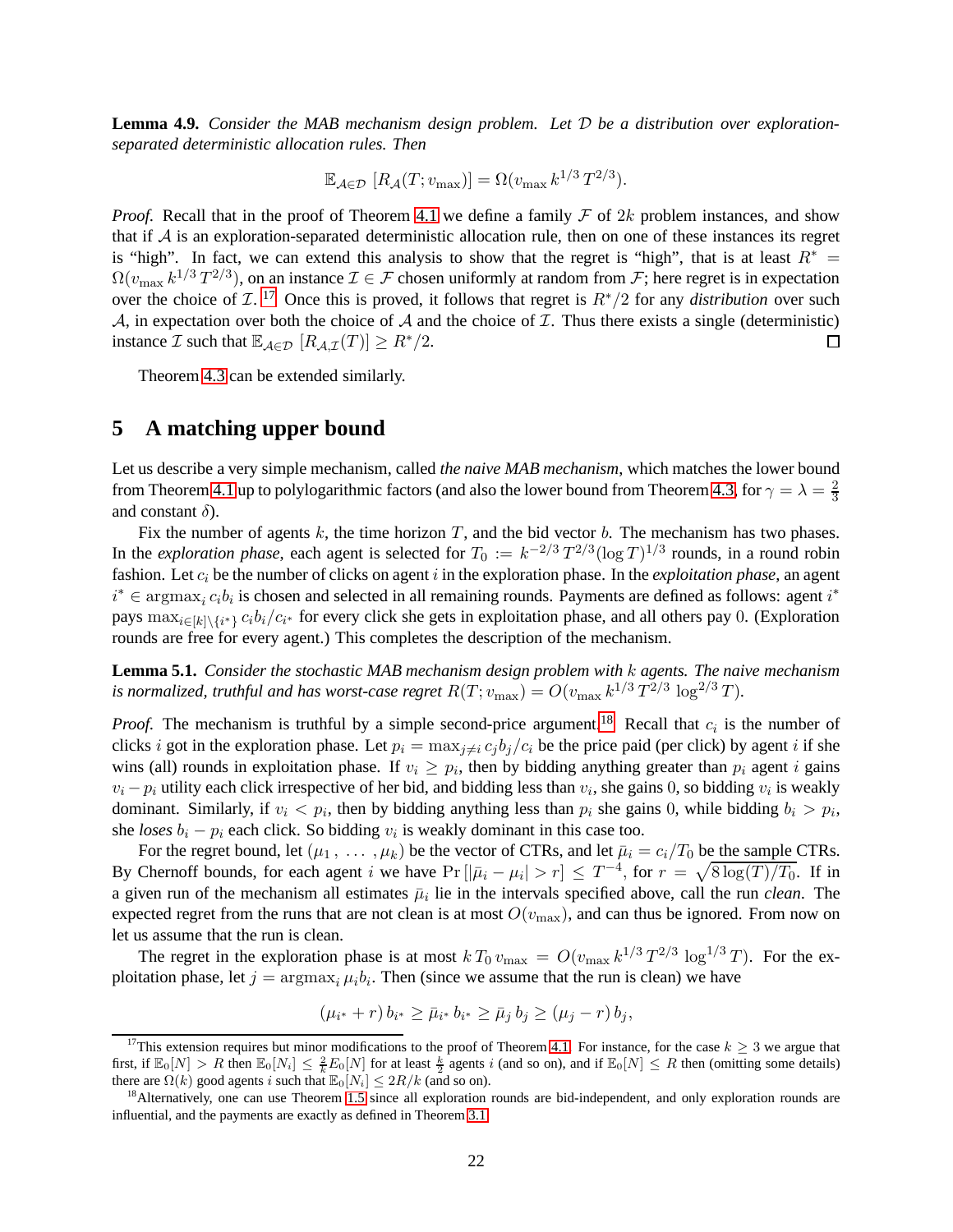**Lemma 4.9.** *Consider the MAB mechanism design problem. Let $\mathcal{D}$ be a distribution over exploration-separated deterministic allocation rules. Then*

$$\mathbb{E}_{\mathcal{A}\in\mathcal{D}}\left[R_{\mathcal{A}}(T;v_{\max})\right] = \Omega(v_{\max}\,k^{1/3}\,T^{2/3}).$$

*Proof.* Recall that in the proof of Theorem 4.1 we define a family $\mathcal{F}$ of $2k$ problem instances, and show that if $\mathcal{A}$ is an exploration-separated deterministic allocation rule, then on one of these instances its regret is "high". In fact, we can extend this analysis to show that the regret is "high", that is at least $R^* = \Omega(v_{\max}\,k^{1/3}\,T^{2/3})$, on an instance $\mathcal{I}\in\mathcal{F}$ chosen uniformly at random from $\mathcal{F}$; here regret is in expectation over the choice of $\mathcal{I}$.[17] Once this is proved, it follows that regret is $R^*/2$ for any *distribution* over such $\mathcal{A}$, in expectation over both the choice of $\mathcal{A}$ and the choice of $\mathcal{I}$. Thus there exists a single (deterministic) instance $\mathcal{I}$ such that $\mathbb{E}_{\mathcal{A}\in\mathcal{D}}\left[R_{\mathcal{A},\mathcal{I}}(T)\right] \geq R^*/2$. □

Theorem 4.3 can be extended similarly.

## 5 A matching upper bound

Let us describe a very simple mechanism, called *the naive MAB mechanism*, which matches the lower bound from Theorem 4.1 up to polylogarithmic factors (and also the lower bound from Theorem 4.3, for $\gamma=\lambda=\frac{2}{3}$ and constant $\delta$).

Fix the number of agents $k$, the time horizon $T$, and the bid vector $b$. The mechanism has two phases. In the *exploration phase*, each agent is selected for $T_0 := k^{-2/3}\,T^{2/3}(\log T)^{1/3}$ rounds, in a round robin fashion. Let $c_i$ be the number of clicks on agent $i$ in the exploration phase. In the *exploitation phase*, an agent $i^*\in\operatorname{argmax}_i c_i b_i$ is chosen and selected in all remaining rounds. Payments are defined as follows: agent $i^*$ pays $\max_{i\in[k]\setminus\{i^*\}} c_i b_i/c_{i^*}$ for every click she gets in exploitation phase, and all others pay $0$. (Exploration rounds are free for every agent.) This completes the description of the mechanism.

**Lemma 5.1.** *Consider the stochastic MAB mechanism design problem with $k$ agents. The naive mechanism is normalized, truthful and has worst-case regret $R(T;v_{\max}) = O(v_{\max}\,k^{1/3}\,T^{2/3}\,\log^{2/3} T)$.*

*Proof.* The mechanism is truthful by a simple second-price argument.[18] Recall that $c_i$ is the number of clicks $i$ got in the exploration phase. Let $p_i = \max_{j\neq i} c_j b_j/c_i$ be the price paid (per click) by agent $i$ if she wins (all) rounds in exploitation phase. If $v_i \geq p_i$, then by bidding anything greater than $p_i$ agent $i$ gains $v_i - p_i$ utility each click irrespective of her bid, and bidding less than $v_i$, she gains $0$, so bidding $v_i$ is weakly dominant. Similarly, if $v_i < p_i$, then by bidding anything less than $p_i$ she gains $0$, while bidding $b_i > p_i$, she *loses* $b_i - p_i$ each click. So bidding $v_i$ is weakly dominant in this case too.

For the regret bound, let $(\mu_1\,,\,\ldots\,,\mu_k)$ be the vector of CTRs, and let $\bar{\mu}_i = c_i/T_0$ be the sample CTRs. By Chernoff bounds, for each agent $i$ we have $\Pr\left[|\bar{\mu}_i - \mu_i| > r\right] \leq T^{-4}$, for $r = \sqrt{8\log(T)/T_0}$. If in a given run of the mechanism all estimates $\bar{\mu}_i$ lie in the intervals specified above, call the run *clean*. The expected regret from the runs that are not clean is at most $O(v_{\max})$, and can thus be ignored. From now on let us assume that the run is clean.

The regret in the exploration phase is at most $k\,T_0\,v_{\max} = O(v_{\max}\,k^{1/3}\,T^{2/3}\,\log^{1/3} T)$. For the exploitation phase, let $j = \operatorname{argmax}_i \mu_i b_i$. Then (since we assume that the run is clean) we have

$$(\mu_{i^*}+r)\,b_{i^*} \geq \bar{\mu}_{i^*}\,b_{i^*} \geq \bar{\mu}_j\,b_j \geq (\mu_j - r)\,b_j,$$

---

[17] This extension requires but minor modifications to the proof of Theorem 4.1. For instance, for the case $k\geq 3$ we argue that first, if $\mathbb{E}_0[N] > R$ then $\mathbb{E}_0[N_i] \leq \frac{2}{k}E_0[N]$ for at least $\frac{k}{2}$ agents $i$ (and so on), and if $\mathbb{E}_0[N] \leq R$ then (omitting some details) there are $\Omega(k)$ good agents $i$ such that $\mathbb{E}_0[N_i] \leq 2R/k$ (and so on).

[18] Alternatively, one can use Theorem 1.5 since all exploration rounds are bid-independent, and only exploration rounds are influential, and the payments are exactly as defined in Theorem 3.1.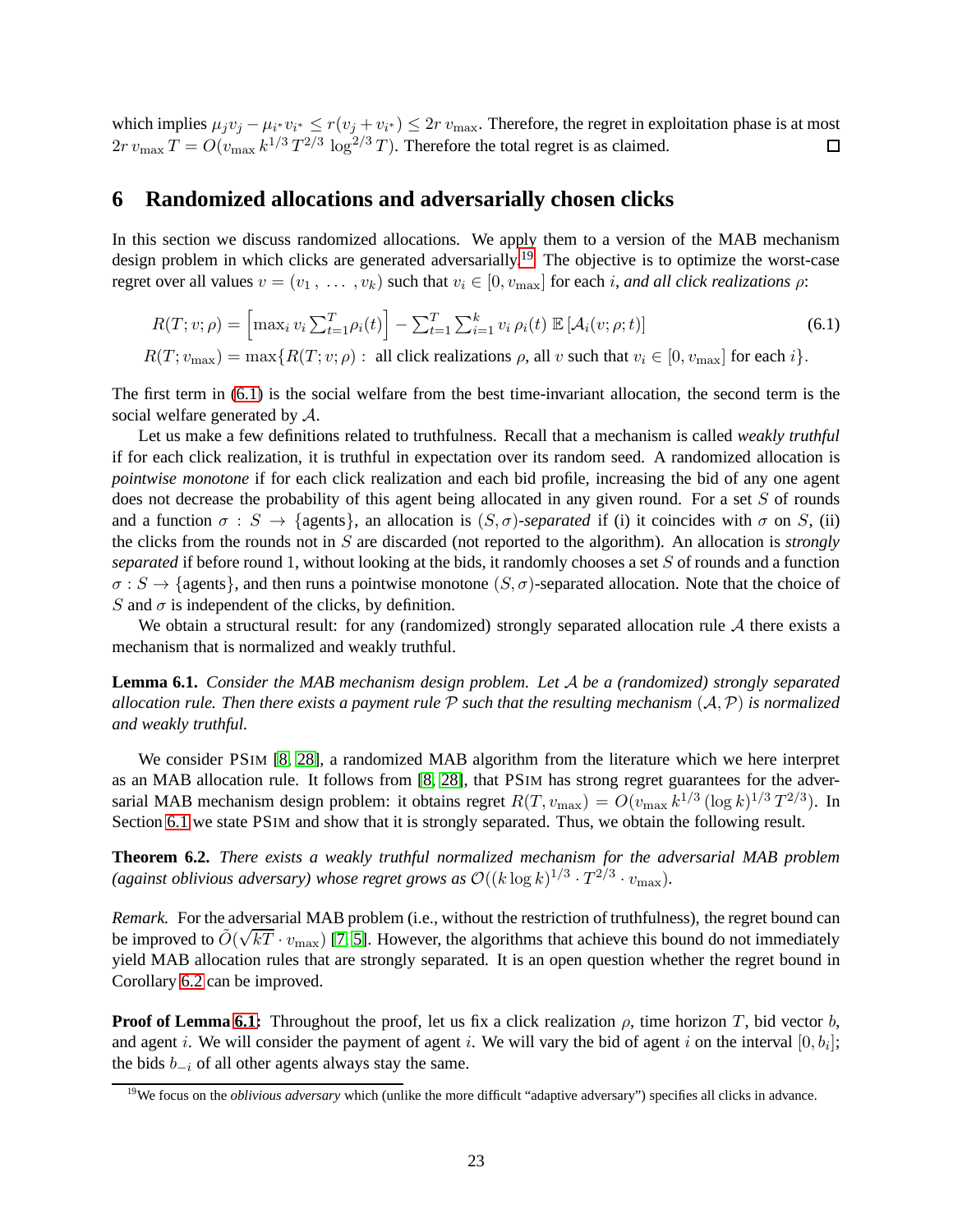which implies $\mu_j v_j - \mu_{i^*} v_{i^*} \leq r(v_j + v_{i^*}) \leq 2r\, v_{\max}$. Therefore, the regret in exploitation phase is at most $2r\, v_{\max}\, T = O(v_{\max}\, k^{1/3}\, T^{2/3}\, \log^{2/3} T)$. Therefore the total regret is as claimed. □

## 6 Randomized allocations and adversarially chosen clicks

In this section we discuss randomized allocations. We apply them to a version of the MAB mechanism design problem in which clicks are generated adversarially.[19] The objective is to optimize the worst-case regret over all values $v = (v_1, \ldots, v_k)$ such that $v_i \in [0, v_{\max}]$ for each $i$, *and all click realizations* $\rho$:

$$R(T; v; \rho) = \left[\max_i v_i \textstyle\sum_{t=1}^{T} \rho_i(t)\right] - \textstyle\sum_{t=1}^{T} \sum_{i=1}^{k} v_i\, \rho_i(t)\, \mathbb{E}\left[\mathcal{A}_i(v; \rho; t)\right] \tag{6.1}$$

$$R(T; v_{\max}) = \max\{R(T; v; \rho) : \text{ all click realizations } \rho, \text{ all } v \text{ such that } v_i \in [0, v_{\max}] \text{ for each } i\}.$$

The first term in (6.1) is the social welfare from the best time-invariant allocation, the second term is the social welfare generated by $\mathcal{A}$.

Let us make a few definitions related to truthfulness. Recall that a mechanism is called *weakly truthful* if for each click realization, it is truthful in expectation over its random seed. A randomized allocation is *pointwise monotone* if for each click realization and each bid profile, increasing the bid of any one agent does not decrease the probability of this agent being allocated in any given round. For a set $S$ of rounds and a function $\sigma : S \to \{\text{agents}\}$, an allocation is $(S, \sigma)$-*separated* if (i) it coincides with $\sigma$ on $S$, (ii) the clicks from the rounds not in $S$ are discarded (not reported to the algorithm). An allocation is *strongly separated* if before round 1, without looking at the bids, it randomly chooses a set $S$ of rounds and a function $\sigma : S \to \{\text{agents}\}$, and then runs a pointwise monotone $(S, \sigma)$-separated allocation. Note that the choice of $S$ and $\sigma$ is independent of the clicks, by definition.

We obtain a structural result: for any (randomized) strongly separated allocation rule $\mathcal{A}$ there exists a mechanism that is normalized and weakly truthful.

**Lemma 6.1.** *Consider the MAB mechanism design problem. Let $\mathcal{A}$ be a (randomized) strongly separated allocation rule. Then there exists a payment rule $\mathcal{P}$ such that the resulting mechanism $(\mathcal{A}, \mathcal{P})$ is normalized and weakly truthful.*

We consider PSIM [8, 28], a randomized MAB algorithm from the literature which we here interpret as an MAB allocation rule. It follows from [8, 28], that PSIM has strong regret guarantees for the adversarial MAB mechanism design problem: it obtains regret $R(T, v_{\max}) = O(v_{\max}\, k^{1/3}\, (\log k)^{1/3}\, T^{2/3})$. In Section 6.1 we state PSIM and show that it is strongly separated. Thus, we obtain the following result.

**Theorem 6.2.** *There exists a weakly truthful normalized mechanism for the adversarial MAB problem (against oblivious adversary) whose regret grows as $\mathcal{O}((k \log k)^{1/3} \cdot T^{2/3} \cdot v_{\max})$.*

*Remark.* For the adversarial MAB problem (i.e., without the restriction of truthfulness), the regret bound can be improved to $\tilde{O}(\sqrt{kT} \cdot v_{\max})$ [7, 5]. However, the algorithms that achieve this bound do not immediately yield MAB allocation rules that are strongly separated. It is an open question whether the regret bound in Corollary 6.2 can be improved.

**Proof of Lemma 6.1:** Throughout the proof, let us fix a click realization $\rho$, time horizon $T$, bid vector $b$, and agent $i$. We will consider the payment of agent $i$. We will vary the bid of agent $i$ on the interval $[0, b_i]$; the bids $b_{-i}$ of all other agents always stay the same.

[19] We focus on the *oblivious adversary* which (unlike the more difficult "adaptive adversary") specifies all clicks in advance.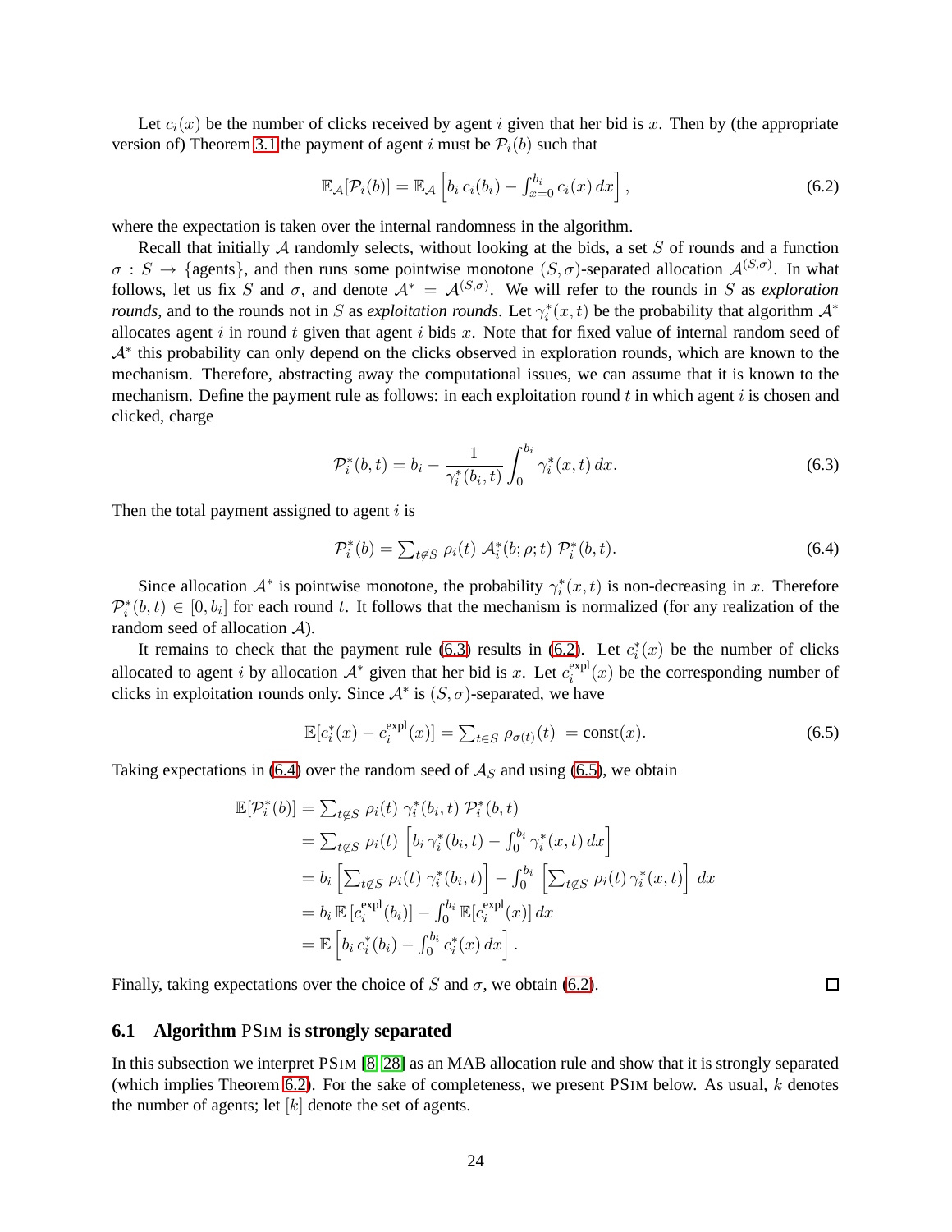Let $c_i(x)$ be the number of clicks received by agent $i$ given that her bid is $x$. Then by (the appropriate version of) Theorem 3.1 the payment of agent $i$ must be $\mathcal{P}_i(b)$ such that

$$\mathbb{E}_{\mathcal{A}}[\mathcal{P}_i(b)] = \mathbb{E}_{\mathcal{A}}\left[b_i\, c_i(b_i) - \textstyle\int_{x=0}^{b_i} c_i(x)\, dx\right], \tag{6.2}$$

where the expectation is taken over the internal randomness in the algorithm.

Recall that initially $\mathcal{A}$ randomly selects, without looking at the bids, a set $S$ of rounds and a function $\sigma : S \to \{\text{agents}\}$, and then runs some pointwise monotone $(S, \sigma)$-separated allocation $\mathcal{A}^{(S,\sigma)}$. In what follows, let us fix $S$ and $\sigma$, and denote $\mathcal{A}^* = \mathcal{A}^{(S,\sigma)}$. We will refer to the rounds in $S$ as *exploration rounds*, and to the rounds not in $S$ as *exploitation rounds*. Let $\gamma_i^*(x,t)$ be the probability that algorithm $\mathcal{A}^*$ allocates agent $i$ in round $t$ given that agent $i$ bids $x$. Note that for fixed value of internal random seed of $\mathcal{A}^*$ this probability can only depend on the clicks observed in exploration rounds, which are known to the mechanism. Therefore, abstracting away the computational issues, we can assume that it is known to the mechanism. Define the payment rule as follows: in each exploitation round $t$ in which agent $i$ is chosen and clicked, charge

$$\mathcal{P}_i^*(b,t) = b_i - \frac{1}{\gamma_i^*(b_i,t)} \int_0^{b_i} \gamma_i^*(x,t)\, dx. \tag{6.3}$$

Then the total payment assigned to agent $i$ is

$$\mathcal{P}_i^*(b) = \textstyle\sum_{t \notin S} \rho_i(t)\; \mathcal{A}_i^*(b;\rho;t)\; \mathcal{P}_i^*(b,t). \tag{6.4}$$

Since allocation $\mathcal{A}^*$ is pointwise monotone, the probability $\gamma_i^*(x,t)$ is non-decreasing in $x$. Therefore $\mathcal{P}_i^*(b,t) \in [0, b_i]$ for each round $t$. It follows that the mechanism is normalized (for any realization of the random seed of allocation $\mathcal{A}$).

It remains to check that the payment rule (6.3) results in (6.2). Let $c_i^*(x)$ be the number of clicks allocated to agent $i$ by allocation $\mathcal{A}^*$ given that her bid is $x$. Let $c_i^{\text{expl}}(x)$ be the corresponding number of clicks in exploitation rounds only. Since $\mathcal{A}^*$ is $(S,\sigma)$-separated, we have

$$\mathbb{E}[c_i^*(x) - c_i^{\text{expl}}(x)] = \textstyle\sum_{t \in S} \rho_{\sigma(t)}(t) \;= \text{const}(x). \tag{6.5}$$

Taking expectations in (6.4) over the random seed of $\mathcal{A}_S$ and using (6.5), we obtain

$$\begin{aligned}
\mathbb{E}[\mathcal{P}_i^*(b)] &= \textstyle\sum_{t \notin S} \rho_i(t)\; \gamma_i^*(b_i,t)\; \mathcal{P}_i^*(b,t) \\
&= \textstyle\sum_{t \notin S} \rho_i(t)\; \left[b_i\, \gamma_i^*(b_i,t) - \int_0^{b_i} \gamma_i^*(x,t)\, dx\right] \\
&= b_i \left[\textstyle\sum_{t \notin S} \rho_i(t)\; \gamma_i^*(b_i,t)\right] - \int_0^{b_i} \left[\textstyle\sum_{t \notin S} \rho_i(t)\, \gamma_i^*(x,t)\right]\, dx \\
&= b_i\, \mathbb{E}\left[c_i^{\text{expl}}(b_i)\right] - \textstyle\int_0^{b_i} \mathbb{E}[c_i^{\text{expl}}(x)]\, dx \\
&= \mathbb{E}\left[b_i\, c_i^*(b_i) - \textstyle\int_0^{b_i} c_i^*(x)\, dx\right].
\end{aligned}$$

Finally, taking expectations over the choice of $S$ and $\sigma$, we obtain (6.2). □

## 6.1 Algorithm PSIM is strongly separated

In this subsection we interpret PSIM [8, 28] as an MAB allocation rule and show that it is strongly separated (which implies Theorem 6.2). For the sake of completeness, we present PSIM below. As usual, $k$ denotes the number of agents; let $[k]$ denote the set of agents.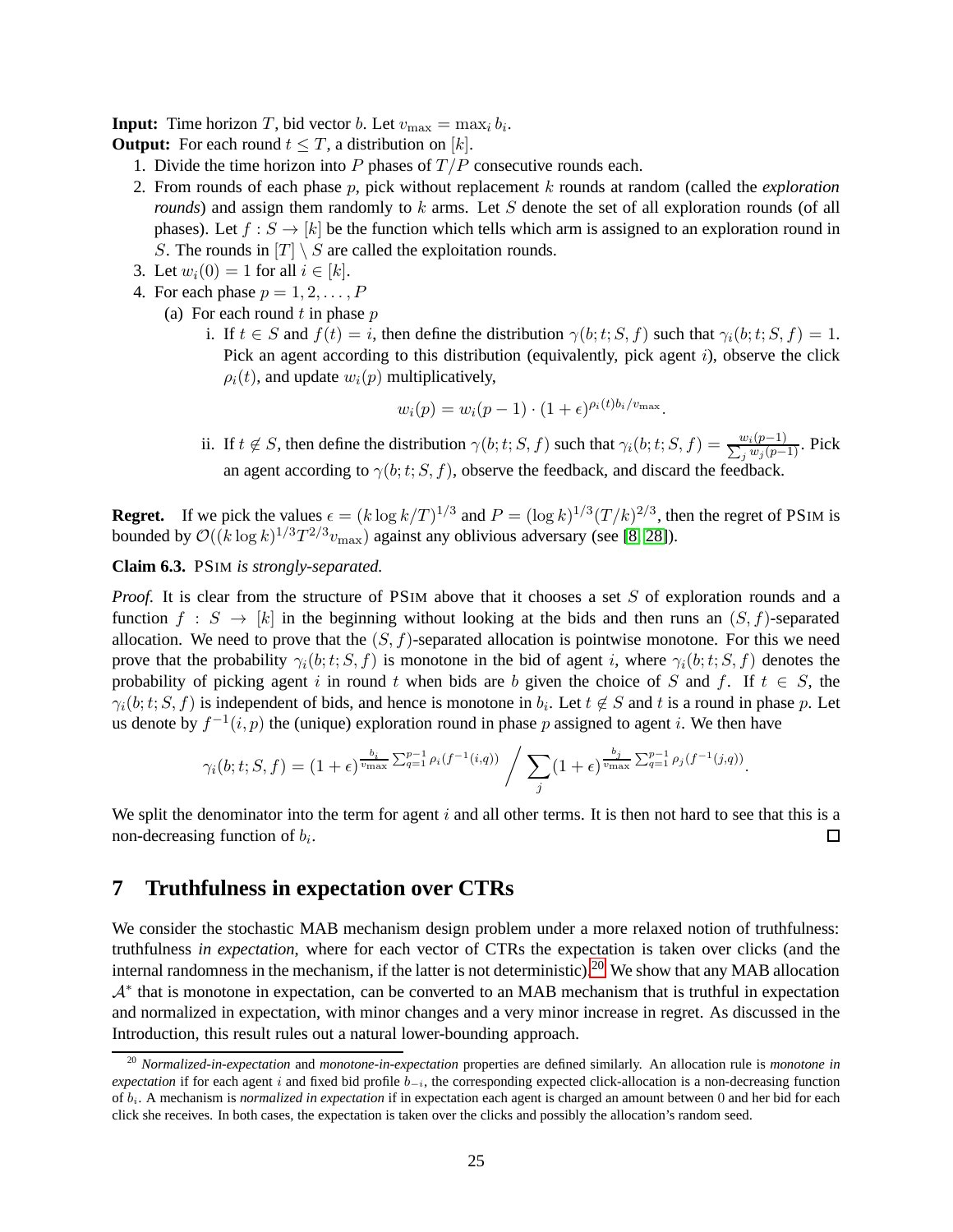**Input:** Time horizon $T$, bid vector $b$. Let $v_{\max} = \max_i b_i$.

**Output:** For each round $t \leq T$, a distribution on $[k]$.

1. Divide the time horizon into $P$ phases of $T/P$ consecutive rounds each.
2. From rounds of each phase $p$, pick without replacement $k$ rounds at random (called the *exploration rounds*) and assign them randomly to $k$ arms. Let $S$ denote the set of all exploration rounds (of all phases). Let $f : S \to [k]$ be the function which tells which arm is assigned to an exploration round in $S$. The rounds in $[T] \setminus S$ are called the exploitation rounds.
3. Let $w_i(0) = 1$ for all $i \in [k]$.
4. For each phase $p = 1, 2, \ldots, P$
   (a) For each round $t$ in phase $p$
      i. If $t \in S$ and $f(t) = i$, then define the distribution $\gamma(b; t; S, f)$ such that $\gamma_i(b; t; S, f) = 1$. Pick an agent according to this distribution (equivalently, pick agent $i$), observe the click $\rho_i(t)$, and update $w_i(p)$ multiplicatively,

$$w_i(p) = w_i(p-1) \cdot (1+\epsilon)^{\rho_i(t) b_i / v_{\max}}.$$

      ii. If $t \notin S$, then define the distribution $\gamma(b; t; S, f)$ such that $\gamma_i(b; t; S, f) = \frac{w_i(p-1)}{\sum_j w_j(p-1)}$. Pick an agent according to $\gamma(b; t; S, f)$, observe the feedback, and discard the feedback.

**Regret.** If we pick the values $\epsilon = (k \log k / T)^{1/3}$ and $P = (\log k)^{1/3} (T/k)^{2/3}$, then the regret of PSIM is bounded by $\mathcal{O}((k \log k)^{1/3} T^{2/3} v_{\max})$ against any oblivious adversary (see [8, 28]).

**Claim 6.3.** PSIM *is strongly-separated.*

*Proof.* It is clear from the structure of PSIM above that it chooses a set $S$ of exploration rounds and a function $f : S \to [k]$ in the beginning without looking at the bids and then runs an $(S, f)$-separated allocation. We need to prove that the $(S, f)$-separated allocation is pointwise monotone. For this we need prove that the probability $\gamma_i(b; t; S, f)$ is monotone in the bid of agent $i$, where $\gamma_i(b; t; S, f)$ denotes the probability of picking agent $i$ in round $t$ when bids are $b$ given the choice of $S$ and $f$. If $t \in S$, the $\gamma_i(b; t; S, f)$ is independent of bids, and hence is monotone in $b_i$. Let $t \notin S$ and $t$ is a round in phase $p$. Let us denote by $f^{-1}(i, p)$ the (unique) exploration round in phase $p$ assigned to agent $i$. We then have

$$\gamma_i(b; t; S, f) = (1+\epsilon)^{\frac{b_i}{v_{\max}} \sum_{q=1}^{p-1} \rho_i(f^{-1}(i,q))} \Big/ \sum_j (1+\epsilon)^{\frac{b_j}{v_{\max}} \sum_{q=1}^{p-1} \rho_j(f^{-1}(j,q))}.$$

We split the denominator into the term for agent $i$ and all other terms. It is then not hard to see that this is a non-decreasing function of $b_i$. □

## 7 Truthfulness in expectation over CTRs

We consider the stochastic MAB mechanism design problem under a more relaxed notion of truthfulness: truthfulness *in expectation*, where for each vector of CTRs the expectation is taken over clicks (and the internal randomness in the mechanism, if the latter is not deterministic).[20] We show that any MAB allocation $\mathcal{A}^*$ that is monotone in expectation, can be converted to an MAB mechanism that is truthful in expectation and normalized in expectation, with minor changes and a very minor increase in regret. As discussed in the Introduction, this result rules out a natural lower-bounding approach.

[20] *Normalized-in-expectation* and *monotone-in-expectation* properties are defined similarly. An allocation rule is *monotone in expectation* if for each agent $i$ and fixed bid profile $b_{-i}$, the corresponding expected click-allocation is a non-decreasing function of $b_i$. A mechanism is *normalized in expectation* if in expectation each agent is charged an amount between 0 and her bid for each click she receives. In both cases, the expectation is taken over the clicks and possibly the allocation's random seed.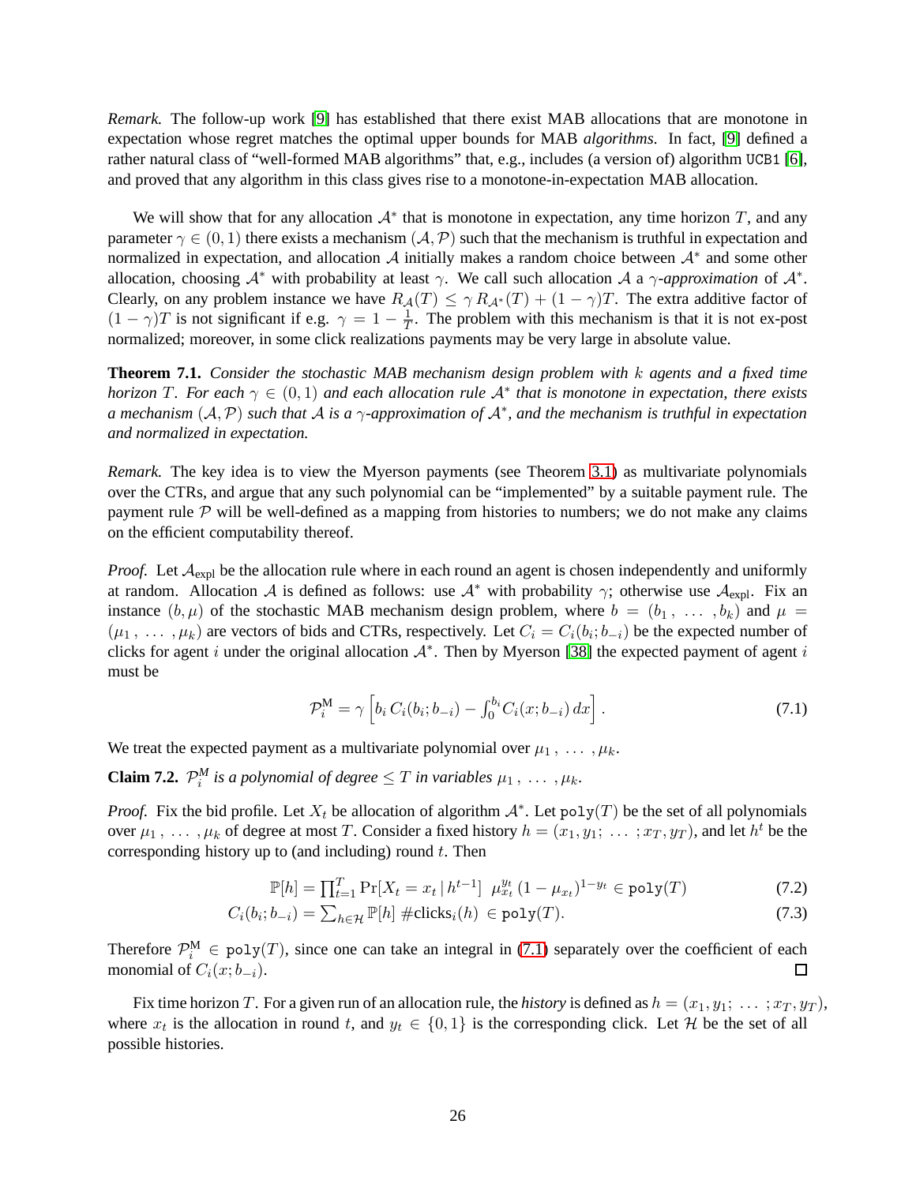*Remark.* The follow-up work [9] has established that there exist MAB allocations that are monotone in expectation whose regret matches the optimal upper bounds for MAB *algorithms*. In fact, [9] defined a rather natural class of "well-formed MAB algorithms" that, e.g., includes (a version of) algorithm `UCB1` [6], and proved that any algorithm in this class gives rise to a monotone-in-expectation MAB allocation.

We will show that for any allocation $\mathcal{A}^*$ that is monotone in expectation, any time horizon $T$, and any parameter $\gamma \in (0,1)$ there exists a mechanism $(\mathcal{A}, \mathcal{P})$ such that the mechanism is truthful in expectation and normalized in expectation, and allocation $\mathcal{A}$ initially makes a random choice between $\mathcal{A}^*$ and some other allocation, choosing $\mathcal{A}^*$ with probability at least $\gamma$. We call such allocation $\mathcal{A}$ a *$\gamma$-approximation* of $\mathcal{A}^*$. Clearly, on any problem instance we have $R_{\mathcal{A}}(T) \leq \gamma\, R_{\mathcal{A}^*}(T) + (1-\gamma)T$. The extra additive factor of $(1-\gamma)T$ is not significant if e.g. $\gamma = 1 - \frac{1}{T}$. The problem with this mechanism is that it is not ex-post normalized; moreover, in some click realizations payments may be very large in absolute value.

**Theorem 7.1.** *Consider the stochastic MAB mechanism design problem with $k$ agents and a fixed time horizon $T$. For each $\gamma \in (0,1)$ and each allocation rule $\mathcal{A}^*$ that is monotone in expectation, there exists a mechanism $(\mathcal{A}, \mathcal{P})$ such that $\mathcal{A}$ is a $\gamma$-approximation of $\mathcal{A}^*$, and the mechanism is truthful in expectation and normalized in expectation.*

*Remark.* The key idea is to view the Myerson payments (see Theorem 3.1) as multivariate polynomials over the CTRs, and argue that any such polynomial can be "implemented" by a suitable payment rule. The payment rule $\mathcal{P}$ will be well-defined as a mapping from histories to numbers; we do not make any claims on the efficient computability thereof.

*Proof.* Let $\mathcal{A}_{\text{expl}}$ be the allocation rule where in each round an agent is chosen independently and uniformly at random. Allocation $\mathcal{A}$ is defined as follows: use $\mathcal{A}^*$ with probability $\gamma$; otherwise use $\mathcal{A}_{\text{expl}}$. Fix an instance $(b, \mu)$ of the stochastic MAB mechanism design problem, where $b = (b_1\,,\; \ldots\;, b_k)$ and $\mu = (\mu_1\,,\; \ldots\;, \mu_k)$ are vectors of bids and CTRs, respectively. Let $C_i = C_i(b_i; b_{-i})$ be the expected number of clicks for agent $i$ under the original allocation $\mathcal{A}^*$. Then by Myerson [38] the expected payment of agent $i$ must be

$$\mathcal{P}_i^{\mathrm{M}} = \gamma \left[ b_i\, C_i(b_i; b_{-i}) - \textstyle\int_0^{b_i} C_i(x; b_{-i})\, dx \right]. \tag{7.1}$$

We treat the expected payment as a multivariate polynomial over $\mu_1\,,\; \ldots\;, \mu_k$.

**Claim 7.2.** *$\mathcal{P}_i^M$ is a polynomial of degree $\leq T$ in variables $\mu_1\,,\; \ldots\;, \mu_k$.*

*Proof.* Fix the bid profile. Let $X_t$ be allocation of algorithm $\mathcal{A}^*$. Let $\texttt{poly}(T)$ be the set of all polynomials over $\mu_1\,,\; \ldots\;, \mu_k$ of degree at most $T$. Consider a fixed history $h = (x_1, y_1;\; \ldots\;; x_T, y_T)$, and let $h^t$ be the corresponding history up to (and including) round $t$. Then

$$\mathbb{P}[h] = \textstyle\prod_{t=1}^{T} \Pr[X_t = x_t \mid h^{t-1}]\;\; \mu_{x_t}^{y_t}\, (1-\mu_{x_t})^{1-y_t} \in \texttt{poly}(T) \tag{7.2}$$

$$C_i(b_i; b_{-i}) = \textstyle\sum_{h \in \mathcal{H}} \mathbb{P}[h]\; \#\text{clicks}_i(h) \;\in \texttt{poly}(T). \tag{7.3}$$

Therefore $\mathcal{P}_i^{\mathrm{M}} \in \texttt{poly}(T)$, since one can take an integral in (7.1) separately over the coefficient of each monomial of $C_i(x; b_{-i})$. $\square$

Fix time horizon $T$. For a given run of an allocation rule, the *history* is defined as $h = (x_1, y_1;\; \ldots\;; x_T, y_T)$, where $x_t$ is the allocation in round $t$, and $y_t \in \{0,1\}$ is the corresponding click. Let $\mathcal{H}$ be the set of all possible histories.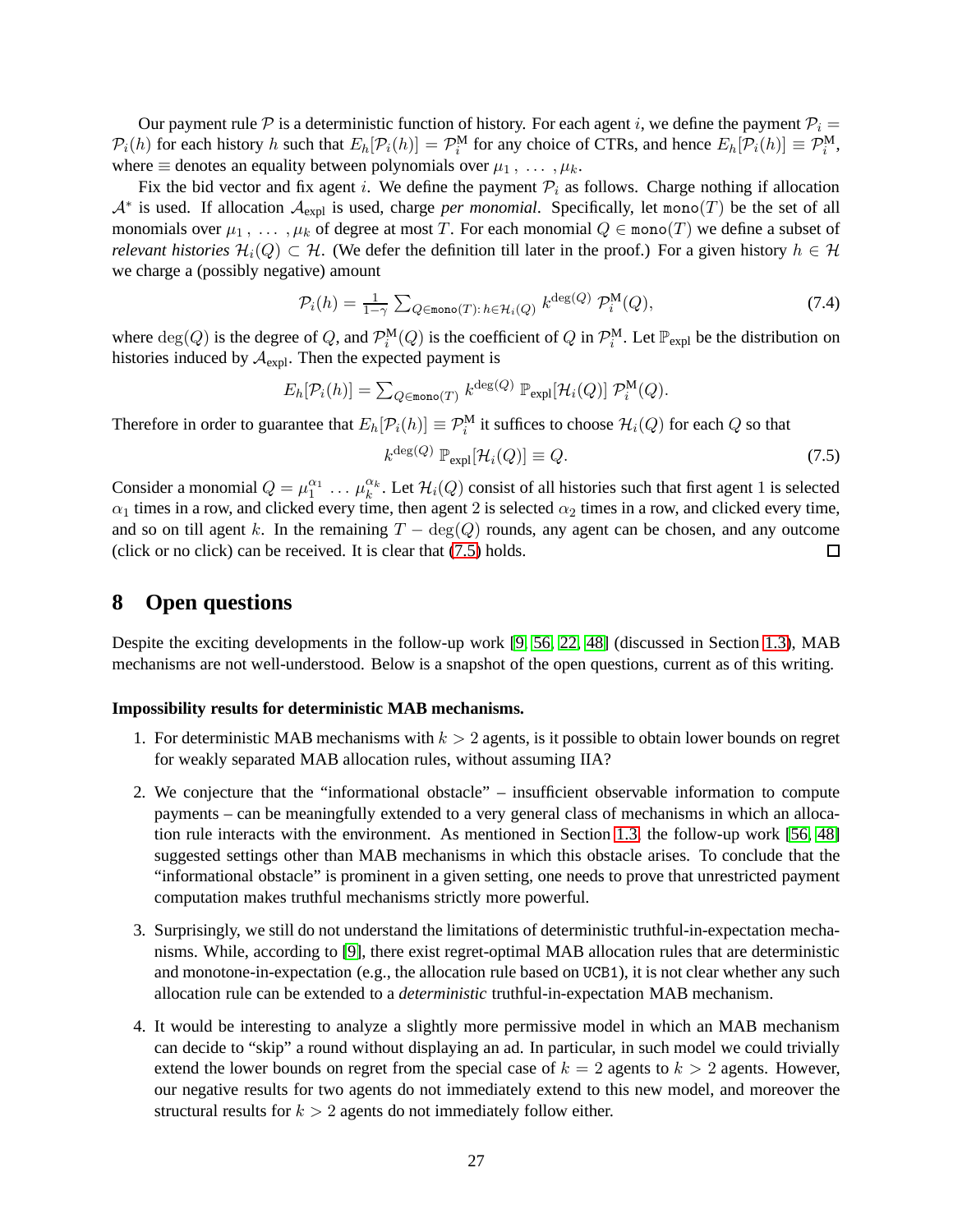Our payment rule $\mathcal{P}$ is a deterministic function of history. For each agent $i$, we define the payment $\mathcal{P}_i = \mathcal{P}_i(h)$ for each history $h$ such that $E_h[\mathcal{P}_i(h)] = \mathcal{P}_i^{\mathrm{M}}$ for any choice of CTRs, and hence $E_h[\mathcal{P}_i(h)] \equiv \mathcal{P}_i^{\mathrm{M}}$, where $\equiv$ denotes an equality between polynomials over $\mu_1, \ldots, \mu_k$.

Fix the bid vector and fix agent $i$. We define the payment $\mathcal{P}_i$ as follows. Charge nothing if allocation $\mathcal{A}^*$ is used. If allocation $\mathcal{A}_{\text{expl}}$ is used, charge *per monomial*. Specifically, let $\texttt{mono}(T)$ be the set of all monomials over $\mu_1, \ldots, \mu_k$ of degree at most $T$. For each monomial $Q \in \texttt{mono}(T)$ we define a subset of *relevant histories* $\mathcal{H}_i(Q) \subset \mathcal{H}$. (We defer the definition till later in the proof.) For a given history $h \in \mathcal{H}$ we charge a (possibly negative) amount

$$\mathcal{P}_i(h) = \tfrac{1}{1-\gamma} \sum_{Q \in \texttt{mono}(T):\, h \in \mathcal{H}_i(Q)} k^{\deg(Q)}\, \mathcal{P}_i^{\mathrm{M}}(Q), \tag{7.4}$$

where $\deg(Q)$ is the degree of $Q$, and $\mathcal{P}_i^{\mathrm{M}}(Q)$ is the coefficient of $Q$ in $\mathcal{P}_i^{\mathrm{M}}$. Let $\mathbb{P}_{\text{expl}}$ be the distribution on histories induced by $\mathcal{A}_{\text{expl}}$. Then the expected payment is

$$E_h[\mathcal{P}_i(h)] = \textstyle\sum_{Q \in \texttt{mono}(T)} k^{\deg(Q)}\, \mathbb{P}_{\text{expl}}[\mathcal{H}_i(Q)]\, \mathcal{P}_i^{\mathrm{M}}(Q).$$

Therefore in order to guarantee that $E_h[\mathcal{P}_i(h)] \equiv \mathcal{P}_i^{\mathrm{M}}$ it suffices to choose $\mathcal{H}_i(Q)$ for each $Q$ so that

$$k^{\deg(Q)}\, \mathbb{P}_{\text{expl}}[\mathcal{H}_i(Q)] \equiv Q. \tag{7.5}$$

Consider a monomial $Q = \mu_1^{\alpha_1} \ldots \mu_k^{\alpha_k}$. Let $\mathcal{H}_i(Q)$ consist of all histories such that first agent 1 is selected $\alpha_1$ times in a row, and clicked every time, then agent 2 is selected $\alpha_2$ times in a row, and clicked every time, and so on till agent $k$. In the remaining $T - \deg(Q)$ rounds, any agent can be chosen, and any outcome (click or no click) can be received. It is clear that (7.5) holds. □

# 8 Open questions

Despite the exciting developments in the follow-up work [9, 56, 22, 48] (discussed in Section 1.3), MAB mechanisms are not well-understood. Below is a snapshot of the open questions, current as of this writing.

**Impossibility results for deterministic MAB mechanisms.**

1. For deterministic MAB mechanisms with $k > 2$ agents, is it possible to obtain lower bounds on regret for weakly separated MAB allocation rules, without assuming IIA?

2. We conjecture that the "informational obstacle" – insufficient observable information to compute payments – can be meaningfully extended to a very general class of mechanisms in which an allocation rule interacts with the environment. As mentioned in Section 1.3, the follow-up work [56, 48] suggested settings other than MAB mechanisms in which this obstacle arises. To conclude that the "informational obstacle" is prominent in a given setting, one needs to prove that unrestricted payment computation makes truthful mechanisms strictly more powerful.

3. Surprisingly, we still do not understand the limitations of deterministic truthful-in-expectation mechanisms. While, according to [9], there exist regret-optimal MAB allocation rules that are deterministic and monotone-in-expectation (e.g., the allocation rule based on `UCB1`), it is not clear whether any such allocation rule can be extended to a *deterministic* truthful-in-expectation MAB mechanism.

4. It would be interesting to analyze a slightly more permissive model in which an MAB mechanism can decide to "skip" a round without displaying an ad. In particular, in such model we could trivially extend the lower bounds on regret from the special case of $k = 2$ agents to $k > 2$ agents. However, our negative results for two agents do not immediately extend to this new model, and moreover the structural results for $k > 2$ agents do not immediately follow either.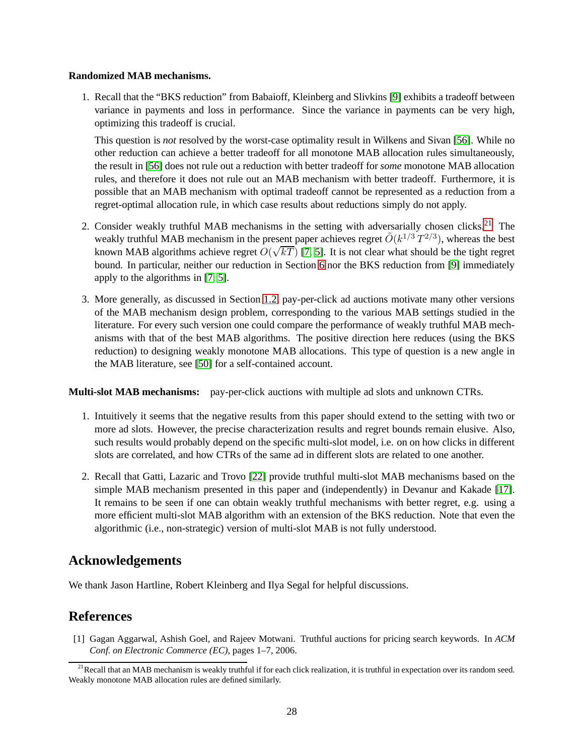**Randomized MAB mechanisms.**

1. Recall that the "BKS reduction" from Babaioff, Kleinberg and Slivkins [9] exhibits a tradeoff between variance in payments and loss in performance. Since the variance in payments can be very high, optimizing this tradeoff is crucial.

   This question is *not* resolved by the worst-case optimality result in Wilkens and Sivan [56]. While no other reduction can achieve a better tradeoff for all monotone MAB allocation rules simultaneously, the result in [56] does not rule out a reduction with better tradeoff for *some* monotone MAB allocation rules, and therefore it does not rule out an MAB mechanism with better tradeoff. Furthermore, it is possible that an MAB mechanism with optimal tradeoff cannot be represented as a reduction from a regret-optimal allocation rule, in which case results about reductions simply do not apply.

2. Consider weakly truthful MAB mechanisms in the setting with adversarially chosen clicks.[21] The weakly truthful MAB mechanism in the present paper achieves regret $\tilde{O}(k^{1/3}\,T^{2/3})$, whereas the best known MAB algorithms achieve regret $O(\sqrt{kT})$ [7, 5]. It is not clear what should be the tight regret bound. In particular, neither our reduction in Section 6 nor the BKS reduction from [9] immediately apply to the algorithms in [7, 5].

3. More generally, as discussed in Section 1.2, pay-per-click ad auctions motivate many other versions of the MAB mechanism design problem, corresponding to the various MAB settings studied in the literature. For every such version one could compare the performance of weakly truthful MAB mechanisms with that of the best MAB algorithms. The positive direction here reduces (using the BKS reduction) to designing weakly monotone MAB allocations. This type of question is a new angle in the MAB literature, see [50] for a self-contained account.

**Multi-slot MAB mechanisms:** pay-per-click auctions with multiple ad slots and unknown CTRs.

1. Intuitively it seems that the negative results from this paper should extend to the setting with two or more ad slots. However, the precise characterization results and regret bounds remain elusive. Also, such results would probably depend on the specific multi-slot model, i.e. on on how clicks in different slots are correlated, and how CTRs of the same ad in different slots are related to one another.

2. Recall that Gatti, Lazaric and Trovo [22] provide truthful multi-slot MAB mechanisms based on the simple MAB mechanism presented in this paper and (independently) in Devanur and Kakade [17]. It remains to be seen if one can obtain weakly truthful mechanisms with better regret, e.g. using a more efficient multi-slot MAB algorithm with an extension of the BKS reduction. Note that even the algorithmic (i.e., non-strategic) version of multi-slot MAB is not fully understood.

## Acknowledgements

We thank Jason Hartline, Robert Kleinberg and Ilya Segal for helpful discussions.

## References

[1] Gagan Aggarwal, Ashish Goel, and Rajeev Motwani. Truthful auctions for pricing search keywords. In *ACM Conf. on Electronic Commerce (EC)*, pages 1–7, 2006.

[21] Recall that an MAB mechanism is weakly truthful if for each click realization, it is truthful in expectation over its random seed. Weakly monotone MAB allocation rules are defined similarly.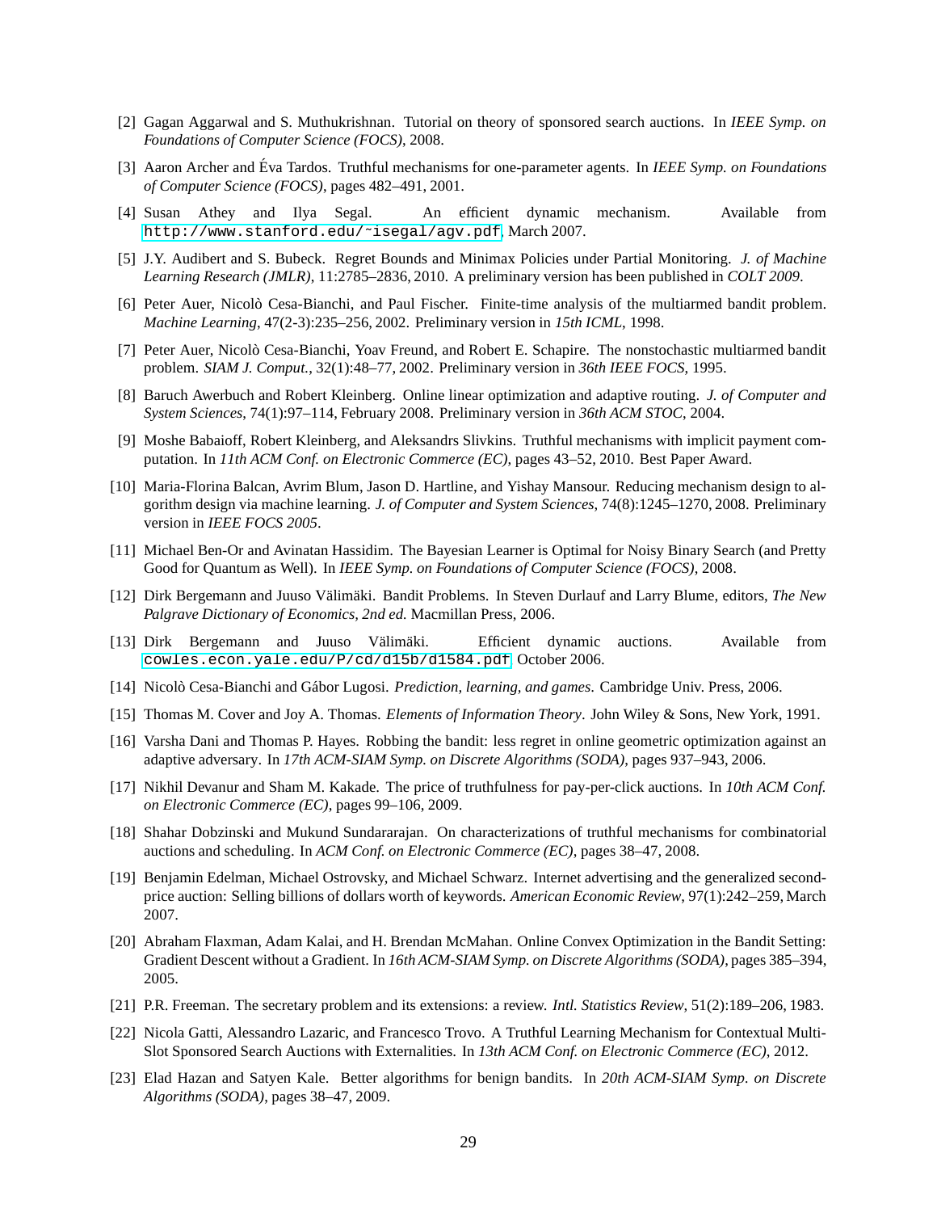[2] Gagan Aggarwal and S. Muthukrishnan. Tutorial on theory of sponsored search auctions. In *IEEE Symp. on Foundations of Computer Science (FOCS)*, 2008.

[3] Aaron Archer and Éva Tardos. Truthful mechanisms for one-parameter agents. In *IEEE Symp. on Foundations of Computer Science (FOCS)*, pages 482–491, 2001.

[4] Susan Athey and Ilya Segal. An efficient dynamic mechanism. Available from `http://www.stanford.edu/~isegal/agv.pdf`, March 2007.

[5] J.Y. Audibert and S. Bubeck. Regret Bounds and Minimax Policies under Partial Monitoring. *J. of Machine Learning Research (JMLR)*, 11:2785–2836, 2010. A preliminary version has been published in *COLT 2009*.

[6] Peter Auer, Nicolò Cesa-Bianchi, and Paul Fischer. Finite-time analysis of the multiarmed bandit problem. *Machine Learning*, 47(2-3):235–256, 2002. Preliminary version in *15th ICML*, 1998.

[7] Peter Auer, Nicolò Cesa-Bianchi, Yoav Freund, and Robert E. Schapire. The nonstochastic multiarmed bandit problem. *SIAM J. Comput.*, 32(1):48–77, 2002. Preliminary version in *36th IEEE FOCS*, 1995.

[8] Baruch Awerbuch and Robert Kleinberg. Online linear optimization and adaptive routing. *J. of Computer and System Sciences*, 74(1):97–114, February 2008. Preliminary version in *36th ACM STOC*, 2004.

[9] Moshe Babaioff, Robert Kleinberg, and Aleksandrs Slivkins. Truthful mechanisms with implicit payment computation. In *11th ACM Conf. on Electronic Commerce (EC)*, pages 43–52, 2010. Best Paper Award.

[10] Maria-Florina Balcan, Avrim Blum, Jason D. Hartline, and Yishay Mansour. Reducing mechanism design to algorithm design via machine learning. *J. of Computer and System Sciences*, 74(8):1245–1270, 2008. Preliminary version in *IEEE FOCS 2005*.

[11] Michael Ben-Or and Avinatan Hassidim. The Bayesian Learner is Optimal for Noisy Binary Search (and Pretty Good for Quantum as Well). In *IEEE Symp. on Foundations of Computer Science (FOCS)*, 2008.

[12] Dirk Bergemann and Juuso Välimäki. Bandit Problems. In Steven Durlauf and Larry Blume, editors, *The New Palgrave Dictionary of Economics, 2nd ed.* Macmillan Press, 2006.

[13] Dirk Bergemann and Juuso Välimäki. Efficient dynamic auctions. Available from `cowles.econ.yale.edu/P/cd/d15b/d1584.pdf`, October 2006.

[14] Nicolò Cesa-Bianchi and Gábor Lugosi. *Prediction, learning, and games*. Cambridge Univ. Press, 2006.

[15] Thomas M. Cover and Joy A. Thomas. *Elements of Information Theory*. John Wiley & Sons, New York, 1991.

[16] Varsha Dani and Thomas P. Hayes. Robbing the bandit: less regret in online geometric optimization against an adaptive adversary. In *17th ACM-SIAM Symp. on Discrete Algorithms (SODA)*, pages 937–943, 2006.

[17] Nikhil Devanur and Sham M. Kakade. The price of truthfulness for pay-per-click auctions. In *10th ACM Conf. on Electronic Commerce (EC)*, pages 99–106, 2009.

[18] Shahar Dobzinski and Mukund Sundararajan. On characterizations of truthful mechanisms for combinatorial auctions and scheduling. In *ACM Conf. on Electronic Commerce (EC)*, pages 38–47, 2008.

[19] Benjamin Edelman, Michael Ostrovsky, and Michael Schwarz. Internet advertising and the generalized second-price auction: Selling billions of dollars worth of keywords. *American Economic Review*, 97(1):242–259, March 2007.

[20] Abraham Flaxman, Adam Kalai, and H. Brendan McMahan. Online Convex Optimization in the Bandit Setting: Gradient Descent without a Gradient. In *16th ACM-SIAM Symp. on Discrete Algorithms (SODA)*, pages 385–394, 2005.

[21] P.R. Freeman. The secretary problem and its extensions: a review. *Intl. Statistics Review*, 51(2):189–206, 1983.

[22] Nicola Gatti, Alessandro Lazaric, and Francesco Trovo. A Truthful Learning Mechanism for Contextual Multi-Slot Sponsored Search Auctions with Externalities. In *13th ACM Conf. on Electronic Commerce (EC)*, 2012.

[23] Elad Hazan and Satyen Kale. Better algorithms for benign bandits. In *20th ACM-SIAM Symp. on Discrete Algorithms (SODA)*, pages 38–47, 2009.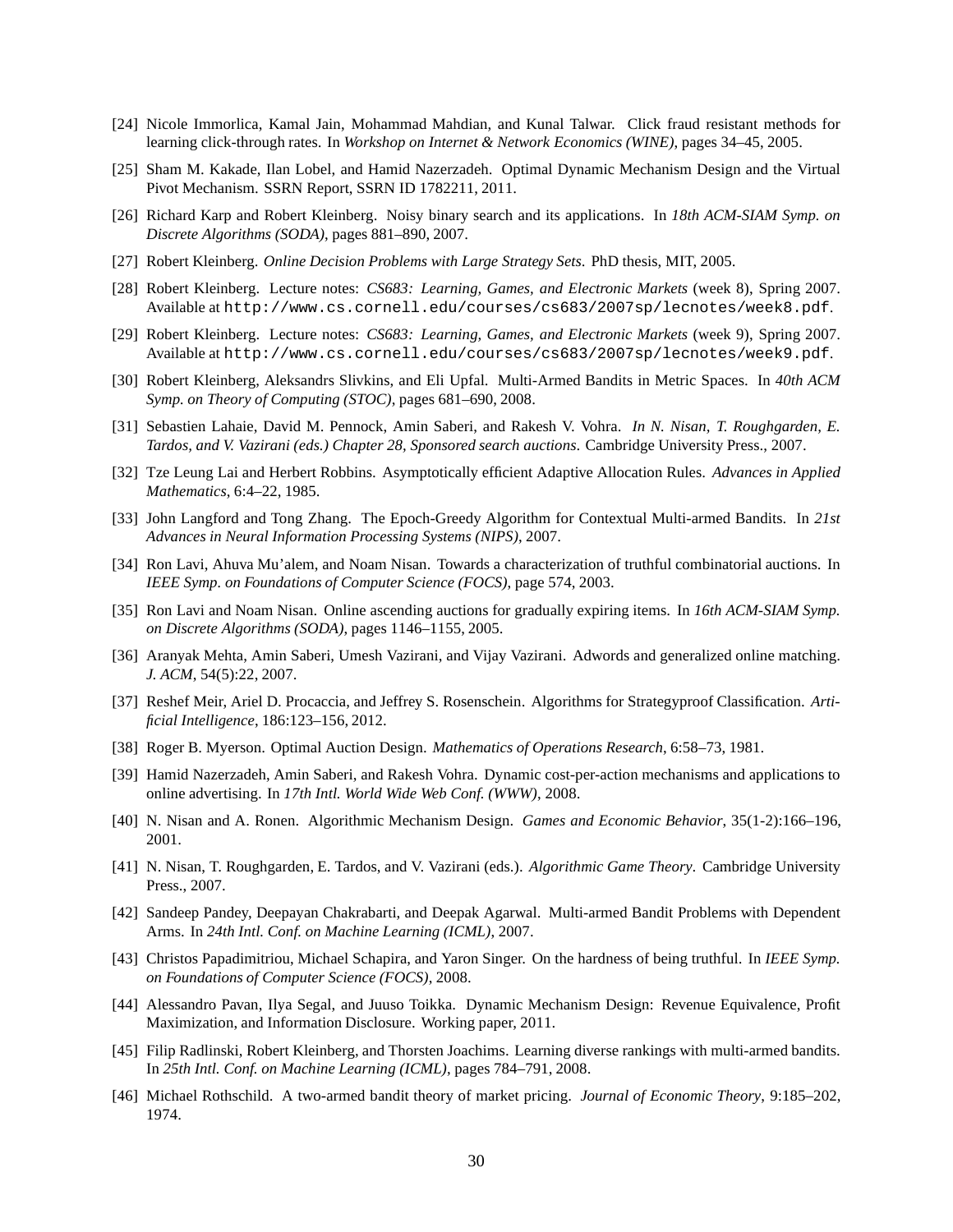[24] Nicole Immorlica, Kamal Jain, Mohammad Mahdian, and Kunal Talwar. Click fraud resistant methods for learning click-through rates. In *Workshop on Internet & Network Economics (WINE)*, pages 34–45, 2005.

[25] Sham M. Kakade, Ilan Lobel, and Hamid Nazerzadeh. Optimal Dynamic Mechanism Design and the Virtual Pivot Mechanism. SSRN Report, SSRN ID 1782211, 2011.

[26] Richard Karp and Robert Kleinberg. Noisy binary search and its applications. In *18th ACM-SIAM Symp. on Discrete Algorithms (SODA)*, pages 881–890, 2007.

[27] Robert Kleinberg. *Online Decision Problems with Large Strategy Sets*. PhD thesis, MIT, 2005.

[28] Robert Kleinberg. Lecture notes: *CS683: Learning, Games, and Electronic Markets* (week 8), Spring 2007. Available at `http://www.cs.cornell.edu/courses/cs683/2007sp/lecnotes/week8.pdf`.

[29] Robert Kleinberg. Lecture notes: *CS683: Learning, Games, and Electronic Markets* (week 9), Spring 2007. Available at `http://www.cs.cornell.edu/courses/cs683/2007sp/lecnotes/week9.pdf`.

[30] Robert Kleinberg, Aleksandrs Slivkins, and Eli Upfal. Multi-Armed Bandits in Metric Spaces. In *40th ACM Symp. on Theory of Computing (STOC)*, pages 681–690, 2008.

[31] Sebastien Lahaie, David M. Pennock, Amin Saberi, and Rakesh V. Vohra. *In N. Nisan, T. Roughgarden, E. Tardos, and V. Vazirani (eds.) Chapter 28, Sponsored search auctions*. Cambridge University Press., 2007.

[32] Tze Leung Lai and Herbert Robbins. Asymptotically efficient Adaptive Allocation Rules. *Advances in Applied Mathematics*, 6:4–22, 1985.

[33] John Langford and Tong Zhang. The Epoch-Greedy Algorithm for Contextual Multi-armed Bandits. In *21st Advances in Neural Information Processing Systems (NIPS)*, 2007.

[34] Ron Lavi, Ahuva Mu'alem, and Noam Nisan. Towards a characterization of truthful combinatorial auctions. In *IEEE Symp. on Foundations of Computer Science (FOCS)*, page 574, 2003.

[35] Ron Lavi and Noam Nisan. Online ascending auctions for gradually expiring items. In *16th ACM-SIAM Symp. on Discrete Algorithms (SODA)*, pages 1146–1155, 2005.

[36] Aranyak Mehta, Amin Saberi, Umesh Vazirani, and Vijay Vazirani. Adwords and generalized online matching. *J. ACM*, 54(5):22, 2007.

[37] Reshef Meir, Ariel D. Procaccia, and Jeffrey S. Rosenschein. Algorithms for Strategyproof Classification. *Artificial Intelligence*, 186:123–156, 2012.

[38] Roger B. Myerson. Optimal Auction Design. *Mathematics of Operations Research*, 6:58–73, 1981.

[39] Hamid Nazerzadeh, Amin Saberi, and Rakesh Vohra. Dynamic cost-per-action mechanisms and applications to online advertising. In *17th Intl. World Wide Web Conf. (WWW)*, 2008.

[40] N. Nisan and A. Ronen. Algorithmic Mechanism Design. *Games and Economic Behavior*, 35(1-2):166–196, 2001.

[41] N. Nisan, T. Roughgarden, E. Tardos, and V. Vazirani (eds.). *Algorithmic Game Theory*. Cambridge University Press., 2007.

[42] Sandeep Pandey, Deepayan Chakrabarti, and Deepak Agarwal. Multi-armed Bandit Problems with Dependent Arms. In *24th Intl. Conf. on Machine Learning (ICML)*, 2007.

[43] Christos Papadimitriou, Michael Schapira, and Yaron Singer. On the hardness of being truthful. In *IEEE Symp. on Foundations of Computer Science (FOCS)*, 2008.

[44] Alessandro Pavan, Ilya Segal, and Juuso Toikka. Dynamic Mechanism Design: Revenue Equivalence, Profit Maximization, and Information Disclosure. Working paper, 2011.

[45] Filip Radlinski, Robert Kleinberg, and Thorsten Joachims. Learning diverse rankings with multi-armed bandits. In *25th Intl. Conf. on Machine Learning (ICML)*, pages 784–791, 2008.

[46] Michael Rothschild. A two-armed bandit theory of market pricing. *Journal of Economic Theory*, 9:185–202, 1974.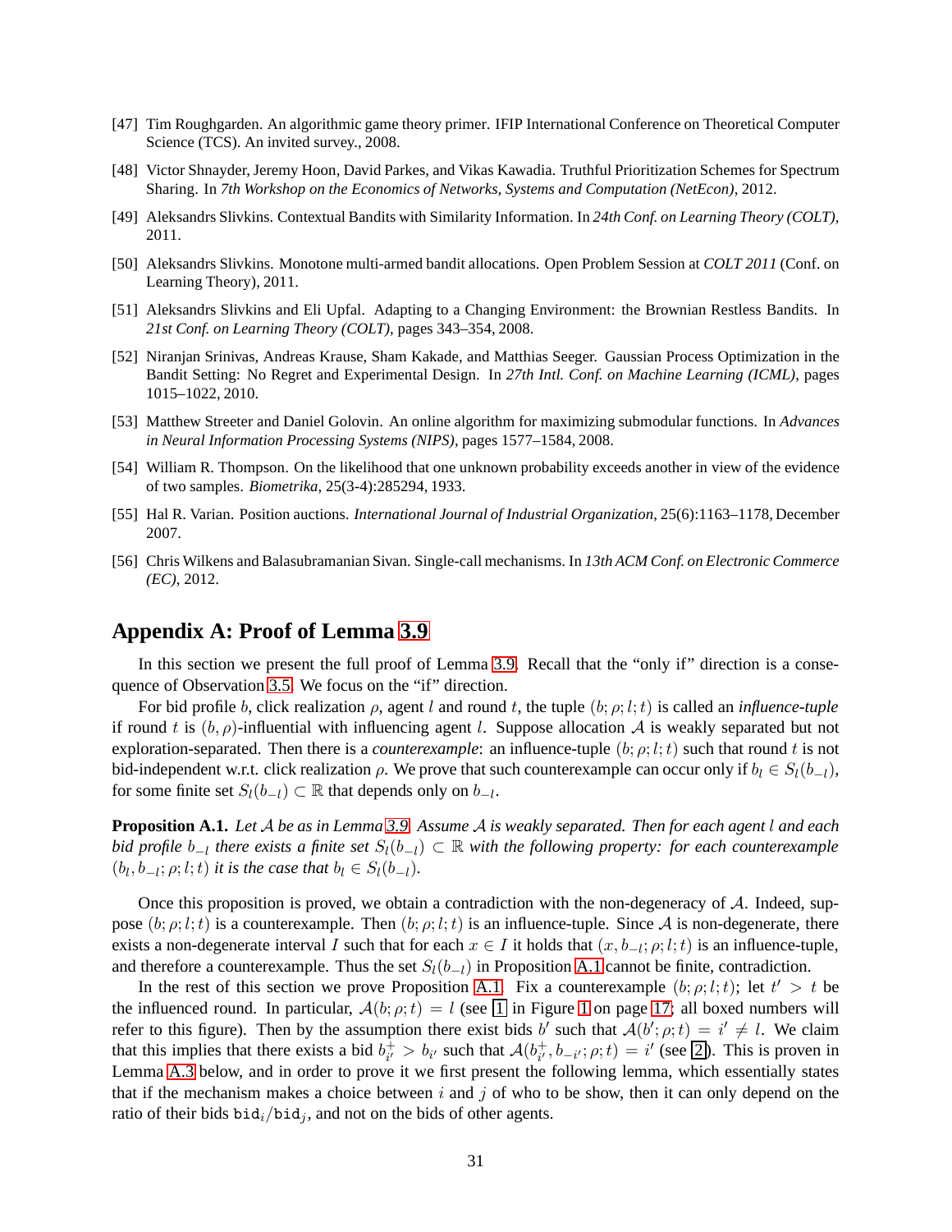[47] Tim Roughgarden. An algorithmic game theory primer. IFIP International Conference on Theoretical Computer Science (TCS). An invited survey., 2008.

[48] Victor Shnayder, Jeremy Hoon, David Parkes, and Vikas Kawadia. Truthful Prioritization Schemes for Spectrum Sharing. In *7th Workshop on the Economics of Networks, Systems and Computation (NetEcon)*, 2012.

[49] Aleksandrs Slivkins. Contextual Bandits with Similarity Information. In *24th Conf. on Learning Theory (COLT)*, 2011.

[50] Aleksandrs Slivkins. Monotone multi-armed bandit allocations. Open Problem Session at *COLT 2011* (Conf. on Learning Theory), 2011.

[51] Aleksandrs Slivkins and Eli Upfal. Adapting to a Changing Environment: the Brownian Restless Bandits. In *21st Conf. on Learning Theory (COLT)*, pages 343–354, 2008.

[52] Niranjan Srinivas, Andreas Krause, Sham Kakade, and Matthias Seeger. Gaussian Process Optimization in the Bandit Setting: No Regret and Experimental Design. In *27th Intl. Conf. on Machine Learning (ICML)*, pages 1015–1022, 2010.

[53] Matthew Streeter and Daniel Golovin. An online algorithm for maximizing submodular functions. In *Advances in Neural Information Processing Systems (NIPS)*, pages 1577–1584, 2008.

[54] William R. Thompson. On the likelihood that one unknown probability exceeds another in view of the evidence of two samples. *Biometrika*, 25(3-4):285294, 1933.

[55] Hal R. Varian. Position auctions. *International Journal of Industrial Organization*, 25(6):1163–1178, December 2007.

[56] Chris Wilkens and Balasubramanian Sivan. Single-call mechanisms. In *13th ACM Conf. on Electronic Commerce (EC)*, 2012.

## Appendix A: Proof of Lemma 3.9

In this section we present the full proof of Lemma 3.9. Recall that the "only if" direction is a consequence of Observation 3.5. We focus on the "if" direction.

For bid profile $b$, click realization $\rho$, agent $l$ and round $t$, the tuple $(b;\rho;l;t)$ is called an *influence-tuple* if round $t$ is $(b,\rho)$-influential with influencing agent $l$. Suppose allocation $\mathcal{A}$ is weakly separated but not exploration-separated. Then there is a *counterexample*: an influence-tuple $(b;\rho;l;t)$ such that round $t$ is not bid-independent w.r.t. click realization $\rho$. We prove that such counterexample can occur only if $b_l \in S_l(b_{-l})$, for some finite set $S_l(b_{-l}) \subset \mathbb{R}$ that depends only on $b_{-l}$.

**Proposition A.1.** *Let $\mathcal{A}$ be as in Lemma 3.9. Assume $\mathcal{A}$ is weakly separated. Then for each agent $l$ and each bid profile $b_{-l}$ there exists a finite set $S_l(b_{-l}) \subset \mathbb{R}$ with the following property: for each counterexample $(b_l, b_{-l};\rho;l;t)$ it is the case that $b_l \in S_l(b_{-l})$.*

Once this proposition is proved, we obtain a contradiction with the non-degeneracy of $\mathcal{A}$. Indeed, suppose $(b;\rho;l;t)$ is a counterexample. Then $(b;\rho;l;t)$ is an influence-tuple. Since $\mathcal{A}$ is non-degenerate, there exists a non-degenerate interval $I$ such that for each $x \in I$ it holds that $(x, b_{-l};\rho;l;t)$ is an influence-tuple, and therefore a counterexample. Thus the set $S_l(b_{-l})$ in Proposition A.1 cannot be finite, contradiction.

In the rest of this section we prove Proposition A.1. Fix a counterexample $(b;\rho;l;t)$; let $t' > t$ be the influenced round. In particular, $\mathcal{A}(b;\rho;t) = l$ (see 1 in Figure 1 on page 17; all boxed numbers will refer to this figure). Then by the assumption there exist bids $b'$ such that $\mathcal{A}(b';\rho;t) = i' \neq l$. We claim that this implies that there exists a bid $b^+_{i'} > b_{i'}$ such that $\mathcal{A}(b^+_{i'}, b_{-i'};\rho;t) = i'$ (see 2). This is proven in Lemma A.3 below, and in order to prove it we first present the following lemma, which essentially states that if the mechanism makes a choice between $i$ and $j$ of who to be show, then it can only depend on the ratio of their bids $\mathtt{bid}_i/\mathtt{bid}_j$, and not on the bids of other agents.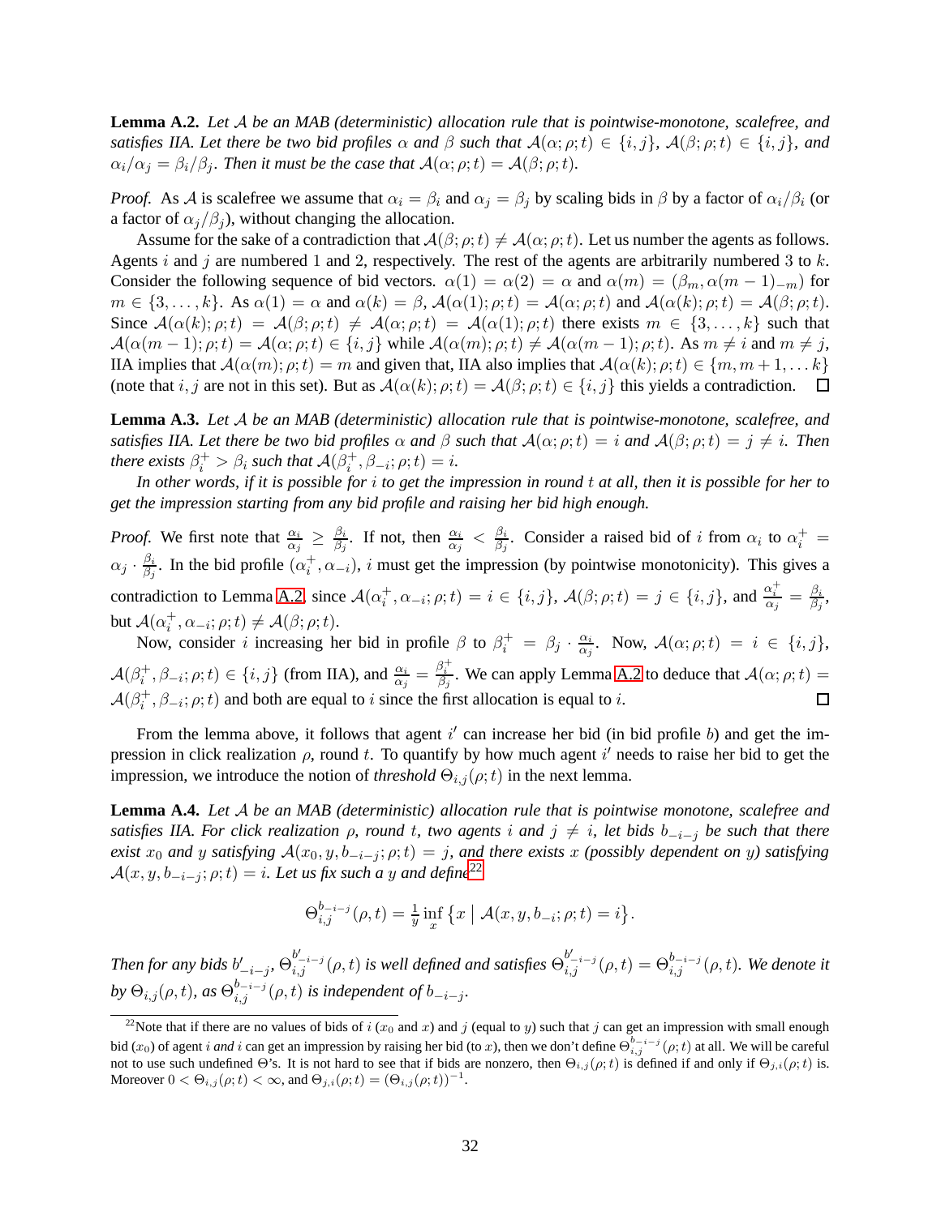**Lemma A.2.** *Let $\mathcal{A}$ be an MAB (deterministic) allocation rule that is pointwise-monotone, scalefree, and satisfies IIA. Let there be two bid profiles $\alpha$ and $\beta$ such that $\mathcal{A}(\alpha;\rho;t) \in \{i,j\}$, $\mathcal{A}(\beta;\rho;t) \in \{i,j\}$, and $\alpha_i/\alpha_j = \beta_i/\beta_j$. Then it must be the case that $\mathcal{A}(\alpha;\rho;t) = \mathcal{A}(\beta;\rho;t)$.*

*Proof.* As $\mathcal{A}$ is scalefree we assume that $\alpha_i = \beta_i$ and $\alpha_j = \beta_j$ by scaling bids in $\beta$ by a factor of $\alpha_i/\beta_i$ (or a factor of $\alpha_j/\beta_j$), without changing the allocation.

Assume for the sake of a contradiction that $\mathcal{A}(\beta;\rho;t) \neq \mathcal{A}(\alpha;\rho;t)$. Let us number the agents as follows. Agents $i$ and $j$ are numbered 1 and 2, respectively. The rest of the agents are arbitrarily numbered 3 to $k$. Consider the following sequence of bid vectors. $\alpha(1) = \alpha(2) = \alpha$ and $\alpha(m) = (\beta_m, \alpha(m-1)_{-m})$ for $m \in \{3,\ldots,k\}$. As $\alpha(1) = \alpha$ and $\alpha(k) = \beta$, $\mathcal{A}(\alpha(1);\rho;t) = \mathcal{A}(\alpha;\rho;t)$ and $\mathcal{A}(\alpha(k);\rho;t) = \mathcal{A}(\beta;\rho;t)$. Since $\mathcal{A}(\alpha(k);\rho;t) = \mathcal{A}(\beta;\rho;t) \neq \mathcal{A}(\alpha;\rho;t) = \mathcal{A}(\alpha(1);\rho;t)$ there exists $m \in \{3,\ldots,k\}$ such that $\mathcal{A}(\alpha(m-1);\rho;t) = \mathcal{A}(\alpha;\rho;t) \in \{i,j\}$ while $\mathcal{A}(\alpha(m);\rho;t) \neq \mathcal{A}(\alpha(m-1);\rho;t)$. As $m \neq i$ and $m \neq j$, IIA implies that $\mathcal{A}(\alpha(m);\rho;t) = m$ and given that, IIA also implies that $\mathcal{A}(\alpha(k);\rho;t) \in \{m, m+1, \ldots k\}$ (note that $i,j$ are not in this set). But as $\mathcal{A}(\alpha(k);\rho;t) = \mathcal{A}(\beta;\rho;t) \in \{i,j\}$ this yields a contradiction. □

**Lemma A.3.** *Let $\mathcal{A}$ be an MAB (deterministic) allocation rule that is pointwise-monotone, scalefree, and satisfies IIA. Let there be two bid profiles $\alpha$ and $\beta$ such that $\mathcal{A}(\alpha;\rho;t) = i$ and $\mathcal{A}(\beta;\rho;t) = j \neq i$. Then there exists $\beta_i^+ > \beta_i$ such that $\mathcal{A}(\beta_i^+, \beta_{-i};\rho;t) = i$.*

*In other words, if it is possible for $i$ to get the impression in round $t$ at all, then it is possible for her to get the impression starting from any bid profile and raising her bid high enough.*

*Proof.* We first note that $\frac{\alpha_i}{\alpha_j} \geq \frac{\beta_i}{\beta_j}$. If not, then $\frac{\alpha_i}{\alpha_j} < \frac{\beta_i}{\beta_j}$. Consider a raised bid of $i$ from $\alpha_i$ to $\alpha_i^+ = \alpha_j \cdot \frac{\beta_i}{\beta_j}$. In the bid profile $(\alpha_i^+, \alpha_{-i})$, $i$ must get the impression (by pointwise monotonicity). This gives a contradiction to Lemma A.2, since $\mathcal{A}(\alpha_i^+, \alpha_{-i};\rho;t) = i \in \{i,j\}$, $\mathcal{A}(\beta;\rho;t) = j \in \{i,j\}$, and $\frac{\alpha_i^+}{\alpha_j} = \frac{\beta_i}{\beta_j}$, but $\mathcal{A}(\alpha_i^+, \alpha_{-i};\rho;t) \neq \mathcal{A}(\beta;\rho;t)$.

Now, consider $i$ increasing her bid in profile $\beta$ to $\beta_i^+ = \beta_j \cdot \frac{\alpha_i}{\alpha_j}$. Now, $\mathcal{A}(\alpha;\rho;t) = i \in \{i,j\}$, $\mathcal{A}(\beta_i^+, \beta_{-i};\rho;t) \in \{i,j\}$ (from IIA), and $\frac{\alpha_i}{\alpha_j} = \frac{\beta_i^+}{\beta_j}$. We can apply Lemma A.2 to deduce that $\mathcal{A}(\alpha;\rho;t) = \mathcal{A}(\beta_i^+, \beta_{-i};\rho;t)$ and both are equal to $i$ since the first allocation is equal to $i$. □

From the lemma above, it follows that agent $i'$ can increase her bid (in bid profile $b$) and get the impression in click realization $\rho$, round $t$. To quantify by how much agent $i'$ needs to raise her bid to get the impression, we introduce the notion of *threshold* $\Theta_{i,j}(\rho;t)$ in the next lemma.

**Lemma A.4.** *Let $\mathcal{A}$ be an MAB (deterministic) allocation rule that is pointwise monotone, scalefree and satisfies IIA. For click realization $\rho$, round $t$, two agents $i$ and $j \neq i$, let bids $b_{-i-j}$ be such that there exist $x_0$ and $y$ satisfying $\mathcal{A}(x_0, y, b_{-i-j};\rho;t) = j$, and there exists $x$ (possibly dependent on $y$) satisfying $\mathcal{A}(x, y, b_{-i-j};\rho;t) = i$. Let us fix such a $y$ and define*[22]

$$\Theta_{i,j}^{b_{-i-j}}(\rho,t) = \frac{1}{y} \inf_x \left\{ x \;\middle|\; \mathcal{A}(x, y, b_{-i};\rho;t) = i \right\}.$$

*Then for any bids $b'_{-i-j}$, $\Theta_{i,j}^{b'_{-i-j}}(\rho,t)$ is well defined and satisfies $\Theta_{i,j}^{b'_{-i-j}}(\rho,t) = \Theta_{i,j}^{b_{-i-j}}(\rho,t)$. We denote it by $\Theta_{i,j}(\rho,t)$, as $\Theta_{i,j}^{b_{-i-j}}(\rho,t)$ is independent of $b_{-i-j}$.*

---

[22] Note that if there are no values of bids of $i$ ($x_0$ and $x$) and $j$ (equal to $y$) such that $j$ can get an impression with small enough bid ($x_0$) of agent $i$ *and* $i$ can get an impression by raising her bid (to $x$), then we don't define $\Theta_{i,j}^{b_{-i-j}}(\rho;t)$ at all. We will be careful not to use such undefined $\Theta$'s. It is not hard to see that if bids are nonzero, then $\Theta_{i,j}(\rho;t)$ is defined if and only if $\Theta_{j,i}(\rho;t)$ is. Moreover $0 < \Theta_{i,j}(\rho;t) < \infty$, and $\Theta_{j,i}(\rho;t) = (\Theta_{i,j}(\rho;t))^{-1}$.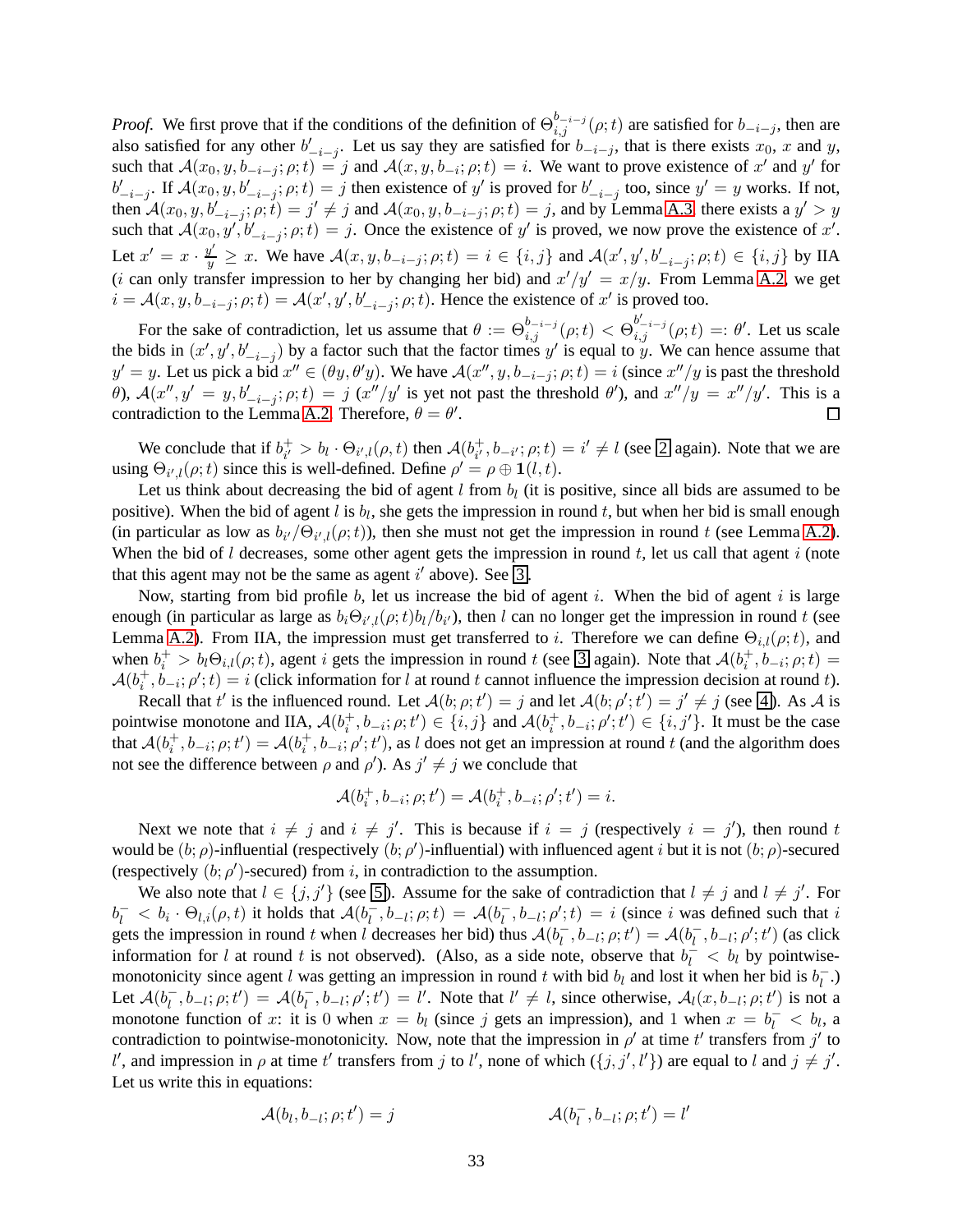*Proof.* We first prove that if the conditions of the definition of $\Theta_{i,j}^{b_{-i-j}}(\rho;t)$ are satisfied for $b_{-i-j}$, then are also satisfied for any other $b'_{-i-j}$. Let us say they are satisfied for $b_{-i-j}$, that is there exists $x_0$, $x$ and $y$, such that $\mathcal{A}(x_0, y, b_{-i-j};\rho;t) = j$ and $\mathcal{A}(x, y, b_{-i};\rho;t) = i$. We want to prove existence of $x'$ and $y'$ for $b'_{-i-j}$. If $\mathcal{A}(x_0, y, b'_{-i-j};\rho;t) = j$ then existence of $y'$ is proved for $b'_{-i-j}$ too, since $y' = y$ works. If not, then $\mathcal{A}(x_0, y, b'_{-i-j};\rho;t) = j' \neq j$ and $\mathcal{A}(x_0, y, b_{-i-j};\rho;t) = j$, and by Lemma A.3 there exists a $y' > y$ such that $\mathcal{A}(x_0, y', b'_{-i-j};\rho;t) = j$. Once the existence of $y'$ is proved, we now prove the existence of $x'$. Let $x' = x \cdot \frac{y'}{y} \geq x$. We have $\mathcal{A}(x, y, b_{-i-j};\rho;t) = i \in \{i,j\}$ and $\mathcal{A}(x', y', b'_{-i-j};\rho;t) \in \{i,j\}$ by IIA ($i$ can only transfer impression to her by changing her bid) and $x'/y' = x/y$. From Lemma A.2, we get $i = \mathcal{A}(x, y, b_{-i-j};\rho;t) = \mathcal{A}(x', y', b'_{-i-j};\rho;t)$. Hence the existence of $x'$ is proved too.

For the sake of contradiction, let us assume that $\theta := \Theta_{i,j}^{b_{-i-j}}(\rho;t) < \Theta_{i,j}^{b'_{-i-j}}(\rho;t) =: \theta'$. Let us scale the bids in $(x', y', b'_{-i-j})$ by a factor such that the factor times $y'$ is equal to $y$. We can hence assume that $y' = y$. Let us pick a bid $x'' \in (\theta y, \theta' y)$. We have $\mathcal{A}(x'', y, b_{-i-j};\rho;t) = i$ (since $x''/y$ is past the threshold $\theta$), $\mathcal{A}(x'', y' = y, b'_{-i-j};\rho;t) = j$ ($x''/y'$ is yet not past the threshold $\theta'$), and $x''/y = x''/y'$. This is a contradiction to the Lemma A.2. Therefore, $\theta = \theta'$. ◻

We conclude that if $b_{i'}^{+} > b_l \cdot \Theta_{i',l}(\rho, t)$ then $\mathcal{A}(b_{i'}^{+}, b_{-i'};\rho;t) = i' \neq l$ (see 2 again). Note that we are using $\Theta_{i',l}(\rho;t)$ since this is well-defined. Define $\rho' = \rho \oplus \mathbf{1}(l,t)$.

Let us think about decreasing the bid of agent $l$ from $b_l$ (it is positive, since all bids are assumed to be positive). When the bid of agent $l$ is $b_l$, she gets the impression in round $t$, but when her bid is small enough (in particular as low as $b_{i'}/\Theta_{i',l}(\rho;t)$), then she must not get the impression in round $t$ (see Lemma A.2). When the bid of $l$ decreases, some other agent gets the impression in round $t$, let us call that agent $i$ (note that this agent may not be the same as agent $i'$ above). See 3.

Now, starting from bid profile $b$, let us increase the bid of agent $i$. When the bid of agent $i$ is large enough (in particular as large as $b_i \Theta_{i',l}(\rho;t) b_l / b_{i'}$), then $l$ can no longer get the impression in round $t$ (see Lemma A.2). From IIA, the impression must get transferred to $i$. Therefore we can define $\Theta_{i,l}(\rho;t)$, and when $b_i^{+} > b_l \Theta_{i,l}(\rho;t)$, agent $i$ gets the impression in round $t$ (see 3 again). Note that $\mathcal{A}(b_i^{+}, b_{-i};\rho;t) = \mathcal{A}(b_i^{+}, b_{-i};\rho';t) = i$ (click information for $l$ at round $t$ cannot influence the impression decision at round $t$).

Recall that $t'$ is the influenced round. Let $\mathcal{A}(b;\rho;t') = j$ and let $\mathcal{A}(b;\rho';t') = j' \neq j$ (see 4). As $\mathcal{A}$ is pointwise monotone and IIA, $\mathcal{A}(b_i^{+}, b_{-i};\rho;t') \in \{i,j\}$ and $\mathcal{A}(b_i^{+}, b_{-i};\rho';t') \in \{i,j'\}$. It must be the case that $\mathcal{A}(b_i^{+}, b_{-i};\rho;t') = \mathcal{A}(b_i^{+}, b_{-i};\rho';t')$, as $l$ does not get an impression at round $t$ (and the algorithm does not see the difference between $\rho$ and $\rho'$). As $j' \neq j$ we conclude that

$$\mathcal{A}(b_i^{+}, b_{-i};\rho;t') = \mathcal{A}(b_i^{+}, b_{-i};\rho';t') = i.$$

Next we note that $i \neq j$ and $i \neq j'$. This is because if $i = j$ (respectively $i = j'$), then round $t$ would be $(b;\rho)$-influential (respectively $(b;\rho')$-influential) with influenced agent $i$ but it is not $(b;\rho)$-secured (respectively $(b;\rho')$-secured) from $i$, in contradiction to the assumption.

We also note that $l \in \{j, j'\}$ (see 5). Assume for the sake of contradiction that $l \neq j$ and $l \neq j'$. For $b_l^{-} < b_i \cdot \Theta_{l,i}(\rho,t)$ it holds that $\mathcal{A}(b_l^{-}, b_{-l};\rho;t) = \mathcal{A}(b_l^{-}, b_{-l};\rho';t) = i$ (since $i$ was defined such that $i$ gets the impression in round $t$ when $l$ decreases her bid) thus $\mathcal{A}(b_l^{-}, b_{-l};\rho;t') = \mathcal{A}(b_l^{-}, b_{-l};\rho';t')$ (as click information for $l$ at round $t$ is not observed). (Also, as a side note, observe that $b_l^{-} < b_l$ by pointwise-monotonicity since agent $l$ was getting an impression in round $t$ with bid $b_l$ and lost it when her bid is $b_l^{-}$.) Let $\mathcal{A}(b_l^{-}, b_{-l};\rho;t') = \mathcal{A}(b_l^{-}, b_{-l};\rho';t') = l'$. Note that $l' \neq l$, since otherwise, $\mathcal{A}_l(x, b_{-l};\rho;t')$ is not a monotone function of $x$: it is 0 when $x = b_l$ (since $j$ gets an impression), and 1 when $x = b_l^{-} < b_l$, a contradiction to pointwise-monotonicity. Now, note that the impression in $\rho'$ at time $t'$ transfers from $j'$ to $l'$, and impression in $\rho$ at time $t'$ transfers from $j$ to $l'$, none of which ($\{j, j', l'\}$) are equal to $l$ and $j \neq j'$. Let us write this in equations:

$$\mathcal{A}(b_l, b_{-l};\rho;t') = j \qquad\qquad \mathcal{A}(b_l^{-}, b_{-l};\rho;t') = l'$$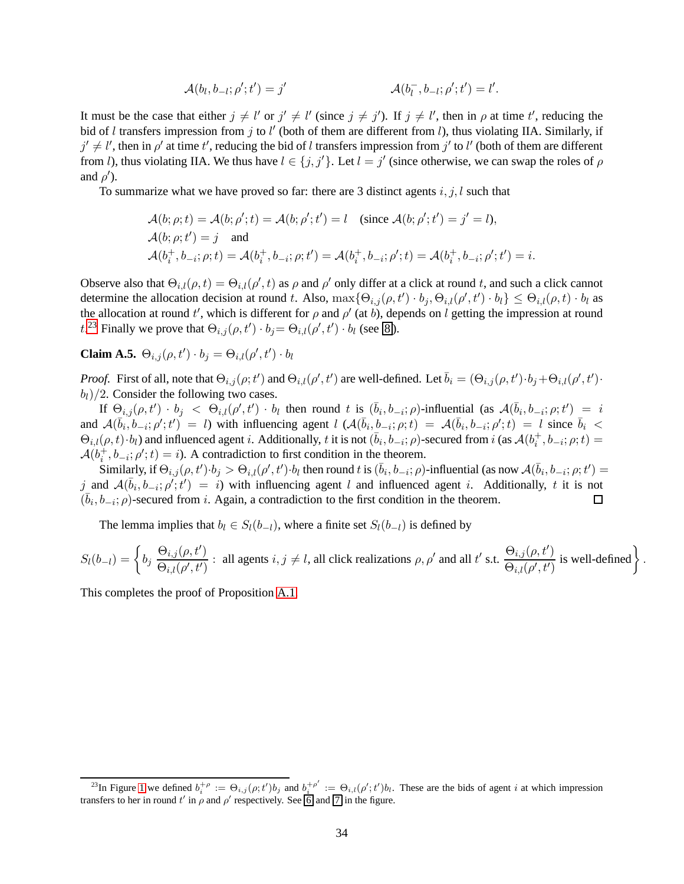$$\mathcal{A}(b_l, b_{-l}; \rho'; t') = j' \qquad\qquad \mathcal{A}(b_l^-, b_{-l}; \rho'; t') = l'.$$

It must be the case that either $j \neq l'$ or $j' \neq l'$ (since $j \neq j'$). If $j \neq l'$, then in $\rho$ at time $t'$, reducing the bid of $l$ transfers impression from $j$ to $l'$ (both of them are different from $l$), thus violating IIA. Similarly, if $j' \neq l'$, then in $\rho'$ at time $t'$, reducing the bid of $l$ transfers impression from $j'$ to $l'$ (both of them are different from $l$), thus violating IIA. We thus have $l \in \{j, j'\}$. Let $l = j'$ (since otherwise, we can swap the roles of $\rho$ and $\rho'$).

To summarize what we have proved so far: there are 3 distinct agents $i, j, l$ such that

$$\begin{aligned}
&\mathcal{A}(b; \rho; t) = \mathcal{A}(b; \rho'; t) = \mathcal{A}(b; \rho'; t') = l \quad (\text{since } \mathcal{A}(b; \rho'; t') = j' = l),\\
&\mathcal{A}(b; \rho; t') = j \quad \text{and}\\
&\mathcal{A}(b_i^+, b_{-i}; \rho; t) = \mathcal{A}(b_i^+, b_{-i}; \rho; t') = \mathcal{A}(b_i^+, b_{-i}; \rho'; t) = \mathcal{A}(b_i^+, b_{-i}; \rho'; t') = i.
\end{aligned}$$

Observe also that $\Theta_{i,l}(\rho, t) = \Theta_{i,l}(\rho', t)$ as $\rho$ and $\rho'$ only differ at a click at round $t$, and such a click cannot determine the allocation decision at round $t$. Also, $\max\{\Theta_{i,j}(\rho, t') \cdot b_j, \Theta_{i,l}(\rho', t') \cdot b_l\} \leq \Theta_{i,l}(\rho, t) \cdot b_l$ as the allocation at round $t'$, which is different for $\rho$ and $\rho'$ (at $b$), depends on $l$ getting the impression at round $t$.[23] Finally we prove that $\Theta_{i,j}(\rho, t') \cdot b_j = \Theta_{i,l}(\rho', t') \cdot b_l$ (see [8]).

**Claim A.5.** $\Theta_{i,j}(\rho, t') \cdot b_j = \Theta_{i,l}(\rho', t') \cdot b_l$

*Proof.* First of all, note that $\Theta_{i,j}(\rho; t')$ and $\Theta_{i,l}(\rho', t')$ are well-defined. Let $\bar{b}_i = (\Theta_{i,j}(\rho, t') \cdot b_j + \Theta_{i,l}(\rho', t') \cdot b_l)/2$. Consider the following two cases.

If $\Theta_{i,j}(\rho, t') \cdot b_j < \Theta_{i,l}(\rho', t') \cdot b_l$ then round $t$ is $(\bar{b}_i, b_{-i}; \rho)$-influential (as $\mathcal{A}(\bar{b}_i, b_{-i}; \rho; t') = i$ and $\mathcal{A}(\bar{b}_i, b_{-i}; \rho'; t') = l$) with influencing agent $l$ ($\mathcal{A}(\bar{b}_i, b_{-i}; \rho; t) = \mathcal{A}(\bar{b}_i, b_{-i}; \rho'; t) = l$ since $\bar{b}_i < \Theta_{i,l}(\rho, t) \cdot b_l$) and influenced agent $i$. Additionally, $t$ it is not $(\bar{b}_i, b_{-i}; \rho)$-secured from $i$ (as $\mathcal{A}(b_i^+, b_{-i}; \rho; t) = \mathcal{A}(b_i^+, b_{-i}; \rho'; t) = i$). A contradiction to first condition in the theorem.

Similarly, if $\Theta_{i,j}(\rho, t') \cdot b_j > \Theta_{i,l}(\rho', t') \cdot b_l$ then round $t$ is $(\bar{b}_i, b_{-i}; \rho)$-influential (as now $\mathcal{A}(\bar{b}_i, b_{-i}; \rho; t') = j$ and $\mathcal{A}(\bar{b}_i, b_{-i}; \rho'; t') = i$) with influencing agent $l$ and influenced agent $i$. Additionally, $t$ it is not $(\bar{b}_i, b_{-i}; \rho)$-secured from $i$. Again, a contradiction to the first condition in the theorem. □

The lemma implies that $b_l \in S_l(b_{-l})$, where a finite set $S_l(b_{-l})$ is defined by

$$S_l(b_{-l}) = \left\{ b_j \, \frac{\Theta_{i,j}(\rho, t')}{\Theta_{i,l}(\rho', t')} : \text{ all agents } i, j \neq l, \text{ all click realizations } \rho, \rho' \text{ and all } t' \text{ s.t. } \frac{\Theta_{i,j}(\rho, t')}{\Theta_{i,l}(\rho', t')} \text{ is well-defined} \right\}.$$

This completes the proof of Proposition A.1.

[23] In Figure 1 we defined $b_i^{+\rho} := \Theta_{i,j}(\rho; t')b_j$ and $b_i^{+\rho'} := \Theta_{i,l}(\rho'; t')b_l$. These are the bids of agent $i$ at which impression transfers to her in round $t'$ in $\rho$ and $\rho'$ respectively. See [6] and [7] in the figure.